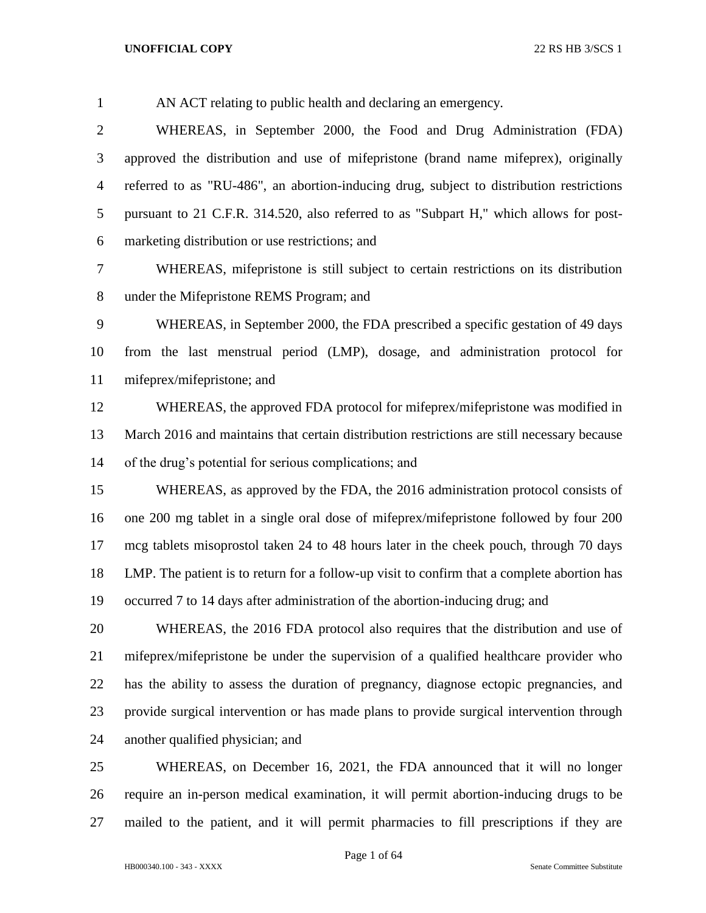AN ACT relating to public health and declaring an emergency.

WHEREAS, in September 2000, the Food and Drug Administration (FDA) approved the distribution and use of mifepristone (brand name mifeprex), originally referred to as "RU-486", an abortion-inducing drug, subject to distribution restrictions pursuant to 21 C.F.R. 314.520, also referred to as "Subpart H," which allows for post-marketing distribution or use restrictions; and

WHEREAS, mifepristone is still subject to certain restrictions on its distribution under the Mifepristone REMS Program; and

WHEREAS, in September 2000, the FDA prescribed a specific gestation of 49 days from the last menstrual period (LMP), dosage, and administration protocol for mifeprex/mifepristone; and

WHEREAS, the approved FDA protocol for mifeprex/mifepristone was modified in March 2016 and maintains that certain distribution restrictions are still necessary because of the drug's potential for serious complications; and

WHEREAS, as approved by the FDA, the 2016 administration protocol consists of one 200 mg tablet in a single oral dose of mifeprex/mifepristone followed by four 200 mcg tablets misoprostol taken 24 to 48 hours later in the cheek pouch, through 70 days LMP. The patient is to return for a follow-up visit to confirm that a complete abortion has occurred 7 to 14 days after administration of the abortion-inducing drug; and

WHEREAS, the 2016 FDA protocol also requires that the distribution and use of mifeprex/mifepristone be under the supervision of a qualified healthcare provider who has the ability to assess the duration of pregnancy, diagnose ectopic pregnancies, and provide surgical intervention or has made plans to provide surgical intervention through another qualified physician; and

WHEREAS, on December 16, 2021, the FDA announced that it will no longer require an in-person medical examination, it will permit abortion-inducing drugs to be mailed to the patient, and it will permit pharmacies to fill prescriptions if they are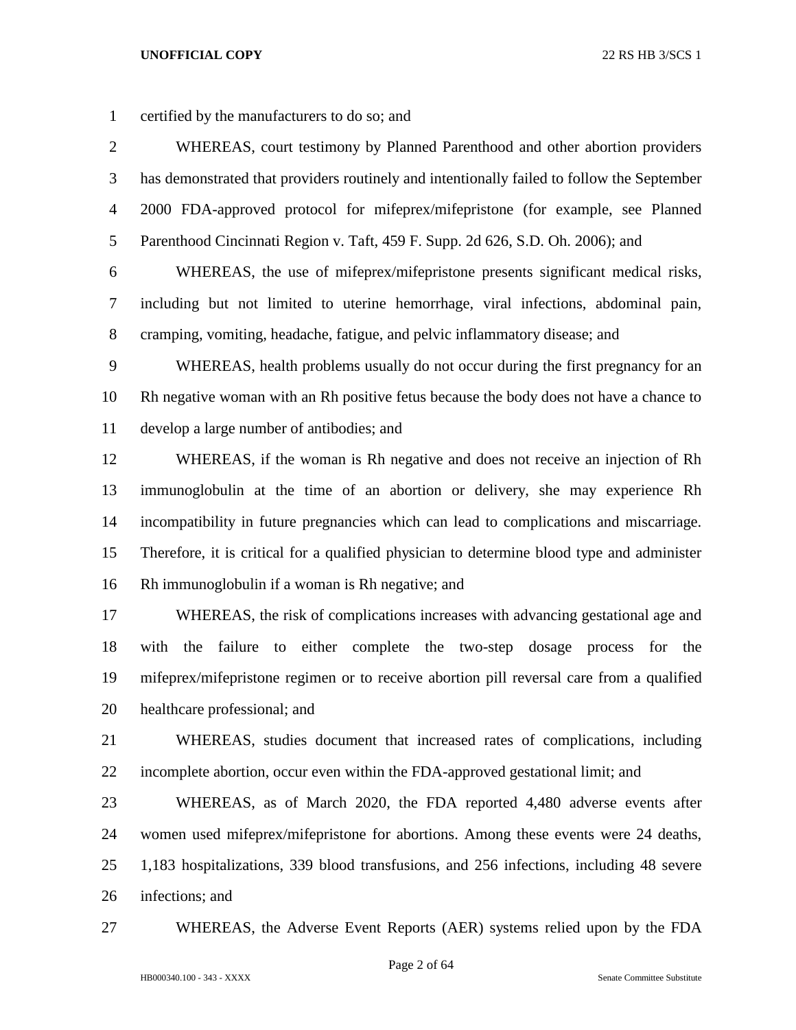certified by the manufacturers to do so; and

WHEREAS, court testimony by Planned Parenthood and other abortion providers has demonstrated that providers routinely and intentionally failed to follow the September 2000 FDA-approved protocol for mifeprex/mifepristone (for example, see Planned Parenthood Cincinnati Region v. Taft, 459 F. Supp. 2d 626, S.D. Oh. 2006); and

WHEREAS, the use of mifeprex/mifepristone presents significant medical risks, including but not limited to uterine hemorrhage, viral infections, abdominal pain, cramping, vomiting, headache, fatigue, and pelvic inflammatory disease; and

WHEREAS, health problems usually do not occur during the first pregnancy for an Rh negative woman with an Rh positive fetus because the body does not have a chance to develop a large number of antibodies; and

WHEREAS, if the woman is Rh negative and does not receive an injection of Rh immunoglobulin at the time of an abortion or delivery, she may experience Rh incompatibility in future pregnancies which can lead to complications and miscarriage. Therefore, it is critical for a qualified physician to determine blood type and administer Rh immunoglobulin if a woman is Rh negative; and

WHEREAS, the risk of complications increases with advancing gestational age and with the failure to either complete the two-step dosage process for the mifeprex/mifepristone regimen or to receive abortion pill reversal care from a qualified healthcare professional; and

WHEREAS, studies document that increased rates of complications, including incomplete abortion, occur even within the FDA-approved gestational limit; and

WHEREAS, as of March 2020, the FDA reported 4,480 adverse events after women used mifeprex/mifepristone for abortions. Among these events were 24 deaths, 1,183 hospitalizations, 339 blood transfusions, and 256 infections, including 48 severe infections; and

WHEREAS, the Adverse Event Reports (AER) systems relied upon by the FDA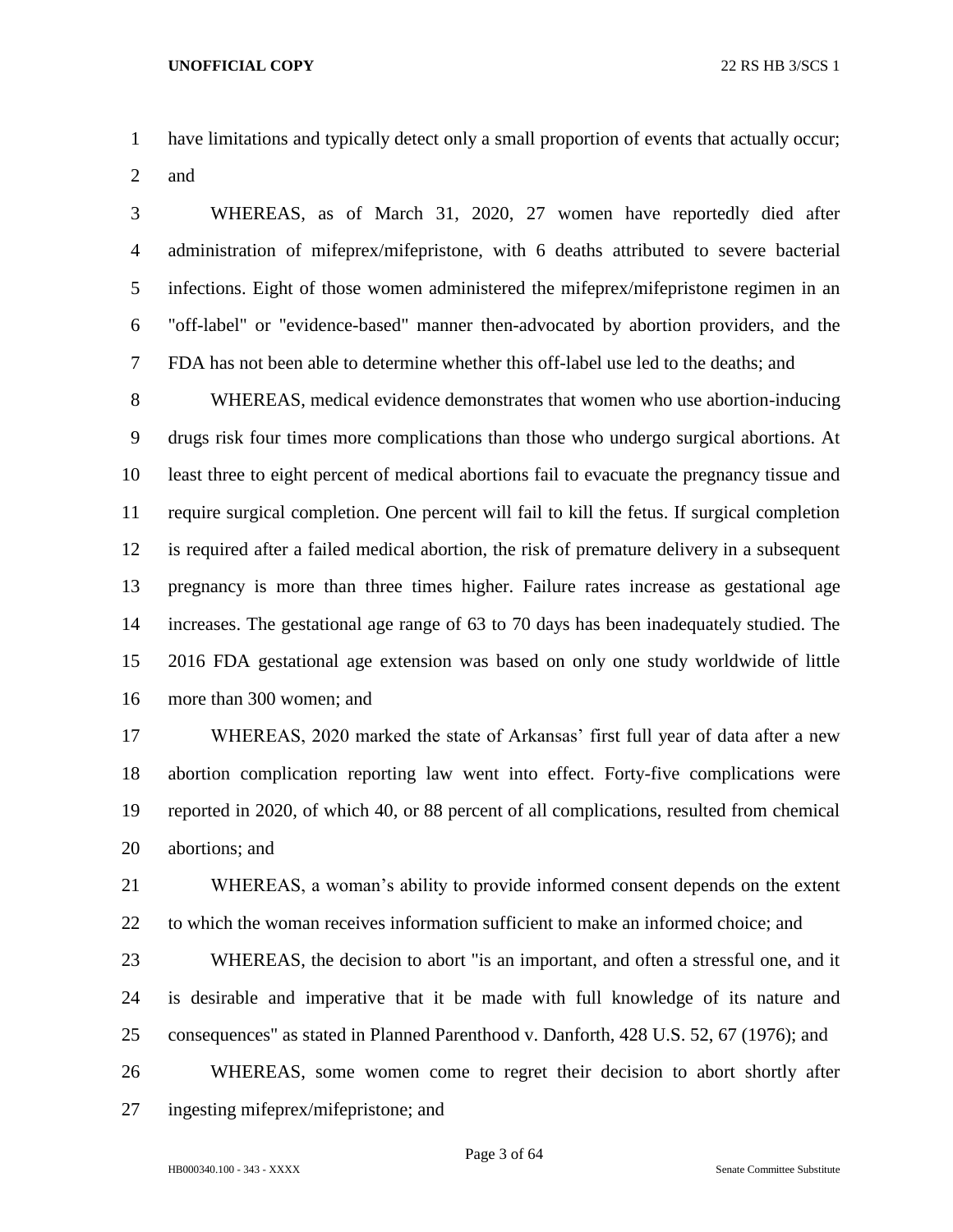have limitations and typically detect only a small proportion of events that actually occur; and

WHEREAS, as of March 31, 2020, 27 women have reportedly died after administration of mifeprex/mifepristone, with 6 deaths attributed to severe bacterial infections. Eight of those women administered the mifeprex/mifepristone regimen in an "off-label" or "evidence-based" manner then-advocated by abortion providers, and the FDA has not been able to determine whether this off-label use led to the deaths; and

WHEREAS, medical evidence demonstrates that women who use abortion-inducing drugs risk four times more complications than those who undergo surgical abortions. At least three to eight percent of medical abortions fail to evacuate the pregnancy tissue and require surgical completion. One percent will fail to kill the fetus. If surgical completion is required after a failed medical abortion, the risk of premature delivery in a subsequent pregnancy is more than three times higher. Failure rates increase as gestational age increases. The gestational age range of 63 to 70 days has been inadequately studied. The 2016 FDA gestational age extension was based on only one study worldwide of little more than 300 women; and

WHEREAS, 2020 marked the state of Arkansas' first full year of data after a new abortion complication reporting law went into effect. Forty-five complications were reported in 2020, of which 40, or 88 percent of all complications, resulted from chemical abortions; and

WHEREAS, a woman's ability to provide informed consent depends on the extent to which the woman receives information sufficient to make an informed choice; and

WHEREAS, the decision to abort "is an important, and often a stressful one, and it is desirable and imperative that it be made with full knowledge of its nature and consequences" as stated in Planned Parenthood v. Danforth, 428 U.S. 52, 67 (1976); and

WHEREAS, some women come to regret their decision to abort shortly after ingesting mifeprex/mifepristone; and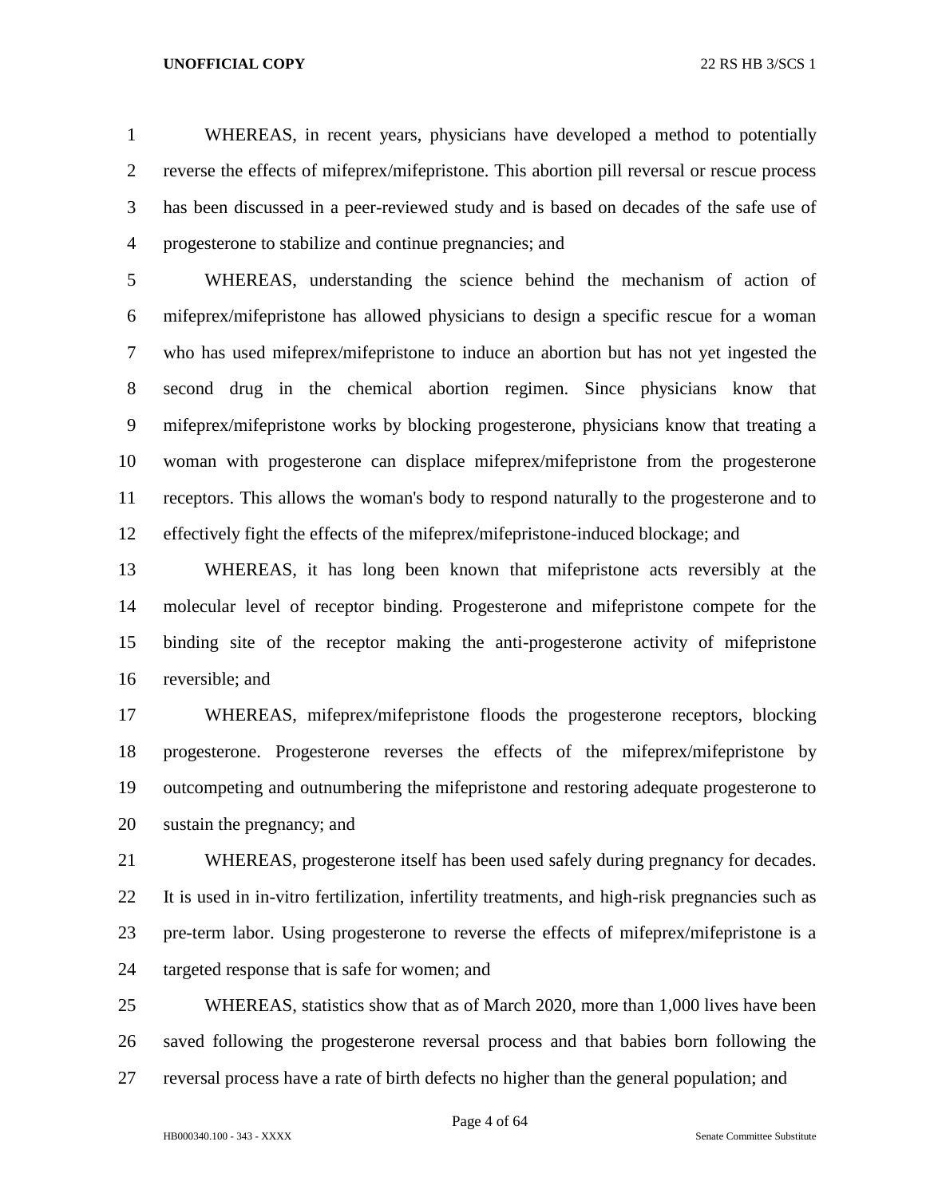WHEREAS, in recent years, physicians have developed a method to potentially reverse the effects of mifeprex/mifepristone. This abortion pill reversal or rescue process has been discussed in a peer-reviewed study and is based on decades of the safe use of progesterone to stabilize and continue pregnancies; and

WHEREAS, understanding the science behind the mechanism of action of mifeprex/mifepristone has allowed physicians to design a specific rescue for a woman who has used mifeprex/mifepristone to induce an abortion but has not yet ingested the second drug in the chemical abortion regimen. Since physicians know that mifeprex/mifepristone works by blocking progesterone, physicians know that treating a woman with progesterone can displace mifeprex/mifepristone from the progesterone receptors. This allows the woman's body to respond naturally to the progesterone and to effectively fight the effects of the mifeprex/mifepristone-induced blockage; and

WHEREAS, it has long been known that mifepristone acts reversibly at the molecular level of receptor binding. Progesterone and mifepristone compete for the binding site of the receptor making the anti-progesterone activity of mifepristone reversible; and

WHEREAS, mifeprex/mifepristone floods the progesterone receptors, blocking progesterone. Progesterone reverses the effects of the mifeprex/mifepristone by outcompeting and outnumbering the mifepristone and restoring adequate progesterone to sustain the pregnancy; and

WHEREAS, progesterone itself has been used safely during pregnancy for decades. It is used in in-vitro fertilization, infertility treatments, and high-risk pregnancies such as pre-term labor. Using progesterone to reverse the effects of mifeprex/mifepristone is a targeted response that is safe for women; and

WHEREAS, statistics show that as of March 2020, more than 1,000 lives have been saved following the progesterone reversal process and that babies born following the reversal process have a rate of birth defects no higher than the general population; and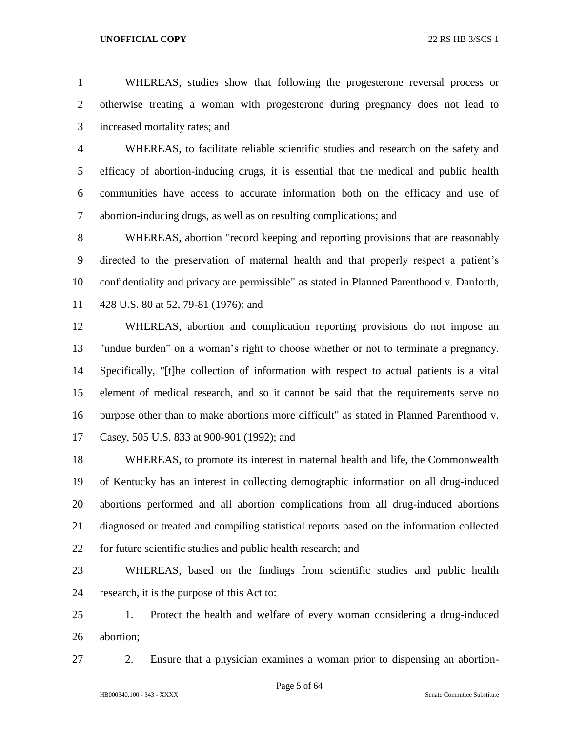WHEREAS, studies show that following the progesterone reversal process or otherwise treating a woman with progesterone during pregnancy does not lead to increased mortality rates; and

WHEREAS, to facilitate reliable scientific studies and research on the safety and efficacy of abortion-inducing drugs, it is essential that the medical and public health communities have access to accurate information both on the efficacy and use of abortion-inducing drugs, as well as on resulting complications; and

WHEREAS, abortion "record keeping and reporting provisions that are reasonably directed to the preservation of maternal health and that properly respect a patient's confidentiality and privacy are permissible" as stated in Planned Parenthood v. Danforth, 428 U.S. 80 at 52, 79-81 (1976); and

WHEREAS, abortion and complication reporting provisions do not impose an "undue burden" on a woman's right to choose whether or not to terminate a pregnancy. Specifically, "[t]he collection of information with respect to actual patients is a vital element of medical research, and so it cannot be said that the requirements serve no purpose other than to make abortions more difficult" as stated in Planned Parenthood v. Casey, 505 U.S. 833 at 900-901 (1992); and

WHEREAS, to promote its interest in maternal health and life, the Commonwealth of Kentucky has an interest in collecting demographic information on all drug-induced abortions performed and all abortion complications from all drug-induced abortions diagnosed or treated and compiling statistical reports based on the information collected for future scientific studies and public health research; and

WHEREAS, based on the findings from scientific studies and public health research, it is the purpose of this Act to:

1. Protect the health and welfare of every woman considering a drug-induced abortion;

2. Ensure that a physician examines a woman prior to dispensing an abortion-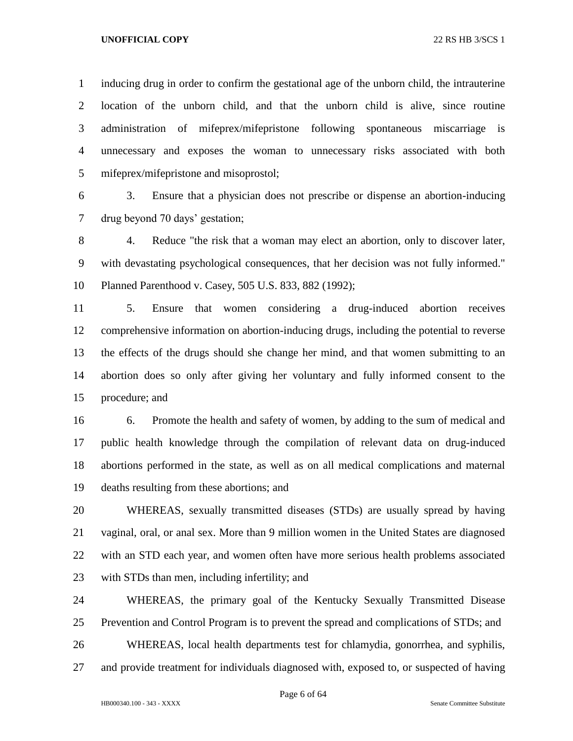inducing drug in order to confirm the gestational age of the unborn child, the intrauterine location of the unborn child, and that the unborn child is alive, since routine administration of mifeprex/mifepristone following spontaneous miscarriage is unnecessary and exposes the woman to unnecessary risks associated with both mifeprex/mifepristone and misoprostol;

3. Ensure that a physician does not prescribe or dispense an abortion-inducing drug beyond 70 days' gestation;

4. Reduce "the risk that a woman may elect an abortion, only to discover later, with devastating psychological consequences, that her decision was not fully informed." Planned Parenthood v. Casey, 505 U.S. 833, 882 (1992);

5. Ensure that women considering a drug-induced abortion receives comprehensive information on abortion-inducing drugs, including the potential to reverse the effects of the drugs should she change her mind, and that women submitting to an abortion does so only after giving her voluntary and fully informed consent to the procedure; and

6. Promote the health and safety of women, by adding to the sum of medical and public health knowledge through the compilation of relevant data on drug-induced abortions performed in the state, as well as on all medical complications and maternal deaths resulting from these abortions; and

WHEREAS, sexually transmitted diseases (STDs) are usually spread by having vaginal, oral, or anal sex. More than 9 million women in the United States are diagnosed with an STD each year, and women often have more serious health problems associated with STDs than men, including infertility; and

WHEREAS, the primary goal of the Kentucky Sexually Transmitted Disease Prevention and Control Program is to prevent the spread and complications of STDs; and

WHEREAS, local health departments test for chlamydia, gonorrhea, and syphilis, and provide treatment for individuals diagnosed with, exposed to, or suspected of having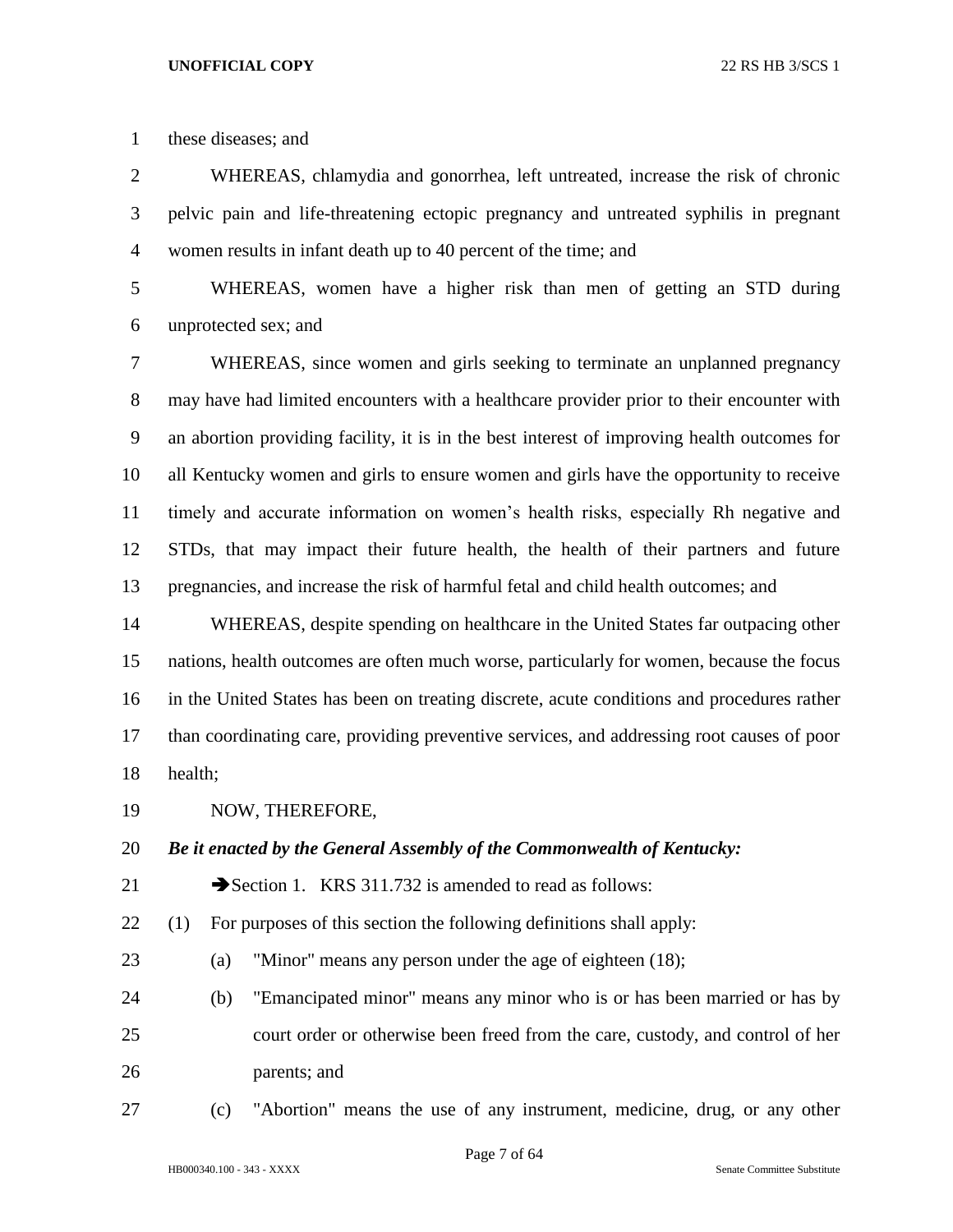these diseases; and

WHEREAS, chlamydia and gonorrhea, left untreated, increase the risk of chronic pelvic pain and life-threatening ectopic pregnancy and untreated syphilis in pregnant women results in infant death up to 40 percent of the time; and

WHEREAS, women have a higher risk than men of getting an STD during unprotected sex; and

WHEREAS, since women and girls seeking to terminate an unplanned pregnancy may have had limited encounters with a healthcare provider prior to their encounter with an abortion providing facility, it is in the best interest of improving health outcomes for all Kentucky women and girls to ensure women and girls have the opportunity to receive timely and accurate information on women's health risks, especially Rh negative and STDs, that may impact their future health, the health of their partners and future pregnancies, and increase the risk of harmful fetal and child health outcomes; and

WHEREAS, despite spending on healthcare in the United States far outpacing other nations, health outcomes are often much worse, particularly for women, because the focus in the United States has been on treating discrete, acute conditions and procedures rather than coordinating care, providing preventive services, and addressing root causes of poor health;

NOW, THEREFORE,

***Be it enacted by the General Assembly of the Commonwealth of Kentucky:***

➔Section 1. KRS 311.732 is amended to read as follows:

(1) For purposes of this section the following definitions shall apply:

(a) "Minor" means any person under the age of eighteen (18);

(b) "Emancipated minor" means any minor who is or has been married or has by court order or otherwise been freed from the care, custody, and control of her parents; and

(c) "Abortion" means the use of any instrument, medicine, drug, or any other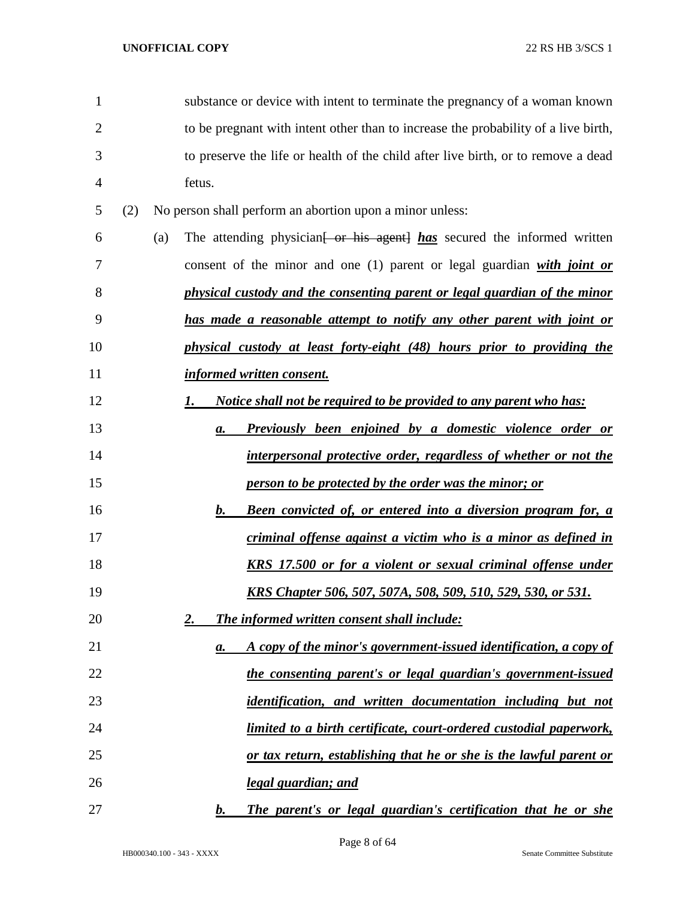substance or device with intent to terminate the pregnancy of a woman known to be pregnant with intent other than to increase the probability of a live birth, to preserve the life or health of the child after live birth, or to remove a dead fetus.

(2) No person shall perform an abortion upon a minor unless:

(a) The attending physician~~[ or his agent]~~ ***has*** secured the informed written consent of the minor and one (1) parent or legal guardian ***with joint or physical custody and the consenting parent or legal guardian of the minor has made a reasonable attempt to notify any other parent with joint or physical custody at least forty-eight (48) hours prior to providing the informed written consent.***

***1. Notice shall not be required to be provided to any parent who has:***

***a. Previously been enjoined by a domestic violence order or interpersonal protective order, regardless of whether or not the person to be protected by the order was the minor; or***

***b. Been convicted of, or entered into a diversion program for, a criminal offense against a victim who is a minor as defined in KRS 17.500 or for a violent or sexual criminal offense under KRS Chapter 506, 507, 507A, 508, 509, 510, 529, 530, or 531.***

***2. The informed written consent shall include:***

***a. A copy of the minor's government-issued identification, a copy of the consenting parent's or legal guardian's government-issued identification, and written documentation including but not limited to a birth certificate, court-ordered custodial paperwork, or tax return, establishing that he or she is the lawful parent or legal guardian; and***

***b. The parent's or legal guardian's certification that he or she***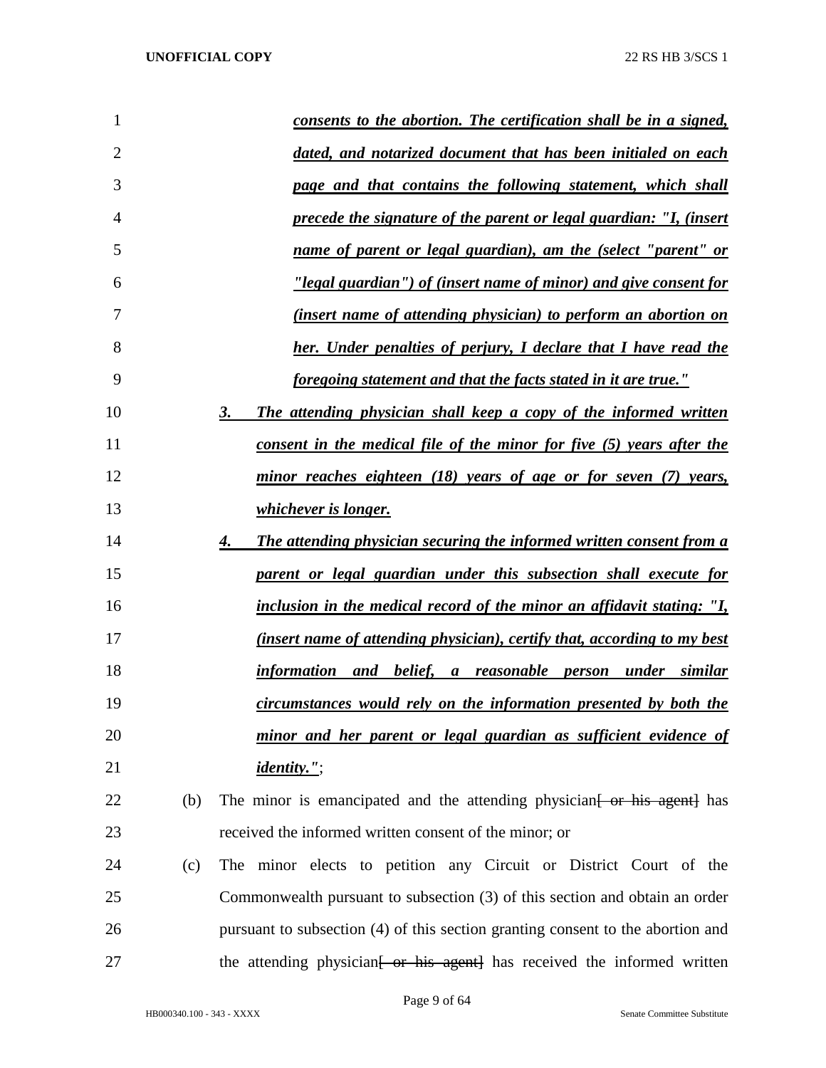***consents to the abortion. The certification shall be in a signed, dated, and notarized document that has been initialed on each page and that contains the following statement, which shall precede the signature of the parent or legal guardian: "I, (insert name of parent or legal guardian), am the (select "parent" or "legal guardian") of (insert name of minor) and give consent for (insert name of attending physician) to perform an abortion on her. Under penalties of perjury, I declare that I have read the foregoing statement and that the facts stated in it are true."***

***3. The attending physician shall keep a copy of the informed written consent in the medical file of the minor for five (5) years after the minor reaches eighteen (18) years of age or for seven (7) years, whichever is longer.***

***4. The attending physician securing the informed written consent from a parent or legal guardian under this subsection shall execute for inclusion in the medical record of the minor an affidavit stating: "I, (insert name of attending physician), certify that, according to my best information and belief, a reasonable person under similar circumstances would rely on the information presented by both the minor and her parent or legal guardian as sufficient evidence of identity."***;

(b) The minor is emancipated and the attending physician~~[ or his agent]~~ has received the informed written consent of the minor; or

(c) The minor elects to petition any Circuit or District Court of the Commonwealth pursuant to subsection (3) of this section and obtain an order pursuant to subsection (4) of this section granting consent to the abortion and the attending physician~~[ or his agent]~~ has received the informed written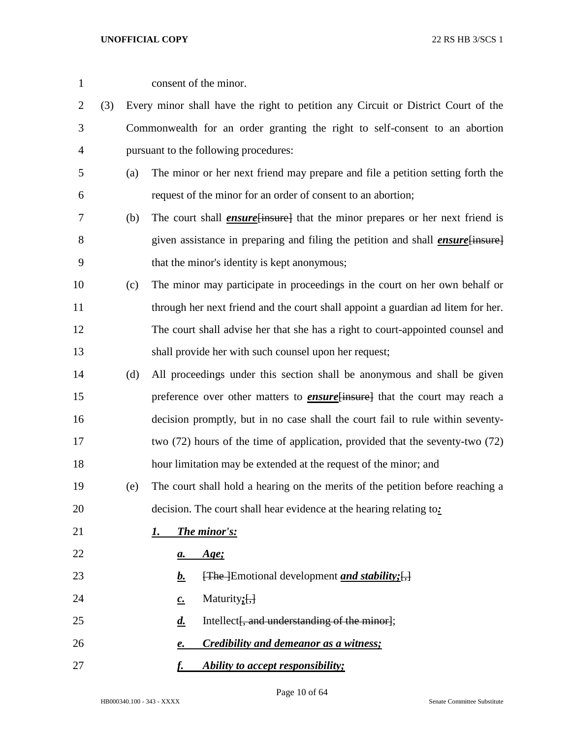consent of the minor.

(3) Every minor shall have the right to petition any Circuit or District Court of the Commonwealth for an order granting the right to self-consent to an abortion pursuant to the following procedures:

(a) The minor or her next friend may prepare and file a petition setting forth the request of the minor for an order of consent to an abortion;

(b) The court shall ***ensure***~~[insure]~~ that the minor prepares or her next friend is given assistance in preparing and filing the petition and shall ***ensure***~~[insure]~~ that the minor's identity is kept anonymous;

(c) The minor may participate in proceedings in the court on her own behalf or through her next friend and the court shall appoint a guardian ad litem for her. The court shall advise her that she has a right to court-appointed counsel and shall provide her with such counsel upon her request;

(d) All proceedings under this section shall be anonymous and shall be given preference over other matters to ***ensure***~~[insure]~~ that the court may reach a decision promptly, but in no case shall the court fail to rule within seventy-two (72) hours of the time of application, provided that the seventy-two (72) hour limitation may be extended at the request of the minor; and

(e) The court shall hold a hearing on the merits of the petition before reaching a decision. The court shall hear evidence at the hearing relating to***:***

***1. The minor's:***

***a. Age;***

***b.*** ~~[The ]~~Emotional development ***and stability;***~~[,]~~

***c.*** Maturity***;***~~[,]~~

***d.*** Intellect~~[, and understanding of the minor]~~;

***e. Credibility and demeanor as a witness;***

***f. Ability to accept responsibility;***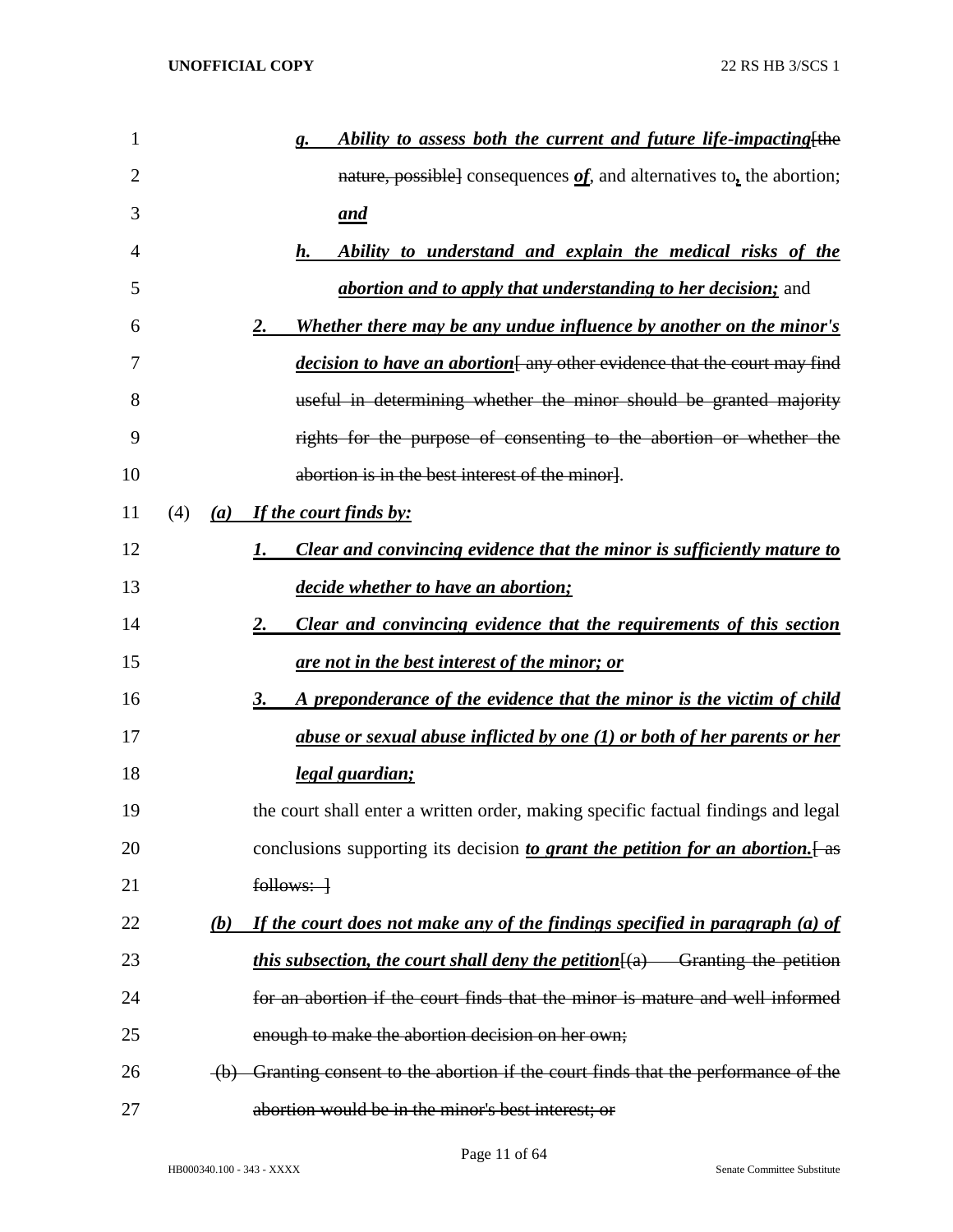1 *g. Ability to assess both the current and future life-impacting*~~[the~~
2 ~~nature, possible]~~ consequences ***of***, and alternatives to**,** the abortion;
3 ***and***
4 *h. Ability to understand and explain the medical risks of the*
5 *abortion and to apply that understanding to her decision;* and
6 *2. Whether there may be any undue influence by another on the minor's*
7 *decision to have an abortion*~~[ any other evidence that the court may find~~
8 ~~useful in determining whether the minor should be granted majority~~
9 ~~rights for the purpose of consenting to the abortion or whether the~~
10 ~~abortion is in the best interest of the minor]~~.
11 (4) *(a) If the court finds by:*
12 *1. Clear and convincing evidence that the minor is sufficiently mature to*
13 *decide whether to have an abortion;*
14 *2. Clear and convincing evidence that the requirements of this section*
15 *are not in the best interest of the minor; or*
16 *3. A preponderance of the evidence that the minor is the victim of child*
17 *abuse or sexual abuse inflicted by one (1) or both of her parents or her*
18 *legal guardian;*
19 the court shall enter a written order, making specific factual findings and legal
20 conclusions supporting its decision ***to grant the petition for an abortion.***~~[ as~~
21 ~~follows: ]~~
22 *(b) If the court does not make any of the findings specified in paragraph (a) of*
23 *this subsection, the court shall deny the petition*~~[(a) Granting the petition~~
24 ~~for an abortion if the court finds that the minor is mature and well informed~~
25 ~~enough to make the abortion decision on her own;~~
26 ~~(b) Granting consent to the abortion if the court finds that the performance of the~~
27 ~~abortion would be in the minor's best interest; or~~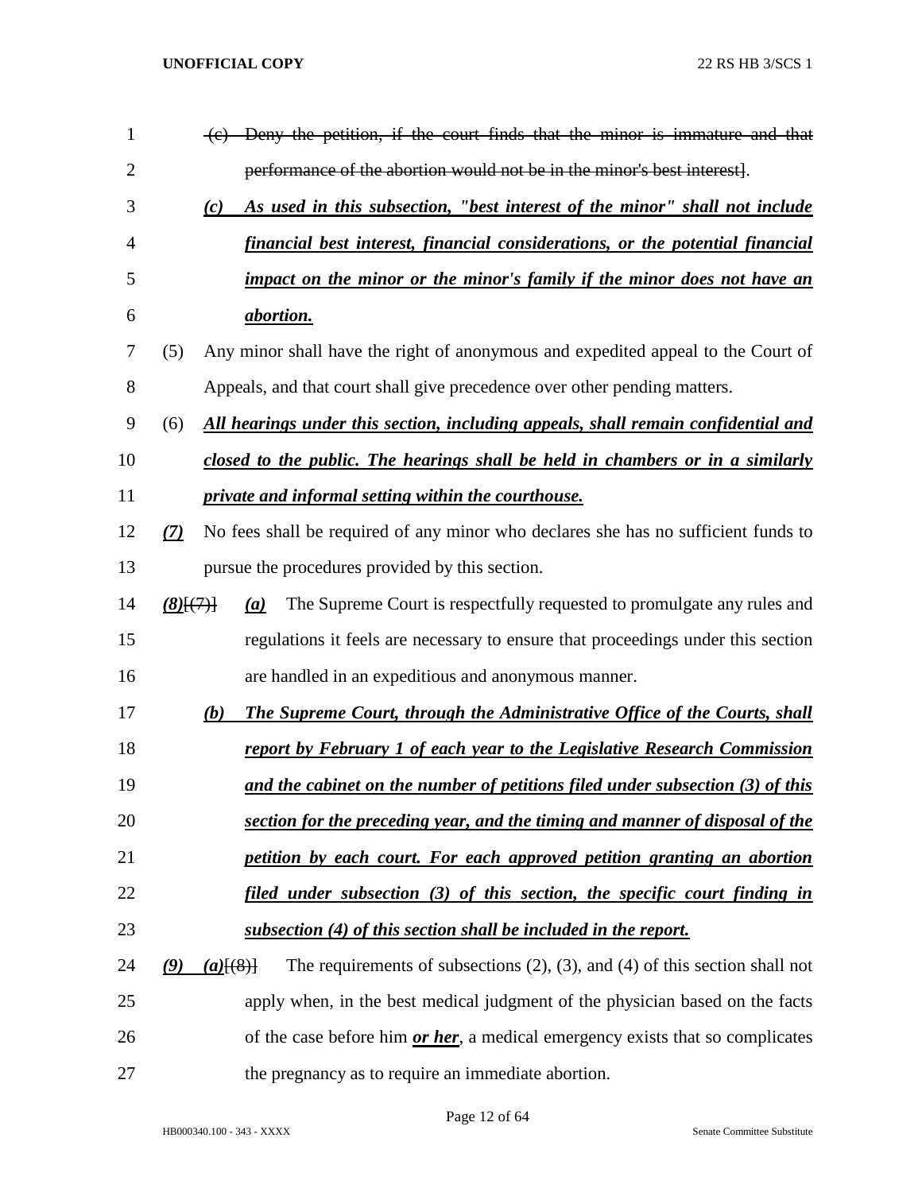~~(c) Deny the petition, if the court finds that the minor is immature and that performance of the abortion would not be in the minor's best interest~~].

***(c) As used in this subsection, "best interest of the minor" shall not include financial best interest, financial considerations, or the potential financial impact on the minor or the minor's family if the minor does not have an abortion.***

(5) Any minor shall have the right of anonymous and expedited appeal to the Court of Appeals, and that court shall give precedence over other pending matters.

(6) ***All hearings under this section, including appeals, shall remain confidential and closed to the public. The hearings shall be held in chambers or in a similarly private and informal setting within the courthouse.***

***(7)*** No fees shall be required of any minor who declares she has no sufficient funds to pursue the procedures provided by this section.

***(8)***[~~(7)~~] ***(a)*** The Supreme Court is respectfully requested to promulgate any rules and regulations it feels are necessary to ensure that proceedings under this section are handled in an expeditious and anonymous manner.

***(b) The Supreme Court, through the Administrative Office of the Courts, shall report by February 1 of each year to the Legislative Research Commission and the cabinet on the number of petitions filed under subsection (3) of this section for the preceding year, and the timing and manner of disposal of the petition by each court. For each approved petition granting an abortion filed under subsection (3) of this section, the specific court finding in subsection (4) of this section shall be included in the report.***

***(9) (a)***[~~(8)~~] The requirements of subsections (2), (3), and (4) of this section shall not apply when, in the best medical judgment of the physician based on the facts of the case before him ***or her***, a medical emergency exists that so complicates the pregnancy as to require an immediate abortion.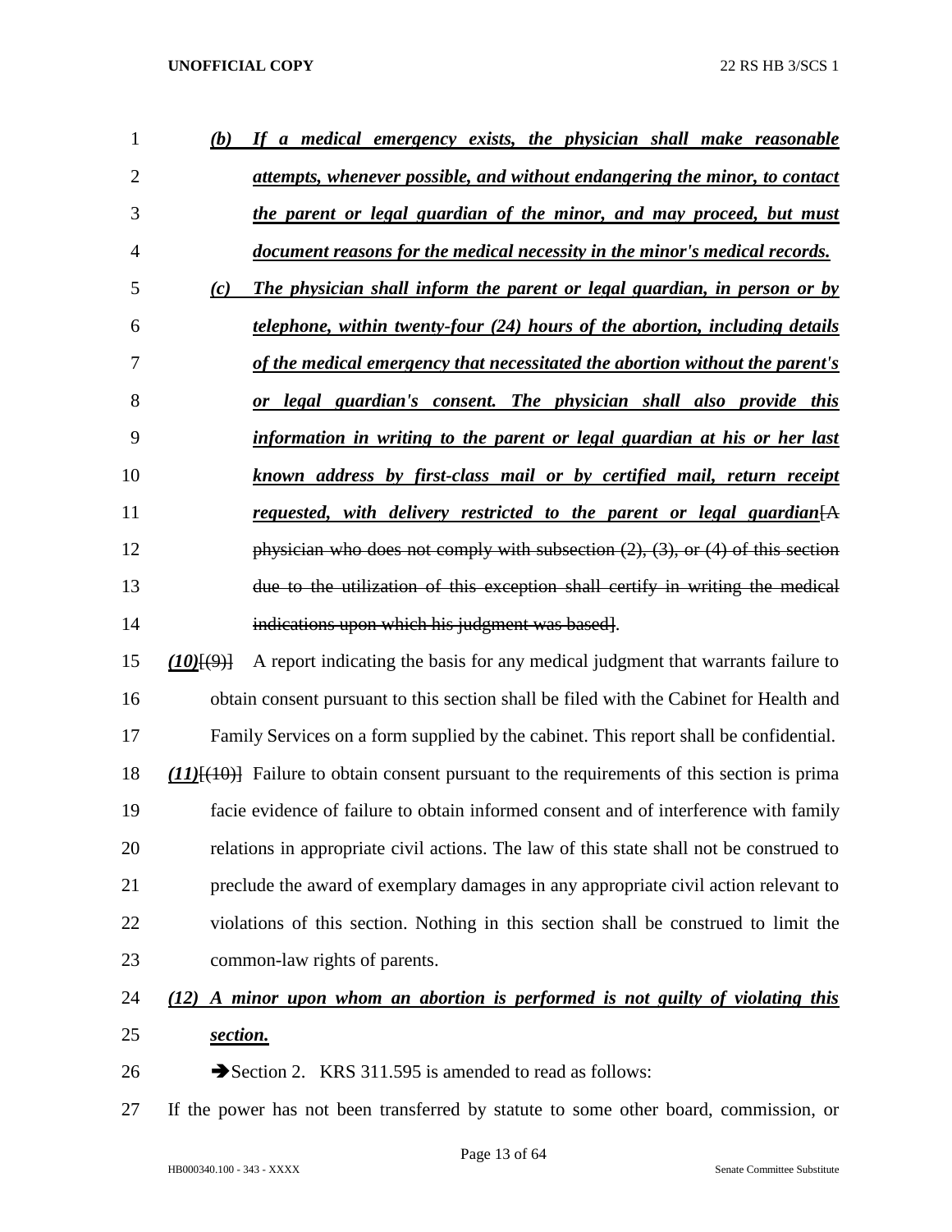(b) If a medical emergency exists, the physician shall make reasonable attempts, whenever possible, and without endangering the minor, to contact the parent or legal guardian of the minor, and may proceed, but must document reasons for the medical necessity in the minor's medical records.

(c) The physician shall inform the parent or legal guardian, in person or by telephone, within twenty-four (24) hours of the abortion, including details of the medical emergency that necessitated the abortion without the parent's or legal guardian's consent. The physician shall also provide this information in writing to the parent or legal guardian at his or her last known address by first-class mail or by certified mail, return receipt requested, with delivery restricted to the parent or legal guardian[A physician who does not comply with subsection (2), (3), or (4) of this section due to the utilization of this exception shall certify in writing the medical indications upon which his judgment was based].

(10)[(9)] A report indicating the basis for any medical judgment that warrants failure to obtain consent pursuant to this section shall be filed with the Cabinet for Health and Family Services on a form supplied by the cabinet. This report shall be confidential.

(11)[(10)] Failure to obtain consent pursuant to the requirements of this section is prima facie evidence of failure to obtain informed consent and of interference with family relations in appropriate civil actions. The law of this state shall not be construed to preclude the award of exemplary damages in any appropriate civil action relevant to violations of this section. Nothing in this section shall be construed to limit the common-law rights of parents.

(12) A minor upon whom an abortion is performed is not guilty of violating this section.

➔Section 2. KRS 311.595 is amended to read as follows:

If the power has not been transferred by statute to some other board, commission, or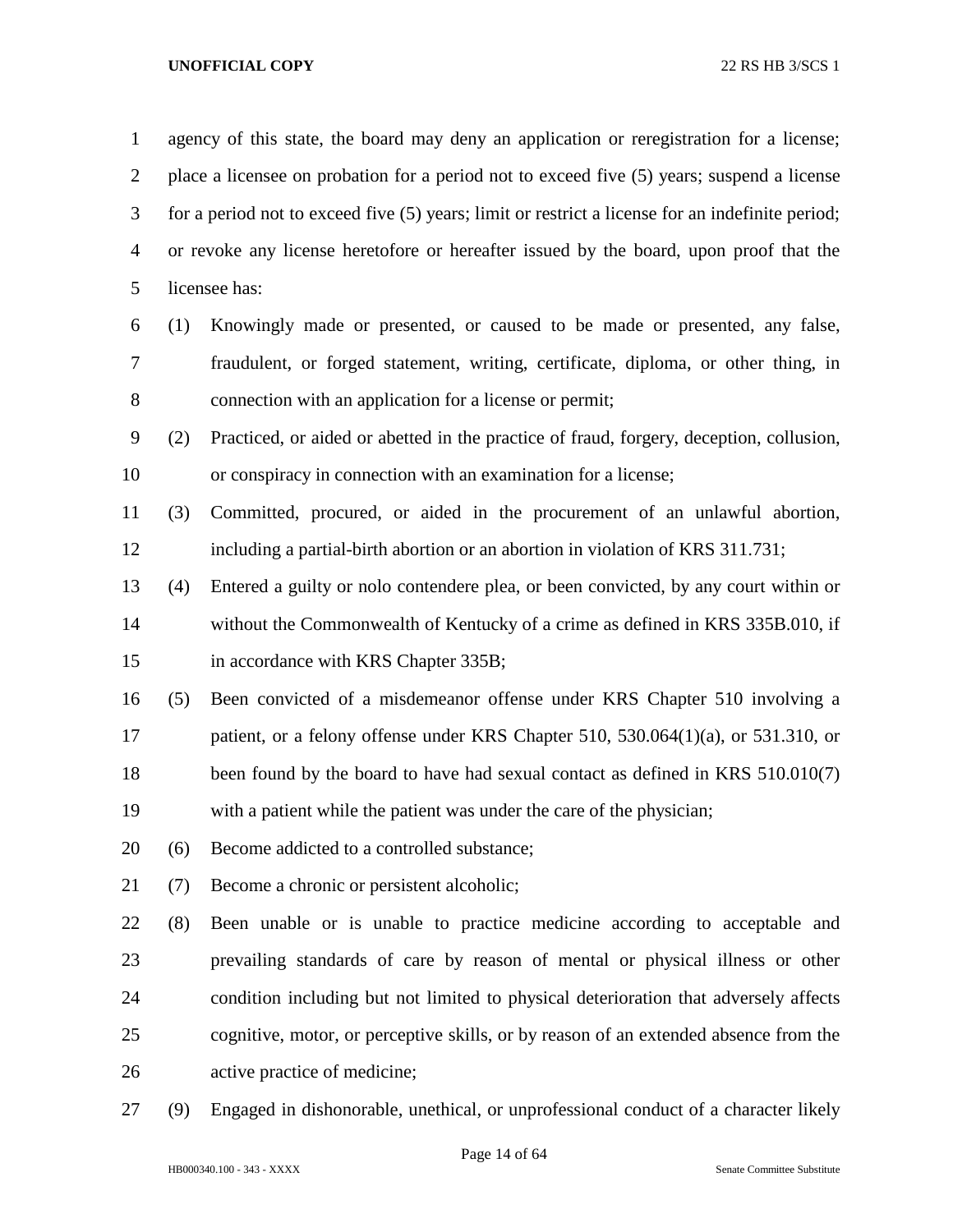agency of this state, the board may deny an application or reregistration for a license; place a licensee on probation for a period not to exceed five (5) years; suspend a license for a period not to exceed five (5) years; limit or restrict a license for an indefinite period; or revoke any license heretofore or hereafter issued by the board, upon proof that the licensee has:

(1) Knowingly made or presented, or caused to be made or presented, any false, fraudulent, or forged statement, writing, certificate, diploma, or other thing, in connection with an application for a license or permit;

(2) Practiced, or aided or abetted in the practice of fraud, forgery, deception, collusion, or conspiracy in connection with an examination for a license;

(3) Committed, procured, or aided in the procurement of an unlawful abortion, including a partial-birth abortion or an abortion in violation of KRS 311.731;

(4) Entered a guilty or nolo contendere plea, or been convicted, by any court within or without the Commonwealth of Kentucky of a crime as defined in KRS 335B.010, if in accordance with KRS Chapter 335B;

(5) Been convicted of a misdemeanor offense under KRS Chapter 510 involving a patient, or a felony offense under KRS Chapter 510, 530.064(1)(a), or 531.310, or been found by the board to have had sexual contact as defined in KRS 510.010(7) with a patient while the patient was under the care of the physician;

(6) Become addicted to a controlled substance;

(7) Become a chronic or persistent alcoholic;

(8) Been unable or is unable to practice medicine according to acceptable and prevailing standards of care by reason of mental or physical illness or other condition including but not limited to physical deterioration that adversely affects cognitive, motor, or perceptive skills, or by reason of an extended absence from the active practice of medicine;

(9) Engaged in dishonorable, unethical, or unprofessional conduct of a character likely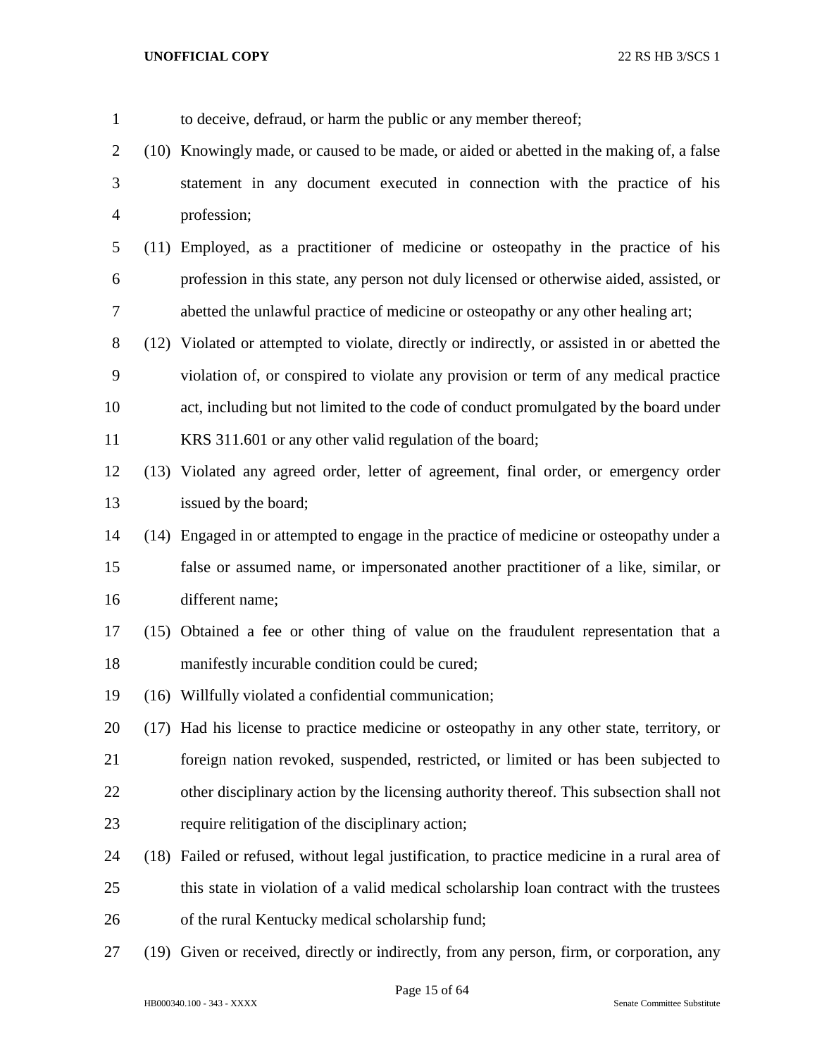to deceive, defraud, or harm the public or any member thereof;

(10) Knowingly made, or caused to be made, or aided or abetted in the making of, a false statement in any document executed in connection with the practice of his profession;

(11) Employed, as a practitioner of medicine or osteopathy in the practice of his profession in this state, any person not duly licensed or otherwise aided, assisted, or abetted the unlawful practice of medicine or osteopathy or any other healing art;

(12) Violated or attempted to violate, directly or indirectly, or assisted in or abetted the violation of, or conspired to violate any provision or term of any medical practice act, including but not limited to the code of conduct promulgated by the board under KRS 311.601 or any other valid regulation of the board;

(13) Violated any agreed order, letter of agreement, final order, or emergency order issued by the board;

(14) Engaged in or attempted to engage in the practice of medicine or osteopathy under a false or assumed name, or impersonated another practitioner of a like, similar, or different name;

(15) Obtained a fee or other thing of value on the fraudulent representation that a manifestly incurable condition could be cured;

(16) Willfully violated a confidential communication;

(17) Had his license to practice medicine or osteopathy in any other state, territory, or foreign nation revoked, suspended, restricted, or limited or has been subjected to other disciplinary action by the licensing authority thereof. This subsection shall not require relitigation of the disciplinary action;

(18) Failed or refused, without legal justification, to practice medicine in a rural area of this state in violation of a valid medical scholarship loan contract with the trustees of the rural Kentucky medical scholarship fund;

(19) Given or received, directly or indirectly, from any person, firm, or corporation, any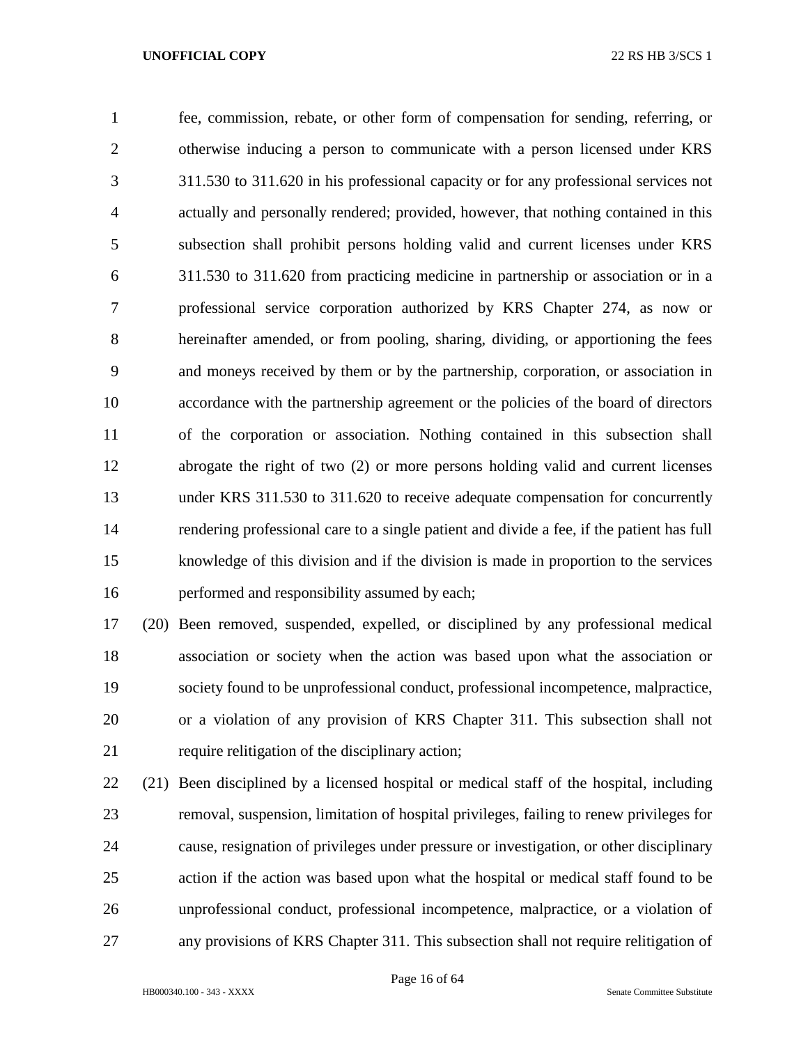fee, commission, rebate, or other form of compensation for sending, referring, or otherwise inducing a person to communicate with a person licensed under KRS 311.530 to 311.620 in his professional capacity or for any professional services not actually and personally rendered; provided, however, that nothing contained in this subsection shall prohibit persons holding valid and current licenses under KRS 311.530 to 311.620 from practicing medicine in partnership or association or in a professional service corporation authorized by KRS Chapter 274, as now or hereinafter amended, or from pooling, sharing, dividing, or apportioning the fees and moneys received by them or by the partnership, corporation, or association in accordance with the partnership agreement or the policies of the board of directors of the corporation or association. Nothing contained in this subsection shall abrogate the right of two (2) or more persons holding valid and current licenses under KRS 311.530 to 311.620 to receive adequate compensation for concurrently rendering professional care to a single patient and divide a fee, if the patient has full knowledge of this division and if the division is made in proportion to the services performed and responsibility assumed by each;

(20) Been removed, suspended, expelled, or disciplined by any professional medical association or society when the action was based upon what the association or society found to be unprofessional conduct, professional incompetence, malpractice, or a violation of any provision of KRS Chapter 311. This subsection shall not require relitigation of the disciplinary action;

(21) Been disciplined by a licensed hospital or medical staff of the hospital, including removal, suspension, limitation of hospital privileges, failing to renew privileges for cause, resignation of privileges under pressure or investigation, or other disciplinary action if the action was based upon what the hospital or medical staff found to be unprofessional conduct, professional incompetence, malpractice, or a violation of any provisions of KRS Chapter 311. This subsection shall not require relitigation of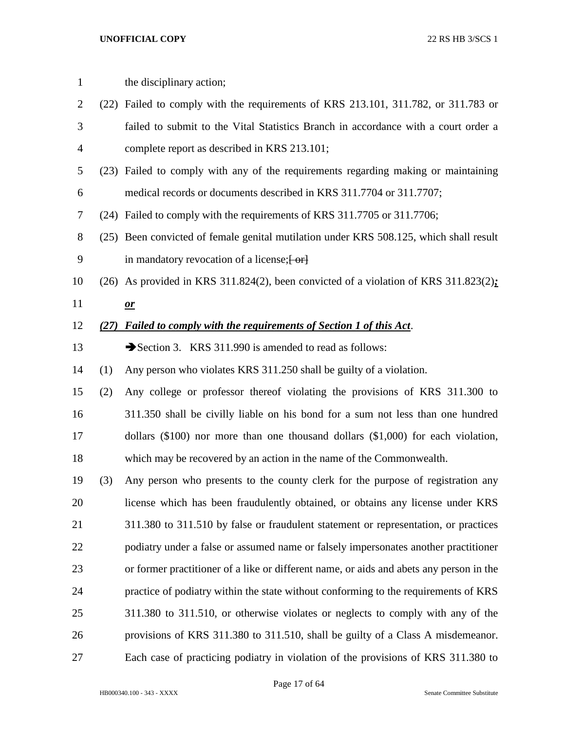the disciplinary action;

(22) Failed to comply with the requirements of KRS 213.101, 311.782, or 311.783 or failed to submit to the Vital Statistics Branch in accordance with a court order a complete report as described in KRS 213.101;

(23) Failed to comply with any of the requirements regarding making or maintaining medical records or documents described in KRS 311.7704 or 311.7707;

(24) Failed to comply with the requirements of KRS 311.7705 or 311.7706;

(25) Been convicted of female genital mutilation under KRS 508.125, which shall result in mandatory revocation of a license;~~[ or]~~

(26) As provided in KRS 311.824(2), been convicted of a violation of KRS 311.823(2)***;*** ***or***

***(27) Failed to comply with the requirements of Section 1 of this Act***.

➔Section 3. KRS 311.990 is amended to read as follows:

(1) Any person who violates KRS 311.250 shall be guilty of a violation.

(2) Any college or professor thereof violating the provisions of KRS 311.300 to 311.350 shall be civilly liable on his bond for a sum not less than one hundred dollars ($100) nor more than one thousand dollars ($1,000) for each violation, which may be recovered by an action in the name of the Commonwealth.

(3) Any person who presents to the county clerk for the purpose of registration any license which has been fraudulently obtained, or obtains any license under KRS 311.380 to 311.510 by false or fraudulent statement or representation, or practices podiatry under a false or assumed name or falsely impersonates another practitioner or former practitioner of a like or different name, or aids and abets any person in the practice of podiatry within the state without conforming to the requirements of KRS 311.380 to 311.510, or otherwise violates or neglects to comply with any of the provisions of KRS 311.380 to 311.510, shall be guilty of a Class A misdemeanor. Each case of practicing podiatry in violation of the provisions of KRS 311.380 to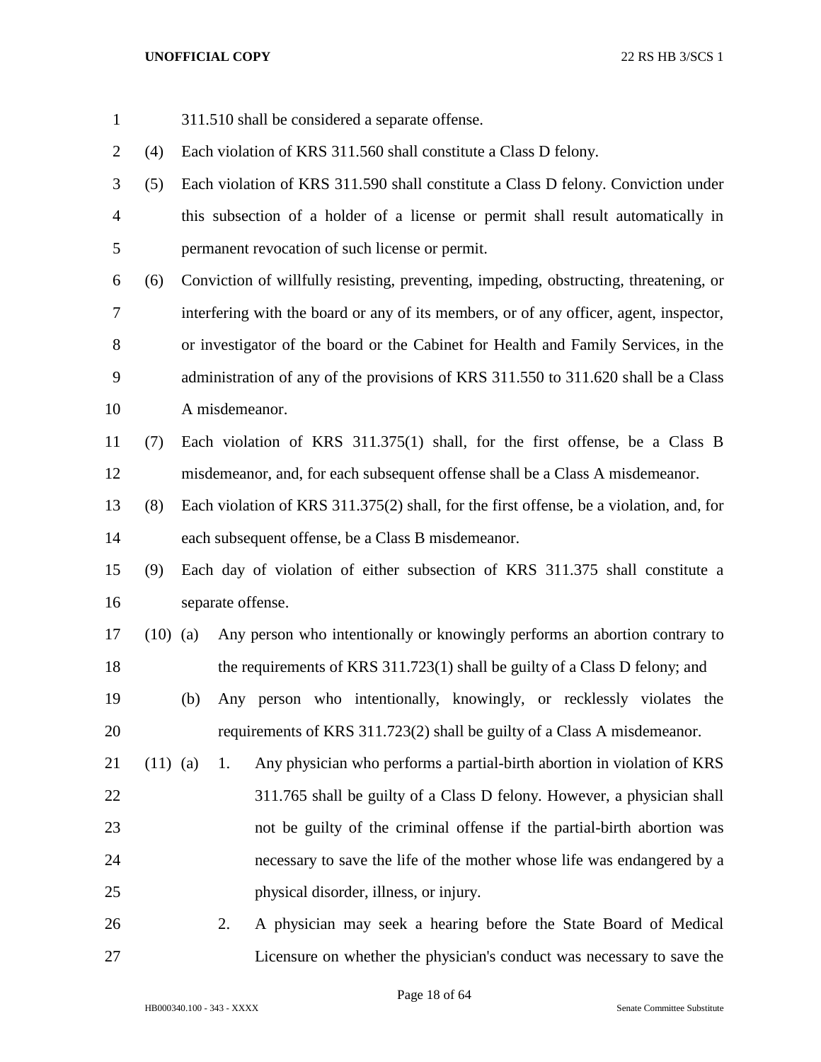311.510 shall be considered a separate offense.

(4) Each violation of KRS 311.560 shall constitute a Class D felony.

(5) Each violation of KRS 311.590 shall constitute a Class D felony. Conviction under this subsection of a holder of a license or permit shall result automatically in permanent revocation of such license or permit.

(6) Conviction of willfully resisting, preventing, impeding, obstructing, threatening, or interfering with the board or any of its members, or of any officer, agent, inspector, or investigator of the board or the Cabinet for Health and Family Services, in the administration of any of the provisions of KRS 311.550 to 311.620 shall be a Class A misdemeanor.

(7) Each violation of KRS 311.375(1) shall, for the first offense, be a Class B misdemeanor, and, for each subsequent offense shall be a Class A misdemeanor.

(8) Each violation of KRS 311.375(2) shall, for the first offense, be a violation, and, for each subsequent offense, be a Class B misdemeanor.

(9) Each day of violation of either subsection of KRS 311.375 shall constitute a separate offense.

(10) (a) Any person who intentionally or knowingly performs an abortion contrary to the requirements of KRS 311.723(1) shall be guilty of a Class D felony; and

(b) Any person who intentionally, knowingly, or recklessly violates the requirements of KRS 311.723(2) shall be guilty of a Class A misdemeanor.

(11) (a) 1. Any physician who performs a partial-birth abortion in violation of KRS 311.765 shall be guilty of a Class D felony. However, a physician shall not be guilty of the criminal offense if the partial-birth abortion was necessary to save the life of the mother whose life was endangered by a physical disorder, illness, or injury.

2. A physician may seek a hearing before the State Board of Medical Licensure on whether the physician's conduct was necessary to save the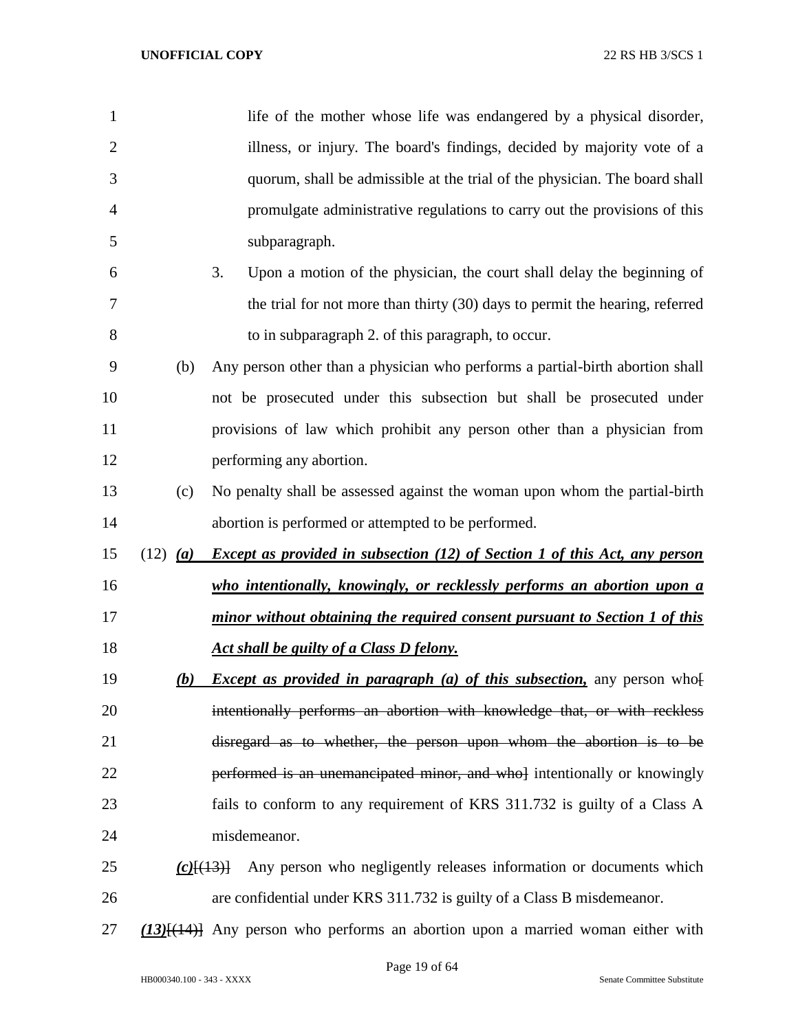life of the mother whose life was endangered by a physical disorder, illness, or injury. The board's findings, decided by majority vote of a quorum, shall be admissible at the trial of the physician. The board shall promulgate administrative regulations to carry out the provisions of this subparagraph.

3. Upon a motion of the physician, the court shall delay the beginning of the trial for not more than thirty (30) days to permit the hearing, referred to in subparagraph 2. of this paragraph, to occur.

(b) Any person other than a physician who performs a partial-birth abortion shall not be prosecuted under this subsection but shall be prosecuted under provisions of law which prohibit any person other than a physician from performing any abortion.

(c) No penalty shall be assessed against the woman upon whom the partial-birth abortion is performed or attempted to be performed.

(12) ***(a) Except as provided in subsection (12) of Section 1 of this Act, any person who intentionally, knowingly, or recklessly performs an abortion upon a minor without obtaining the required consent pursuant to Section 1 of this Act shall be guilty of a Class D felony.***

***(b) Except as provided in paragraph (a) of this subsection,*** any person who~~[ intentionally performs an abortion with knowledge that, or with reckless disregard as to whether, the person upon whom the abortion is to be performed is an unemancipated minor, and who]~~ intentionally or knowingly fails to conform to any requirement of KRS 311.732 is guilty of a Class A misdemeanor.

***(c)***~~[(13)]~~ Any person who negligently releases information or documents which are confidential under KRS 311.732 is guilty of a Class B misdemeanor.

***(13)***~~[(14)]~~ Any person who performs an abortion upon a married woman either with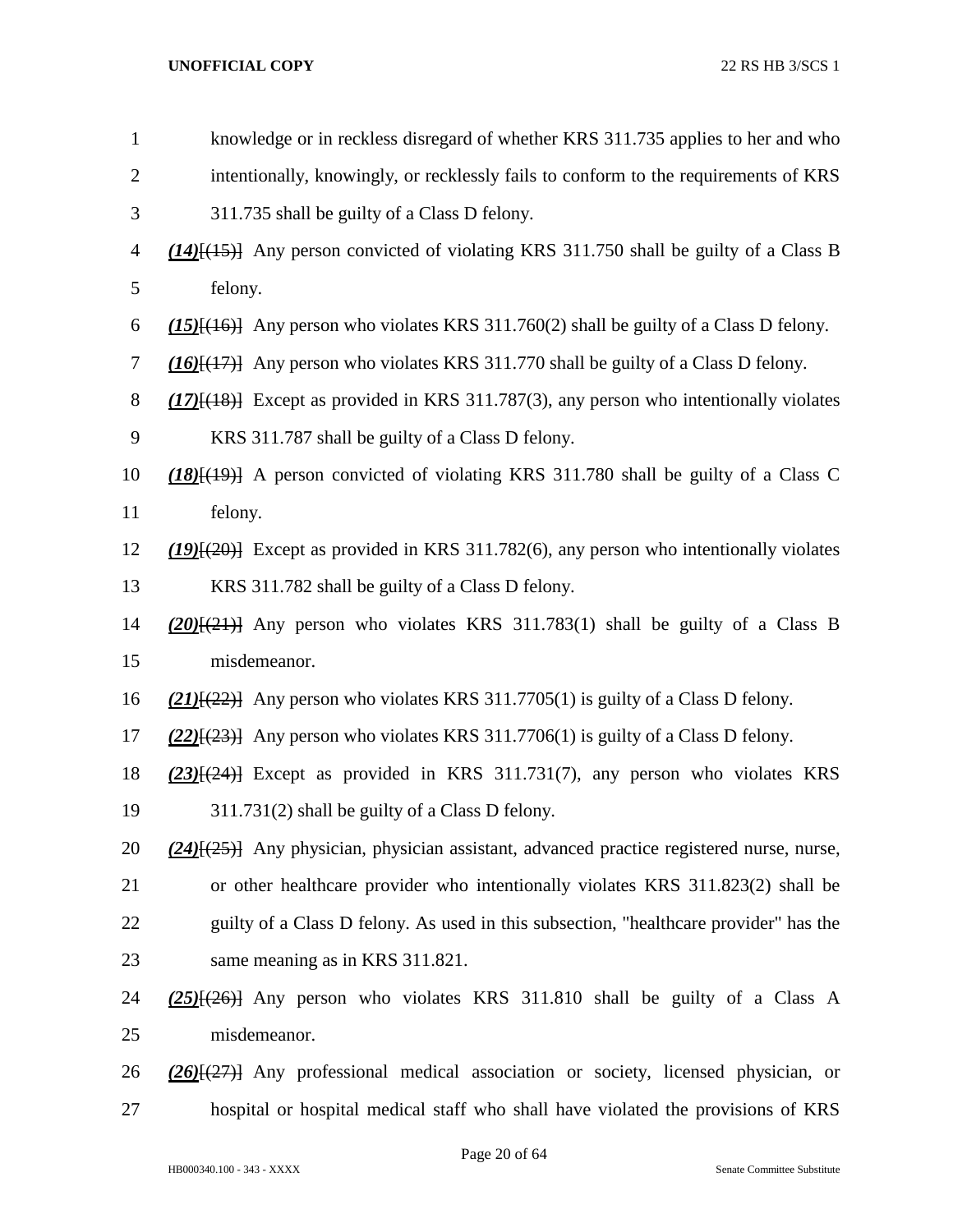knowledge or in reckless disregard of whether KRS 311.735 applies to her and who intentionally, knowingly, or recklessly fails to conform to the requirements of KRS 311.735 shall be guilty of a Class D felony.

***(14)***[(15)] Any person convicted of violating KRS 311.750 shall be guilty of a Class B felony.

***(15)***[(16)] Any person who violates KRS 311.760(2) shall be guilty of a Class D felony.

***(16)***[(17)] Any person who violates KRS 311.770 shall be guilty of a Class D felony.

***(17)***[(18)] Except as provided in KRS 311.787(3), any person who intentionally violates KRS 311.787 shall be guilty of a Class D felony.

***(18)***[(19)] A person convicted of violating KRS 311.780 shall be guilty of a Class C felony.

***(19)***[(20)] Except as provided in KRS 311.782(6), any person who intentionally violates KRS 311.782 shall be guilty of a Class D felony.

***(20)***[(21)] Any person who violates KRS 311.783(1) shall be guilty of a Class B misdemeanor.

***(21)***[(22)] Any person who violates KRS 311.7705(1) is guilty of a Class D felony.

***(22)***[(23)] Any person who violates KRS 311.7706(1) is guilty of a Class D felony.

***(23)***[(24)] Except as provided in KRS 311.731(7), any person who violates KRS 311.731(2) shall be guilty of a Class D felony.

***(24)***[(25)] Any physician, physician assistant, advanced practice registered nurse, nurse, or other healthcare provider who intentionally violates KRS 311.823(2) shall be guilty of a Class D felony. As used in this subsection, "healthcare provider" has the same meaning as in KRS 311.821.

***(25)***[(26)] Any person who violates KRS 311.810 shall be guilty of a Class A misdemeanor.

***(26)***[(27)] Any professional medical association or society, licensed physician, or hospital or hospital medical staff who shall have violated the provisions of KRS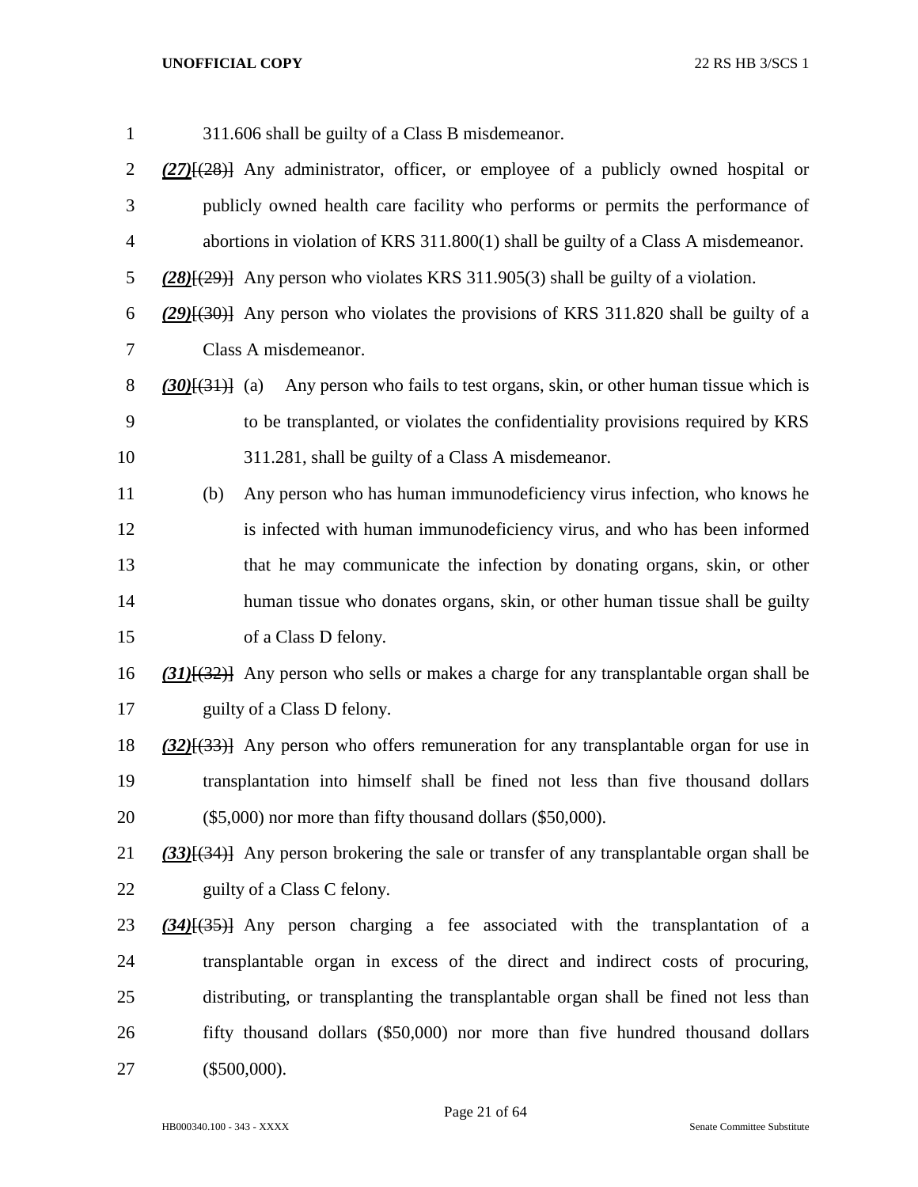311.606 shall be guilty of a Class B misdemeanor.

***(27)***[(28)] Any administrator, officer, or employee of a publicly owned hospital or publicly owned health care facility who performs or permits the performance of abortions in violation of KRS 311.800(1) shall be guilty of a Class A misdemeanor.

***(28)***[(29)] Any person who violates KRS 311.905(3) shall be guilty of a violation.

***(29)***[(30)] Any person who violates the provisions of KRS 311.820 shall be guilty of a Class A misdemeanor.

***(30)***[(31)] (a) Any person who fails to test organs, skin, or other human tissue which is to be transplanted, or violates the confidentiality provisions required by KRS 311.281, shall be guilty of a Class A misdemeanor.

(b) Any person who has human immunodeficiency virus infection, who knows he is infected with human immunodeficiency virus, and who has been informed that he may communicate the infection by donating organs, skin, or other human tissue who donates organs, skin, or other human tissue shall be guilty of a Class D felony.

***(31)***[(32)] Any person who sells or makes a charge for any transplantable organ shall be guilty of a Class D felony.

***(32)***[(33)] Any person who offers remuneration for any transplantable organ for use in transplantation into himself shall be fined not less than five thousand dollars ($5,000) nor more than fifty thousand dollars ($50,000).

***(33)***[(34)] Any person brokering the sale or transfer of any transplantable organ shall be guilty of a Class C felony.

***(34)***[(35)] Any person charging a fee associated with the transplantation of a transplantable organ in excess of the direct and indirect costs of procuring, distributing, or transplanting the transplantable organ shall be fined not less than fifty thousand dollars ($50,000) nor more than five hundred thousand dollars ($500,000).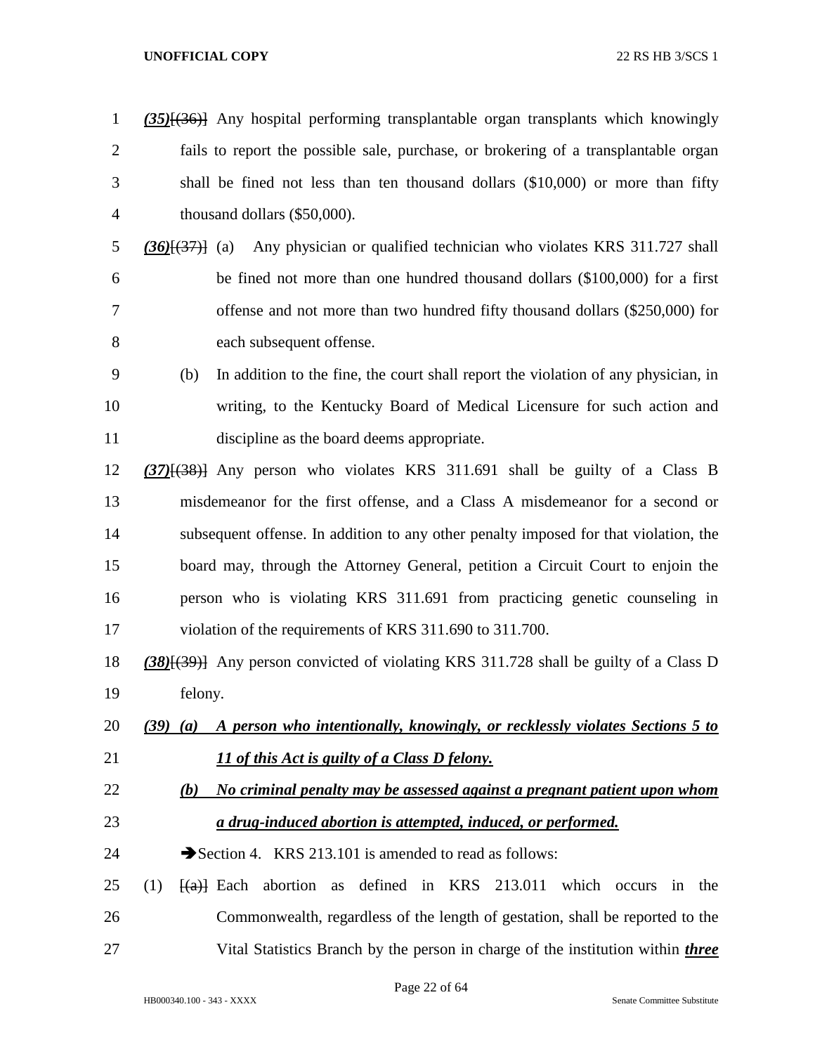*(35)*[(36)] Any hospital performing transplantable organ transplants which knowingly fails to report the possible sale, purchase, or brokering of a transplantable organ shall be fined not less than ten thousand dollars ($10,000) or more than fifty thousand dollars ($50,000).

*(36)*[(37)] (a) Any physician or qualified technician who violates KRS 311.727 shall be fined not more than one hundred thousand dollars ($100,000) for a first offense and not more than two hundred fifty thousand dollars ($250,000) for each subsequent offense.

(b) In addition to the fine, the court shall report the violation of any physician, in writing, to the Kentucky Board of Medical Licensure for such action and discipline as the board deems appropriate.

*(37)*[(38)] Any person who violates KRS 311.691 shall be guilty of a Class B misdemeanor for the first offense, and a Class A misdemeanor for a second or subsequent offense. In addition to any other penalty imposed for that violation, the board may, through the Attorney General, petition a Circuit Court to enjoin the person who is violating KRS 311.691 from practicing genetic counseling in violation of the requirements of KRS 311.690 to 311.700.

*(38)*[(39)] Any person convicted of violating KRS 311.728 shall be guilty of a Class D felony.

***(39) (a) A person who intentionally, knowingly, or recklessly violates Sections 5 to 11 of this Act is guilty of a Class D felony.***

***(b) No criminal penalty may be assessed against a pregnant patient upon whom a drug-induced abortion is attempted, induced, or performed.***

➔Section 4. KRS 213.101 is amended to read as follows:

(1) [(a)] Each abortion as defined in KRS 213.011 which occurs in the Commonwealth, regardless of the length of gestation, shall be reported to the Vital Statistics Branch by the person in charge of the institution within ***three***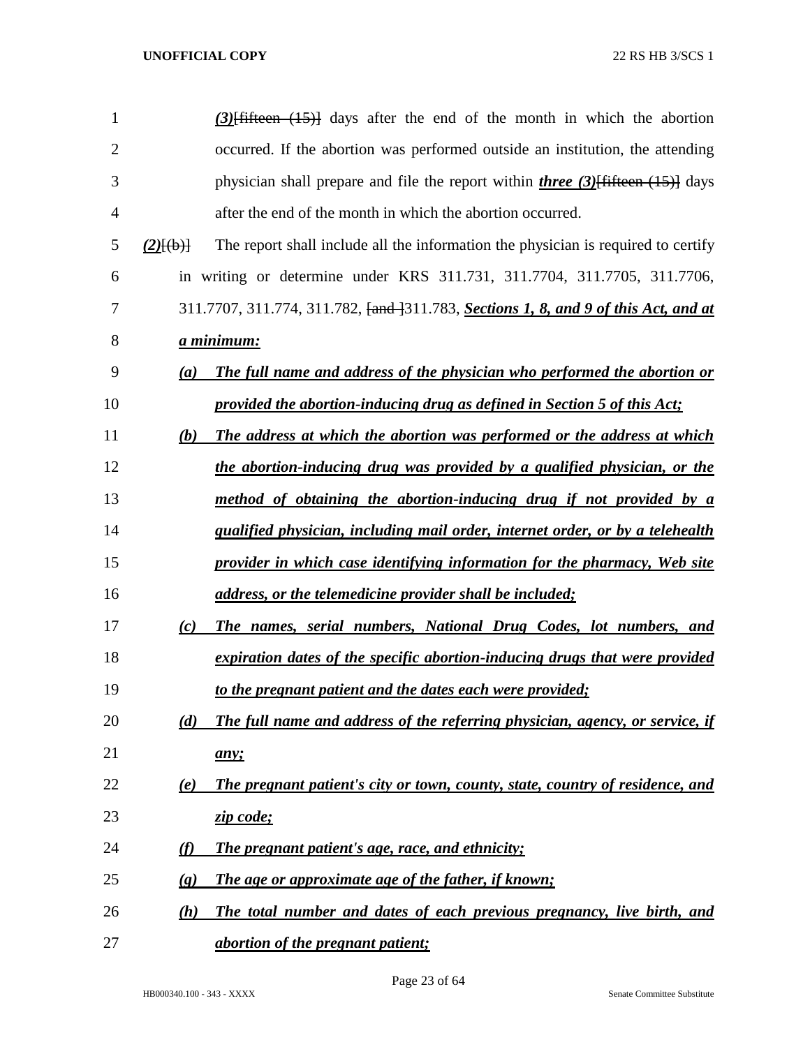*(3)*[fifteen (15)] days after the end of the month in which the abortion occurred. If the abortion was performed outside an institution, the attending physician shall prepare and file the report within ***three (3)***[fifteen (15)] days after the end of the month in which the abortion occurred.

*(2)*[(b)] The report shall include all the information the physician is required to certify in writing or determine under KRS 311.731, 311.7704, 311.7705, 311.7706, 311.7707, 311.774, 311.782, [and ]311.783, ***Sections 1, 8, and 9 of this Act, and at a minimum:***

***(a) The full name and address of the physician who performed the abortion or provided the abortion-inducing drug as defined in Section 5 of this Act;***

***(b) The address at which the abortion was performed or the address at which the abortion-inducing drug was provided by a qualified physician, or the method of obtaining the abortion-inducing drug if not provided by a qualified physician, including mail order, internet order, or by a telehealth provider in which case identifying information for the pharmacy, Web site address, or the telemedicine provider shall be included;***

***(c) The names, serial numbers, National Drug Codes, lot numbers, and expiration dates of the specific abortion-inducing drugs that were provided to the pregnant patient and the dates each were provided;***

***(d) The full name and address of the referring physician, agency, or service, if any;***

***(e) The pregnant patient's city or town, county, state, country of residence, and zip code;***

***(f) The pregnant patient's age, race, and ethnicity;***

***(g) The age or approximate age of the father, if known;***

***(h) The total number and dates of each previous pregnancy, live birth, and abortion of the pregnant patient;***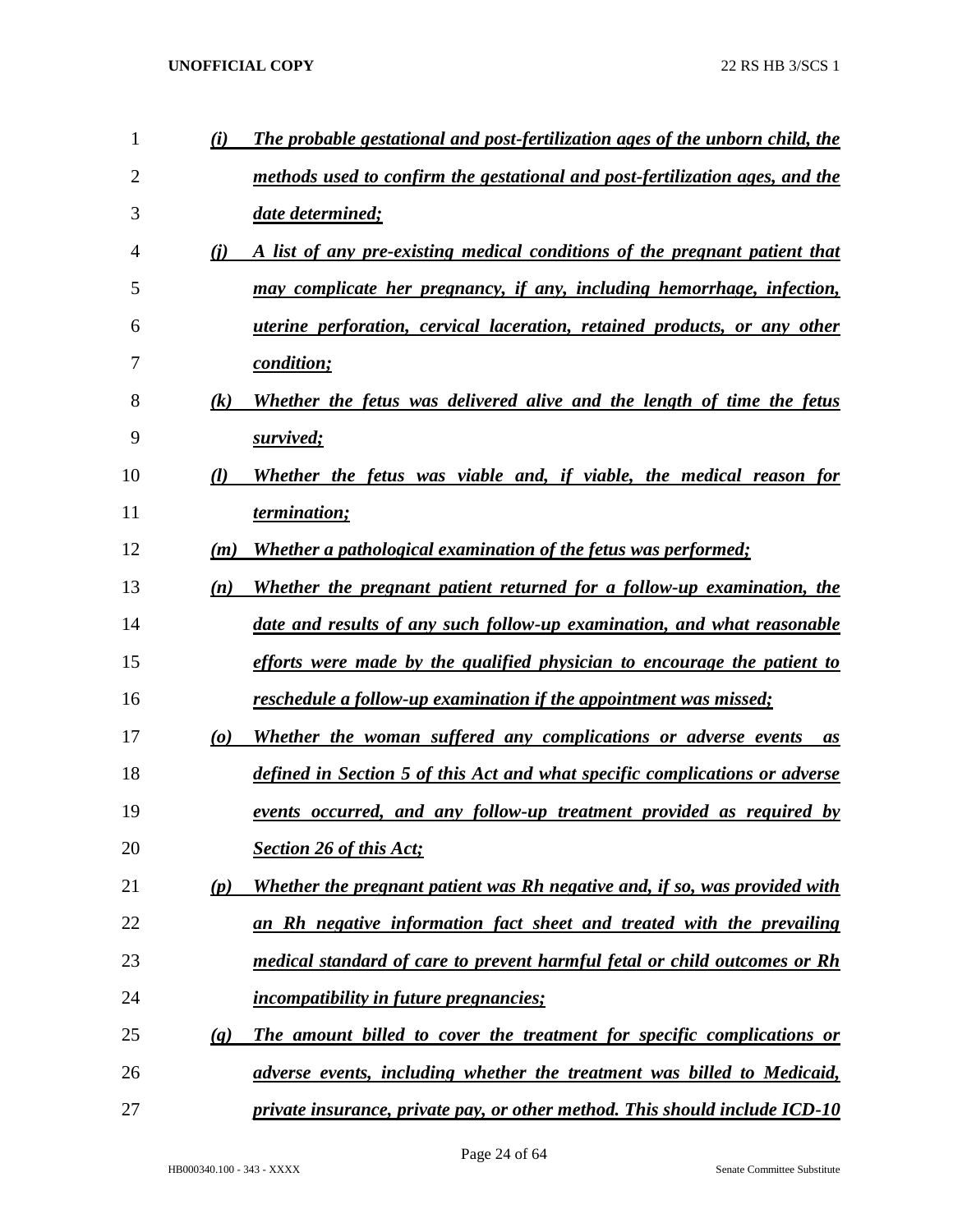*(i)* ***The probable gestational and post-fertilization ages of the unborn child, the methods used to confirm the gestational and post-fertilization ages, and the date determined;***

*(j)* ***A list of any pre-existing medical conditions of the pregnant patient that may complicate her pregnancy, if any, including hemorrhage, infection, uterine perforation, cervical laceration, retained products, or any other condition;***

*(k)* ***Whether the fetus was delivered alive and the length of time the fetus survived;***

*(l)* ***Whether the fetus was viable and, if viable, the medical reason for termination;***

*(m)* ***Whether a pathological examination of the fetus was performed;***

*(n)* ***Whether the pregnant patient returned for a follow-up examination, the date and results of any such follow-up examination, and what reasonable efforts were made by the qualified physician to encourage the patient to reschedule a follow-up examination if the appointment was missed;***

*(o)* ***Whether the woman suffered any complications or adverse events as defined in Section 5 of this Act and what specific complications or adverse events occurred, and any follow-up treatment provided as required by Section 26 of this Act;***

*(p)* ***Whether the pregnant patient was Rh negative and, if so, was provided with an Rh negative information fact sheet and treated with the prevailing medical standard of care to prevent harmful fetal or child outcomes or Rh incompatibility in future pregnancies;***

*(q)* ***The amount billed to cover the treatment for specific complications or adverse events, including whether the treatment was billed to Medicaid, private insurance, private pay, or other method. This should include ICD-10***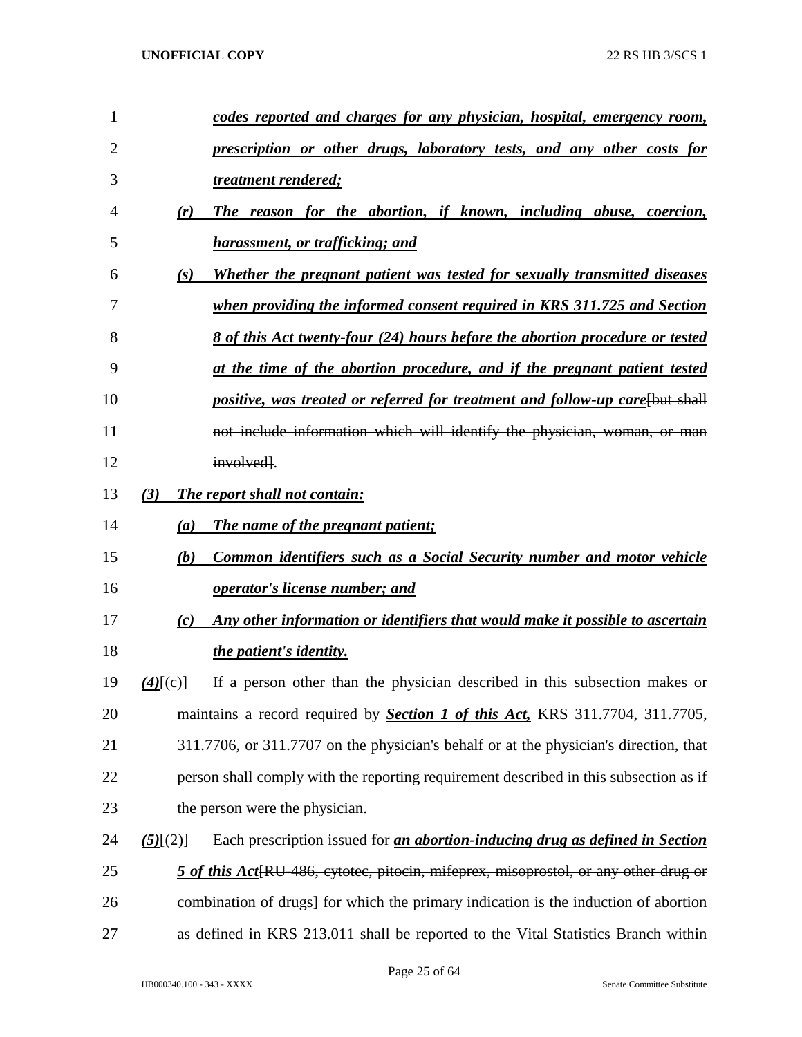1 ***codes reported and charges for any physician, hospital, emergency room,***
2 ***prescription or other drugs, laboratory tests, and any other costs for***
3 ***treatment rendered;***

4 ***(r) The reason for the abortion, if known, including abuse, coercion,***
5 ***harassment, or trafficking; and***

6 ***(s) Whether the pregnant patient was tested for sexually transmitted diseases***
7 ***when providing the informed consent required in KRS 311.725 and Section***
8 ***8 of this Act twenty-four (24) hours before the abortion procedure or tested***
9 ***at the time of the abortion procedure, and if the pregnant patient tested***
10 ***positive, was treated or referred for treatment and follow-up care***~~[but shall~~
11 ~~not include information which will identify the physician, woman, or man~~
12 ~~involved]~~.

13 ***(3) The report shall not contain:***

14 ***(a) The name of the pregnant patient;***

15 ***(b) Common identifiers such as a Social Security number and motor vehicle***
16 ***operator's license number; and***

17 ***(c) Any other information or identifiers that would make it possible to ascertain***
18 ***the patient's identity.***

19 ***(4)***~~[(c)]~~ If a person other than the physician described in this subsection makes or
20 maintains a record required by ***Section 1 of this Act,*** KRS 311.7704, 311.7705,
21 311.7706, or 311.7707 on the physician's behalf or at the physician's direction, that
22 person shall comply with the reporting requirement described in this subsection as if
23 the person were the physician.

24 ***(5)***~~[(2)]~~ Each prescription issued for ***an abortion-inducing drug as defined in Section***
25 ***5 of this Act***~~[RU-486, cytotec, pitocin, mifeprex, misoprostol, or any other drug or~~
26 ~~combination of drugs]~~ for which the primary indication is the induction of abortion
27 as defined in KRS 213.011 shall be reported to the Vital Statistics Branch within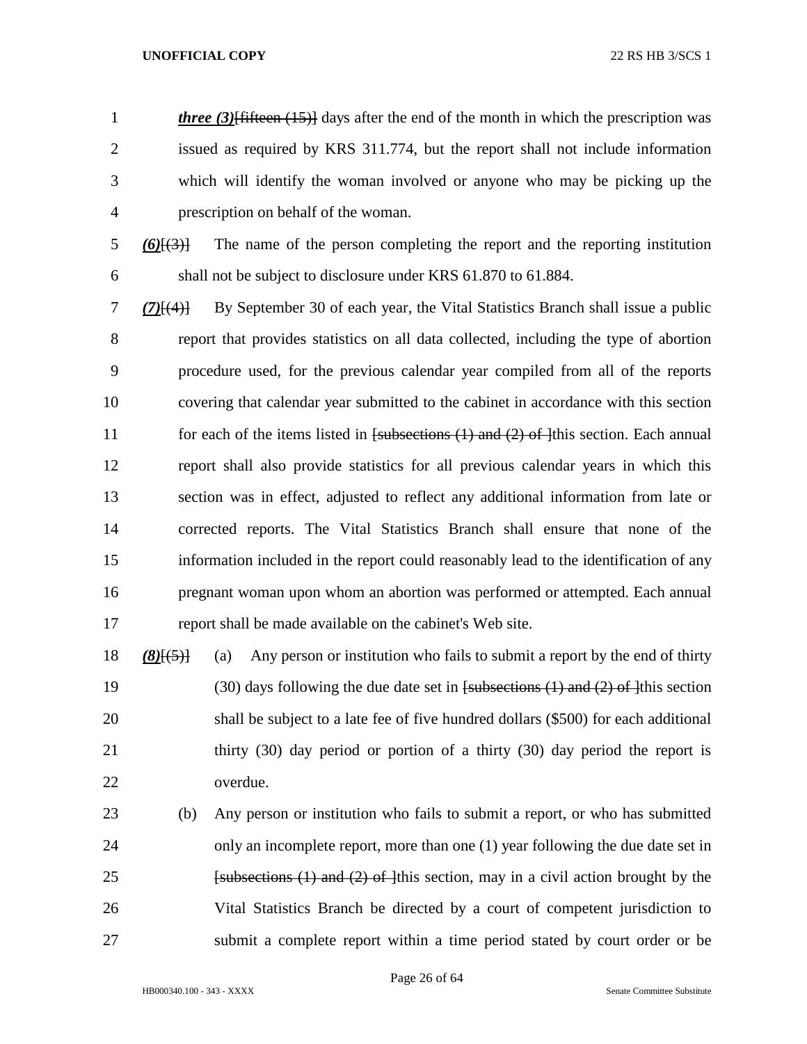*three (3)*[~~fifteen (15)~~] days after the end of the month in which the prescription was issued as required by KRS 311.774, but the report shall not include information which will identify the woman involved or anyone who may be picking up the prescription on behalf of the woman.

*(6)*[~~(3)~~] The name of the person completing the report and the reporting institution shall not be subject to disclosure under KRS 61.870 to 61.884.

*(7)*[~~(4)~~] By September 30 of each year, the Vital Statistics Branch shall issue a public report that provides statistics on all data collected, including the type of abortion procedure used, for the previous calendar year compiled from all of the reports covering that calendar year submitted to the cabinet in accordance with this section for each of the items listed in [~~subsections (1) and (2) of~~ ]this section. Each annual report shall also provide statistics for all previous calendar years in which this section was in effect, adjusted to reflect any additional information from late or corrected reports. The Vital Statistics Branch shall ensure that none of the information included in the report could reasonably lead to the identification of any pregnant woman upon whom an abortion was performed or attempted. Each annual report shall be made available on the cabinet's Web site.

*(8)*[~~(5)~~] (a) Any person or institution who fails to submit a report by the end of thirty (30) days following the due date set in [~~subsections (1) and (2) of~~ ]this section shall be subject to a late fee of five hundred dollars ($500) for each additional thirty (30) day period or portion of a thirty (30) day period the report is overdue.

(b) Any person or institution who fails to submit a report, or who has submitted only an incomplete report, more than one (1) year following the due date set in [~~subsections (1) and (2) of~~ ]this section, may in a civil action brought by the Vital Statistics Branch be directed by a court of competent jurisdiction to submit a complete report within a time period stated by court order or be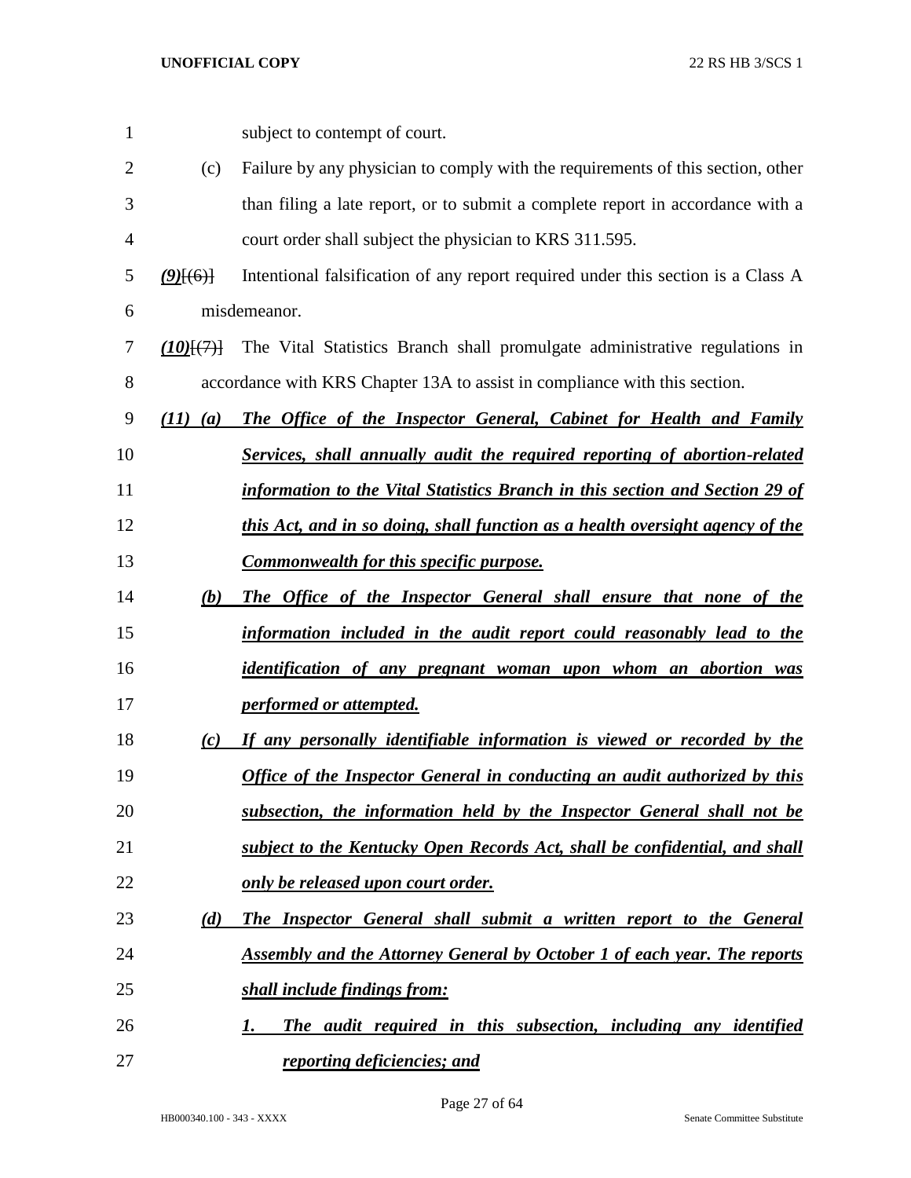subject to contempt of court.

(c) Failure by any physician to comply with the requirements of this section, other than filing a late report, or to submit a complete report in accordance with a court order shall subject the physician to KRS 311.595.

***(9)***~~[(6)]~~ Intentional falsification of any report required under this section is a Class A misdemeanor.

***(10)***~~[(7)]~~ The Vital Statistics Branch shall promulgate administrative regulations in accordance with KRS Chapter 13A to assist in compliance with this section.

***(11) (a) The Office of the Inspector General, Cabinet for Health and Family Services, shall annually audit the required reporting of abortion-related information to the Vital Statistics Branch in this section and Section 29 of this Act, and in so doing, shall function as a health oversight agency of the Commonwealth for this specific purpose.***

***(b) The Office of the Inspector General shall ensure that none of the information included in the audit report could reasonably lead to the identification of any pregnant woman upon whom an abortion was performed or attempted.***

***(c) If any personally identifiable information is viewed or recorded by the Office of the Inspector General in conducting an audit authorized by this subsection, the information held by the Inspector General shall not be subject to the Kentucky Open Records Act, shall be confidential, and shall only be released upon court order.***

***(d) The Inspector General shall submit a written report to the General Assembly and the Attorney General by October 1 of each year. The reports shall include findings from:***

***1. The audit required in this subsection, including any identified reporting deficiencies; and***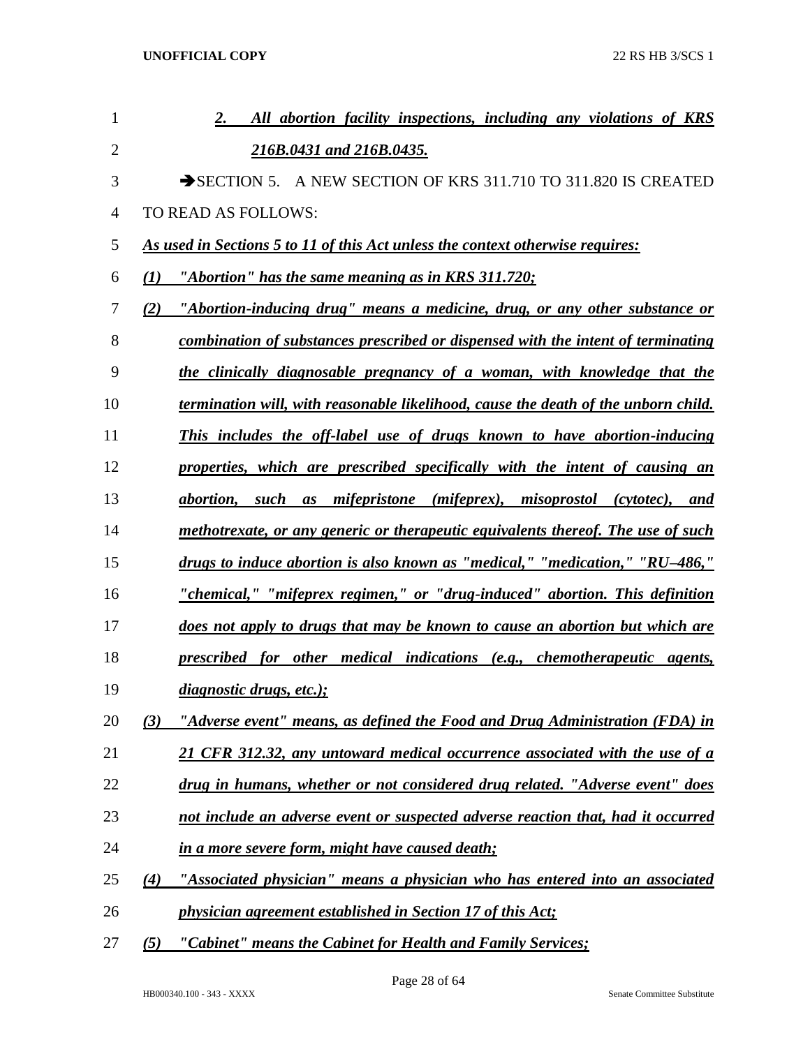*2. All abortion facility inspections, including any violations of KRS 216B.0431 and 216B.0435.*

➔SECTION 5. A NEW SECTION OF KRS 311.710 TO 311.820 IS CREATED TO READ AS FOLLOWS:

*As used in Sections 5 to 11 of this Act unless the context otherwise requires:*

*(1) "Abortion" has the same meaning as in KRS 311.720;*

*(2) "Abortion-inducing drug" means a medicine, drug, or any other substance or combination of substances prescribed or dispensed with the intent of terminating the clinically diagnosable pregnancy of a woman, with knowledge that the termination will, with reasonable likelihood, cause the death of the unborn child. This includes the off-label use of drugs known to have abortion-inducing properties, which are prescribed specifically with the intent of causing an abortion, such as mifepristone (mifeprex), misoprostol (cytotec), and methotrexate, or any generic or therapeutic equivalents thereof. The use of such drugs to induce abortion is also known as "medical," "medication," "RU–486," "chemical," "mifeprex regimen," or "drug-induced" abortion. This definition does not apply to drugs that may be known to cause an abortion but which are prescribed for other medical indications (e.g., chemotherapeutic agents, diagnostic drugs, etc.);*

*(3) "Adverse event" means, as defined the Food and Drug Administration (FDA) in 21 CFR 312.32, any untoward medical occurrence associated with the use of a drug in humans, whether or not considered drug related. "Adverse event" does not include an adverse event or suspected adverse reaction that, had it occurred in a more severe form, might have caused death;*

*(4) "Associated physician" means a physician who has entered into an associated physician agreement established in Section 17 of this Act;*

*(5) "Cabinet" means the Cabinet for Health and Family Services;*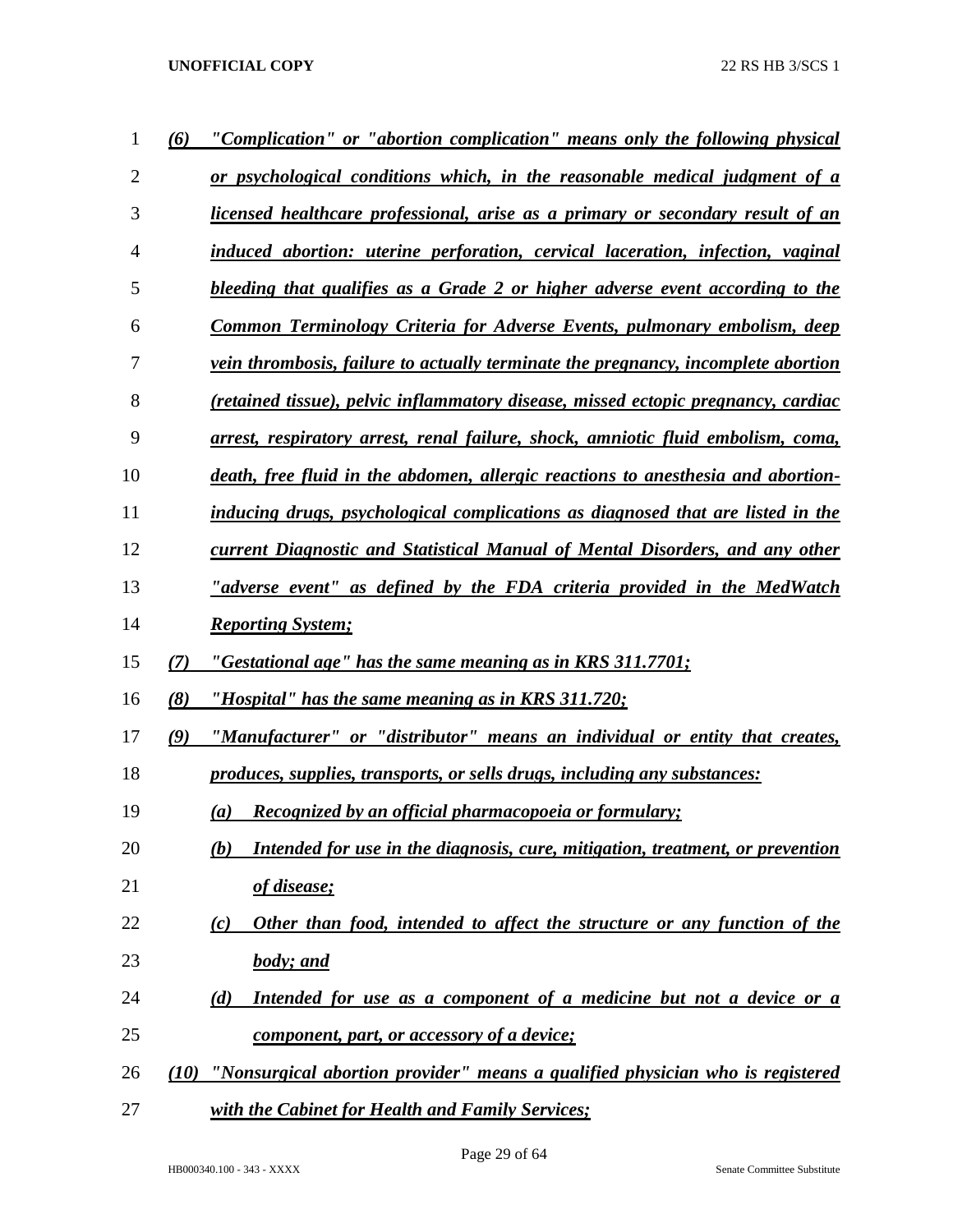*(6) "Complication" or "abortion complication" means only the following physical or psychological conditions which, in the reasonable medical judgment of a licensed healthcare professional, arise as a primary or secondary result of an induced abortion: uterine perforation, cervical laceration, infection, vaginal bleeding that qualifies as a Grade 2 or higher adverse event according to the Common Terminology Criteria for Adverse Events, pulmonary embolism, deep vein thrombosis, failure to actually terminate the pregnancy, incomplete abortion (retained tissue), pelvic inflammatory disease, missed ectopic pregnancy, cardiac arrest, respiratory arrest, renal failure, shock, amniotic fluid embolism, coma, death, free fluid in the abdomen, allergic reactions to anesthesia and abortion-inducing drugs, psychological complications as diagnosed that are listed in the current Diagnostic and Statistical Manual of Mental Disorders, and any other "adverse event" as defined by the FDA criteria provided in the MedWatch Reporting System;*

*(7) "Gestational age" has the same meaning as in KRS 311.7701;*

*(8) "Hospital" has the same meaning as in KRS 311.720;*

*(9) "Manufacturer" or "distributor" means an individual or entity that creates, produces, supplies, transports, or sells drugs, including any substances:*

- *(a) Recognized by an official pharmacopoeia or formulary;*
- *(b) Intended for use in the diagnosis, cure, mitigation, treatment, or prevention of disease;*
- *(c) Other than food, intended to affect the structure or any function of the body; and*
- *(d) Intended for use as a component of a medicine but not a device or a component, part, or accessory of a device;*

*(10) "Nonsurgical abortion provider" means a qualified physician who is registered with the Cabinet for Health and Family Services;*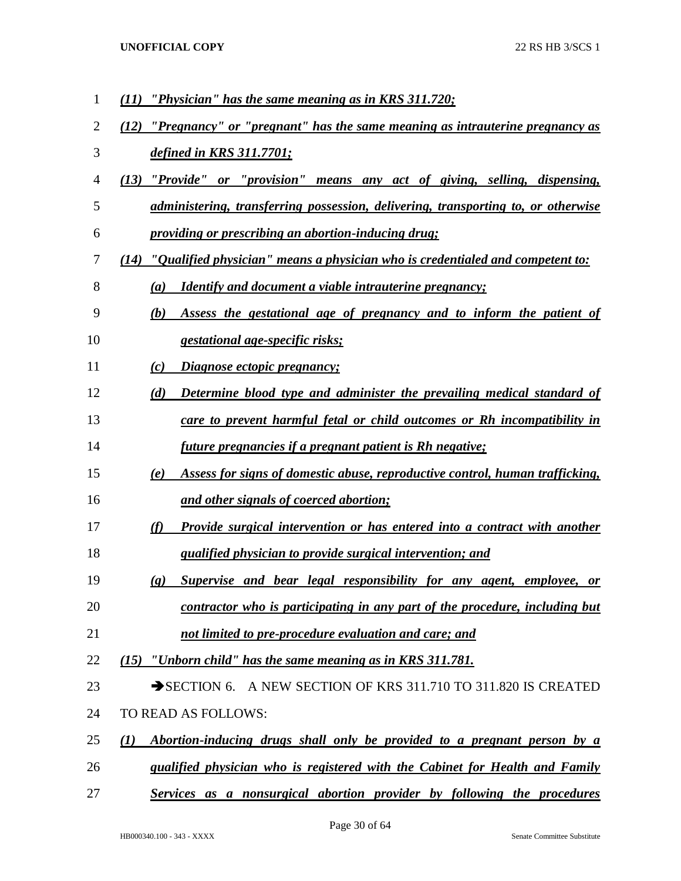*(11) "Physician" has the same meaning as in KRS 311.720;*

*(12) "Pregnancy" or "pregnant" has the same meaning as intrauterine pregnancy as defined in KRS 311.7701;*

*(13) "Provide" or "provision" means any act of giving, selling, dispensing, administering, transferring possession, delivering, transporting to, or otherwise providing or prescribing an abortion-inducing drug;*

*(14) "Qualified physician" means a physician who is credentialed and competent to:*

*(a) Identify and document a viable intrauterine pregnancy;*

*(b) Assess the gestational age of pregnancy and to inform the patient of gestational age-specific risks;*

*(c) Diagnose ectopic pregnancy;*

*(d) Determine blood type and administer the prevailing medical standard of care to prevent harmful fetal or child outcomes or Rh incompatibility in future pregnancies if a pregnant patient is Rh negative;*

*(e) Assess for signs of domestic abuse, reproductive control, human trafficking, and other signals of coerced abortion;*

*(f) Provide surgical intervention or has entered into a contract with another qualified physician to provide surgical intervention; and*

*(g) Supervise and bear legal responsibility for any agent, employee, or contractor who is participating in any part of the procedure, including but not limited to pre-procedure evaluation and care; and*

*(15) "Unborn child" has the same meaning as in KRS 311.781.*

➔SECTION 6. A NEW SECTION OF KRS 311.710 TO 311.820 IS CREATED TO READ AS FOLLOWS:

*(1) Abortion-inducing drugs shall only be provided to a pregnant person by a qualified physician who is registered with the Cabinet for Health and Family Services as a nonsurgical abortion provider by following the procedures*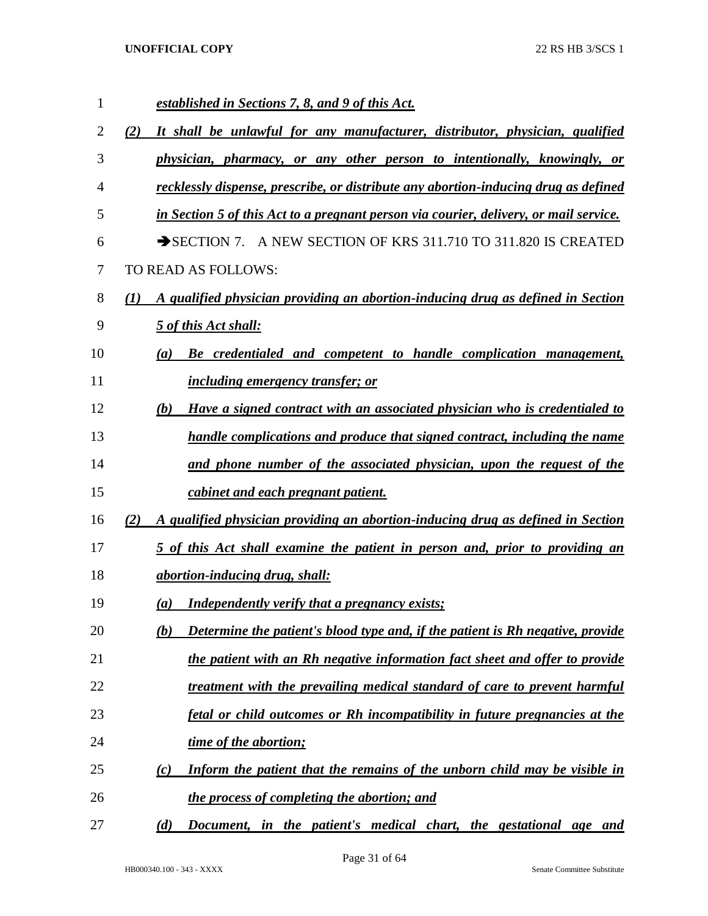***established in Sections 7, 8, and 9 of this Act.***

***(2) It shall be unlawful for any manufacturer, distributor, physician, qualified physician, pharmacy, or any other person to intentionally, knowingly, or recklessly dispense, prescribe, or distribute any abortion-inducing drug as defined in Section 5 of this Act to a pregnant person via courier, delivery, or mail service.***

➔SECTION 7. A NEW SECTION OF KRS 311.710 TO 311.820 IS CREATED TO READ AS FOLLOWS:

***(1) A qualified physician providing an abortion-inducing drug as defined in Section 5 of this Act shall:***

***(a) Be credentialed and competent to handle complication management, including emergency transfer; or***

***(b) Have a signed contract with an associated physician who is credentialed to handle complications and produce that signed contract, including the name and phone number of the associated physician, upon the request of the cabinet and each pregnant patient.***

***(2) A qualified physician providing an abortion-inducing drug as defined in Section 5 of this Act shall examine the patient in person and, prior to providing an abortion-inducing drug, shall:***

***(a) Independently verify that a pregnancy exists;***

***(b) Determine the patient's blood type and, if the patient is Rh negative, provide the patient with an Rh negative information fact sheet and offer to provide treatment with the prevailing medical standard of care to prevent harmful fetal or child outcomes or Rh incompatibility in future pregnancies at the time of the abortion;***

***(c) Inform the patient that the remains of the unborn child may be visible in the process of completing the abortion; and***

***(d) Document, in the patient's medical chart, the gestational age and***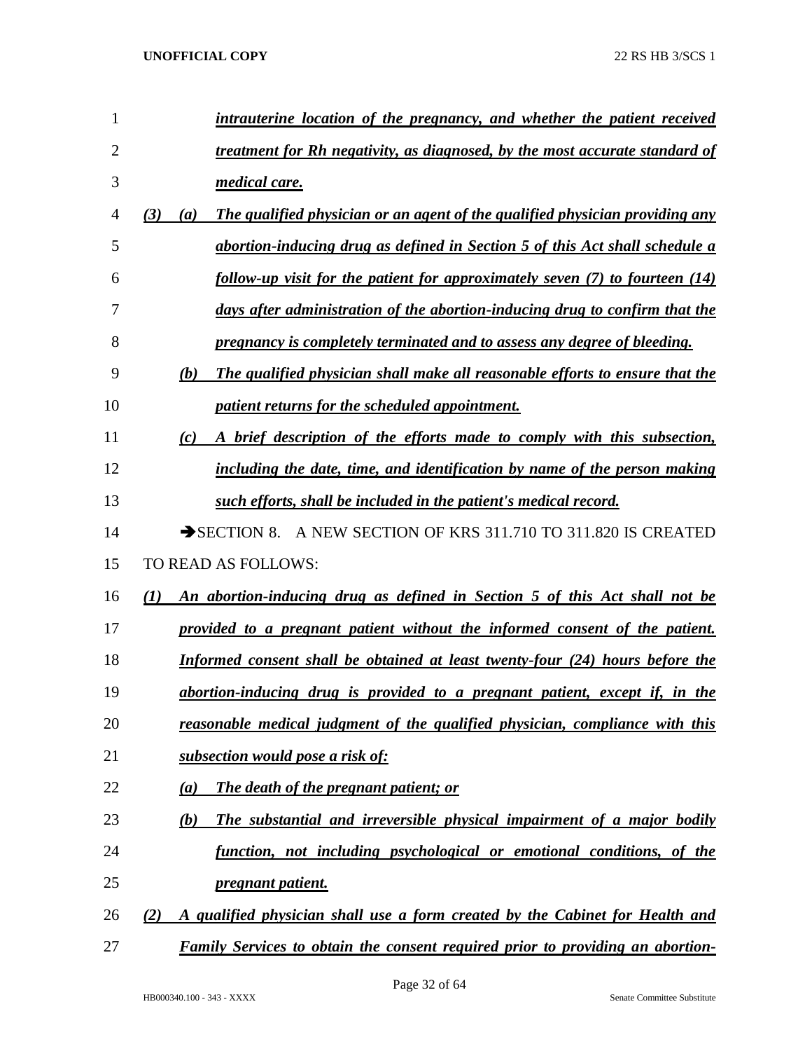*intrauterine location of the pregnancy, and whether the patient received treatment for Rh negativity, as diagnosed, by the most accurate standard of medical care.*

*(3) (a) The qualified physician or an agent of the qualified physician providing any abortion-inducing drug as defined in Section 5 of this Act shall schedule a follow-up visit for the patient for approximately seven (7) to fourteen (14) days after administration of the abortion-inducing drug to confirm that the pregnancy is completely terminated and to assess any degree of bleeding.*

*(b) The qualified physician shall make all reasonable efforts to ensure that the patient returns for the scheduled appointment.*

*(c) A brief description of the efforts made to comply with this subsection, including the date, time, and identification by name of the person making such efforts, shall be included in the patient's medical record.*

➔SECTION 8. A NEW SECTION OF KRS 311.710 TO 311.820 IS CREATED TO READ AS FOLLOWS:

*(1) An abortion-inducing drug as defined in Section 5 of this Act shall not be provided to a pregnant patient without the informed consent of the patient. Informed consent shall be obtained at least twenty-four (24) hours before the abortion-inducing drug is provided to a pregnant patient, except if, in the reasonable medical judgment of the qualified physician, compliance with this subsection would pose a risk of:*

*(a) The death of the pregnant patient; or*

*(b) The substantial and irreversible physical impairment of a major bodily function, not including psychological or emotional conditions, of the pregnant patient.*

*(2) A qualified physician shall use a form created by the Cabinet for Health and Family Services to obtain the consent required prior to providing an abortion-*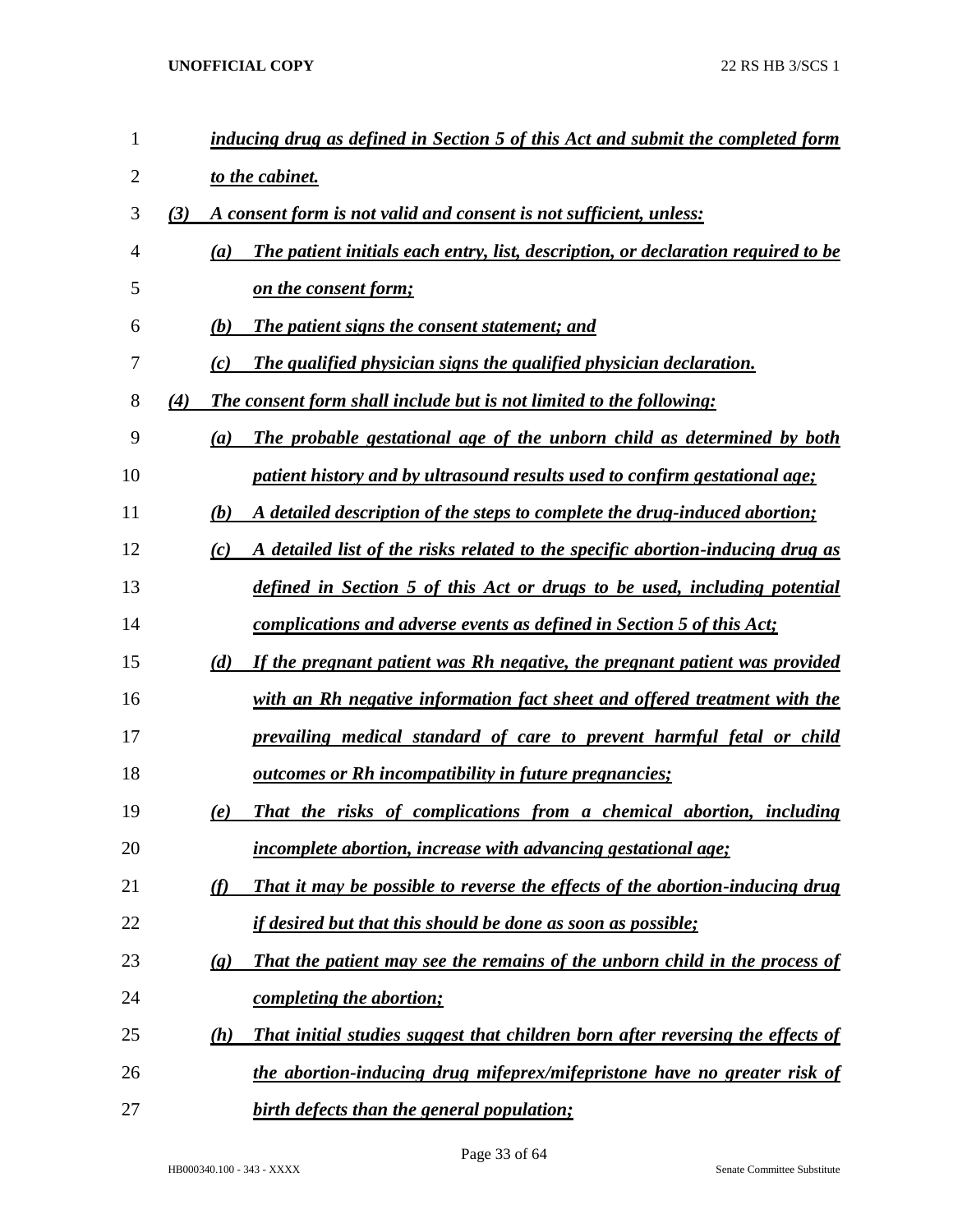*inducing drug as defined in Section 5 of this Act and submit the completed form to the cabinet.*

*(3) A consent form is not valid and consent is not sufficient, unless:*

*(a) The patient initials each entry, list, description, or declaration required to be on the consent form;*

*(b) The patient signs the consent statement; and*

*(c) The qualified physician signs the qualified physician declaration.*

*(4) The consent form shall include but is not limited to the following:*

*(a) The probable gestational age of the unborn child as determined by both patient history and by ultrasound results used to confirm gestational age;*

*(b) A detailed description of the steps to complete the drug-induced abortion;*

*(c) A detailed list of the risks related to the specific abortion-inducing drug as defined in Section 5 of this Act or drugs to be used, including potential complications and adverse events as defined in Section 5 of this Act;*

*(d) If the pregnant patient was Rh negative, the pregnant patient was provided with an Rh negative information fact sheet and offered treatment with the prevailing medical standard of care to prevent harmful fetal or child outcomes or Rh incompatibility in future pregnancies;*

*(e) That the risks of complications from a chemical abortion, including incomplete abortion, increase with advancing gestational age;*

*(f) That it may be possible to reverse the effects of the abortion-inducing drug if desired but that this should be done as soon as possible;*

*(g) That the patient may see the remains of the unborn child in the process of completing the abortion;*

*(h) That initial studies suggest that children born after reversing the effects of the abortion-inducing drug mifeprex/mifepristone have no greater risk of birth defects than the general population;*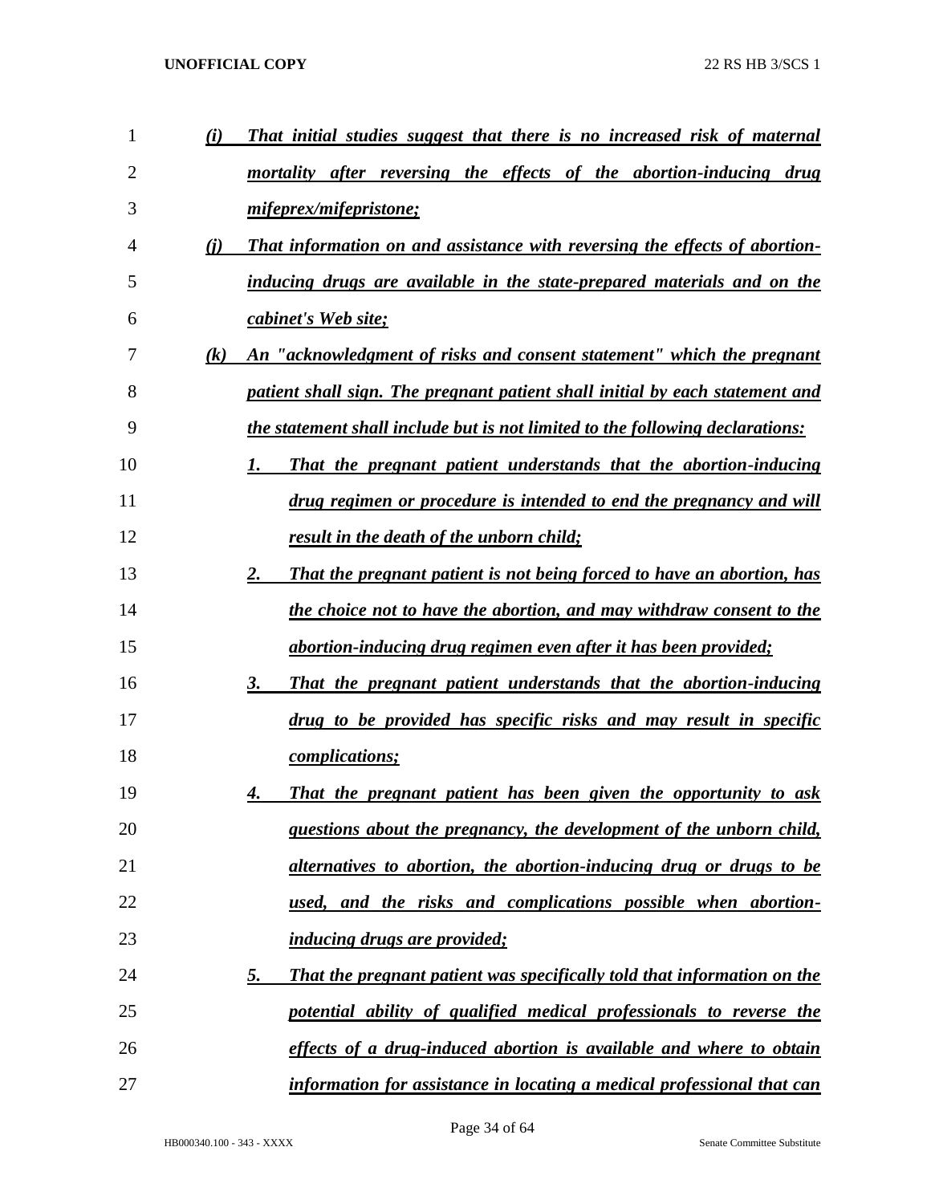*(i) That initial studies suggest that there is no increased risk of maternal mortality after reversing the effects of the abortion-inducing drug mifeprex/mifepristone;*

*(j) That information on and assistance with reversing the effects of abortion-inducing drugs are available in the state-prepared materials and on the cabinet's Web site;*

*(k) An "acknowledgment of risks and consent statement" which the pregnant patient shall sign. The pregnant patient shall initial by each statement and the statement shall include but is not limited to the following declarations:*

*1. That the pregnant patient understands that the abortion-inducing drug regimen or procedure is intended to end the pregnancy and will result in the death of the unborn child;*

*2. That the pregnant patient is not being forced to have an abortion, has the choice not to have the abortion, and may withdraw consent to the abortion-inducing drug regimen even after it has been provided;*

*3. That the pregnant patient understands that the abortion-inducing drug to be provided has specific risks and may result in specific complications;*

*4. That the pregnant patient has been given the opportunity to ask questions about the pregnancy, the development of the unborn child, alternatives to abortion, the abortion-inducing drug or drugs to be used, and the risks and complications possible when abortion-inducing drugs are provided;*

*5. That the pregnant patient was specifically told that information on the potential ability of qualified medical professionals to reverse the effects of a drug-induced abortion is available and where to obtain information for assistance in locating a medical professional that can*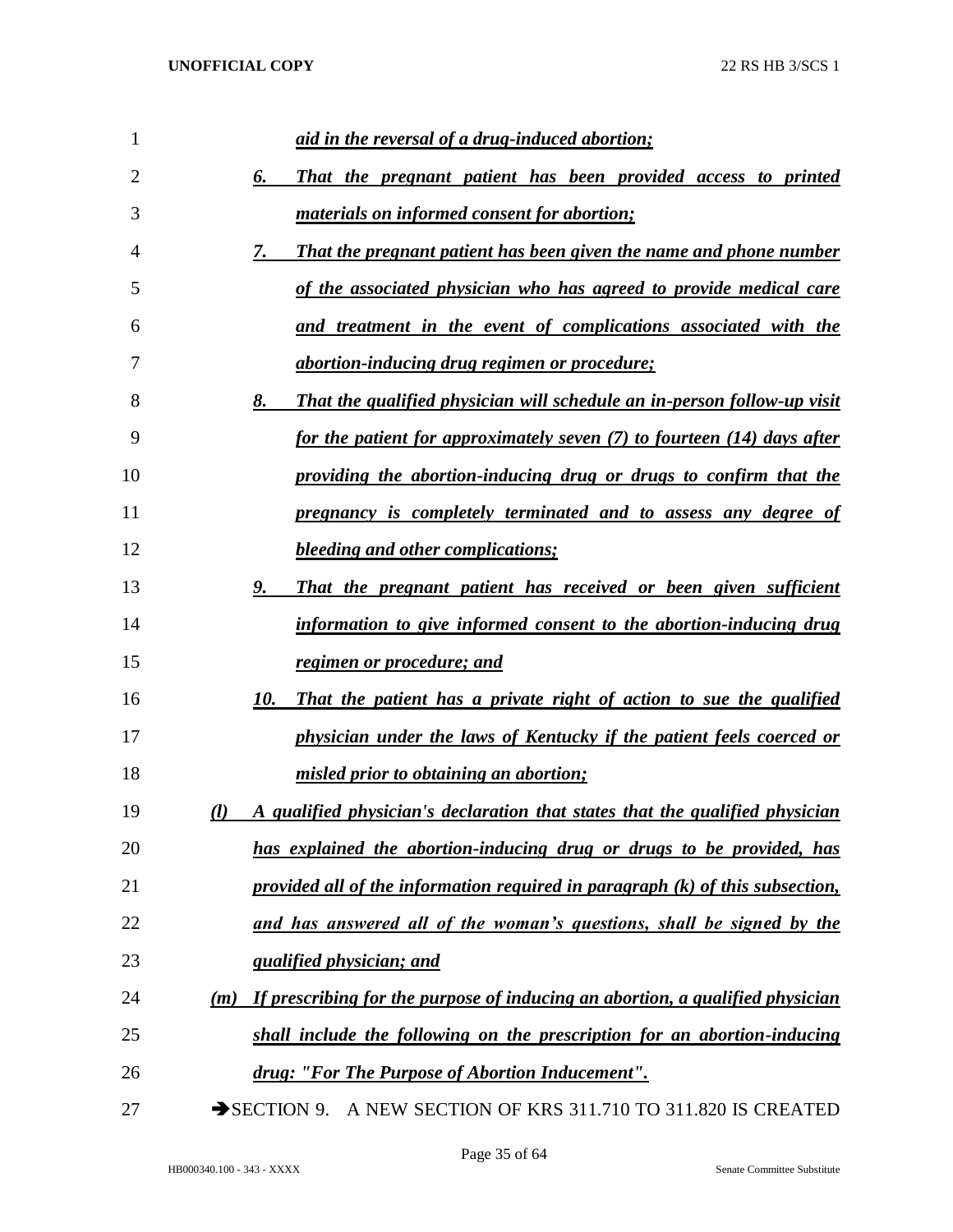*aid in the reversal of a drug-induced abortion;*

6. *That the pregnant patient has been provided access to printed materials on informed consent for abortion;*

7. *That the pregnant patient has been given the name and phone number of the associated physician who has agreed to provide medical care and treatment in the event of complications associated with the abortion-inducing drug regimen or procedure;*

8. *That the qualified physician will schedule an in-person follow-up visit for the patient for approximately seven (7) to fourteen (14) days after providing the abortion-inducing drug or drugs to confirm that the pregnancy is completely terminated and to assess any degree of bleeding and other complications;*

9. *That the pregnant patient has received or been given sufficient information to give informed consent to the abortion-inducing drug regimen or procedure; and*

10. *That the patient has a private right of action to sue the qualified physician under the laws of Kentucky if the patient feels coerced or misled prior to obtaining an abortion;*

*(l) A qualified physician's declaration that states that the qualified physician has explained the abortion-inducing drug or drugs to be provided, has provided all of the information required in paragraph (k) of this subsection, and has answered all of the woman's questions, shall be signed by the qualified physician; and*

*(m) If prescribing for the purpose of inducing an abortion, a qualified physician shall include the following on the prescription for an abortion-inducing drug: "For The Purpose of Abortion Inducement".*

➔SECTION 9. A NEW SECTION OF KRS 311.710 TO 311.820 IS CREATED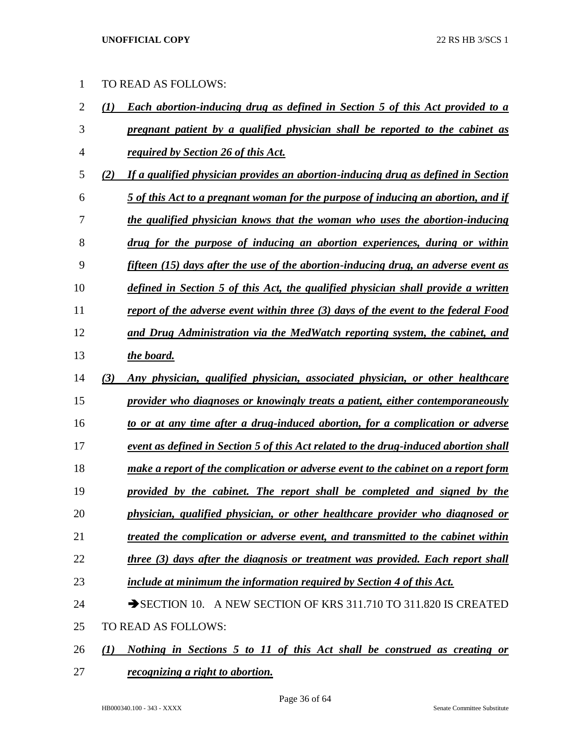TO READ AS FOLLOWS:

***(1) Each abortion-inducing drug as defined in Section 5 of this Act provided to a pregnant patient by a qualified physician shall be reported to the cabinet as required by Section 26 of this Act.***

***(2) If a qualified physician provides an abortion-inducing drug as defined in Section 5 of this Act to a pregnant woman for the purpose of inducing an abortion, and if the qualified physician knows that the woman who uses the abortion-inducing drug for the purpose of inducing an abortion experiences, during or within fifteen (15) days after the use of the abortion-inducing drug, an adverse event as defined in Section 5 of this Act, the qualified physician shall provide a written report of the adverse event within three (3) days of the event to the federal Food and Drug Administration via the MedWatch reporting system, the cabinet, and the board.***

***(3) Any physician, qualified physician, associated physician, or other healthcare provider who diagnoses or knowingly treats a patient, either contemporaneously to or at any time after a drug-induced abortion, for a complication or adverse event as defined in Section 5 of this Act related to the drug-induced abortion shall make a report of the complication or adverse event to the cabinet on a report form provided by the cabinet. The report shall be completed and signed by the physician, qualified physician, or other healthcare provider who diagnosed or treated the complication or adverse event, and transmitted to the cabinet within three (3) days after the diagnosis or treatment was provided. Each report shall include at minimum the information required by Section 4 of this Act.***

➔SECTION 10. A NEW SECTION OF KRS 311.710 TO 311.820 IS CREATED TO READ AS FOLLOWS:

***(1) Nothing in Sections 5 to 11 of this Act shall be construed as creating or recognizing a right to abortion.***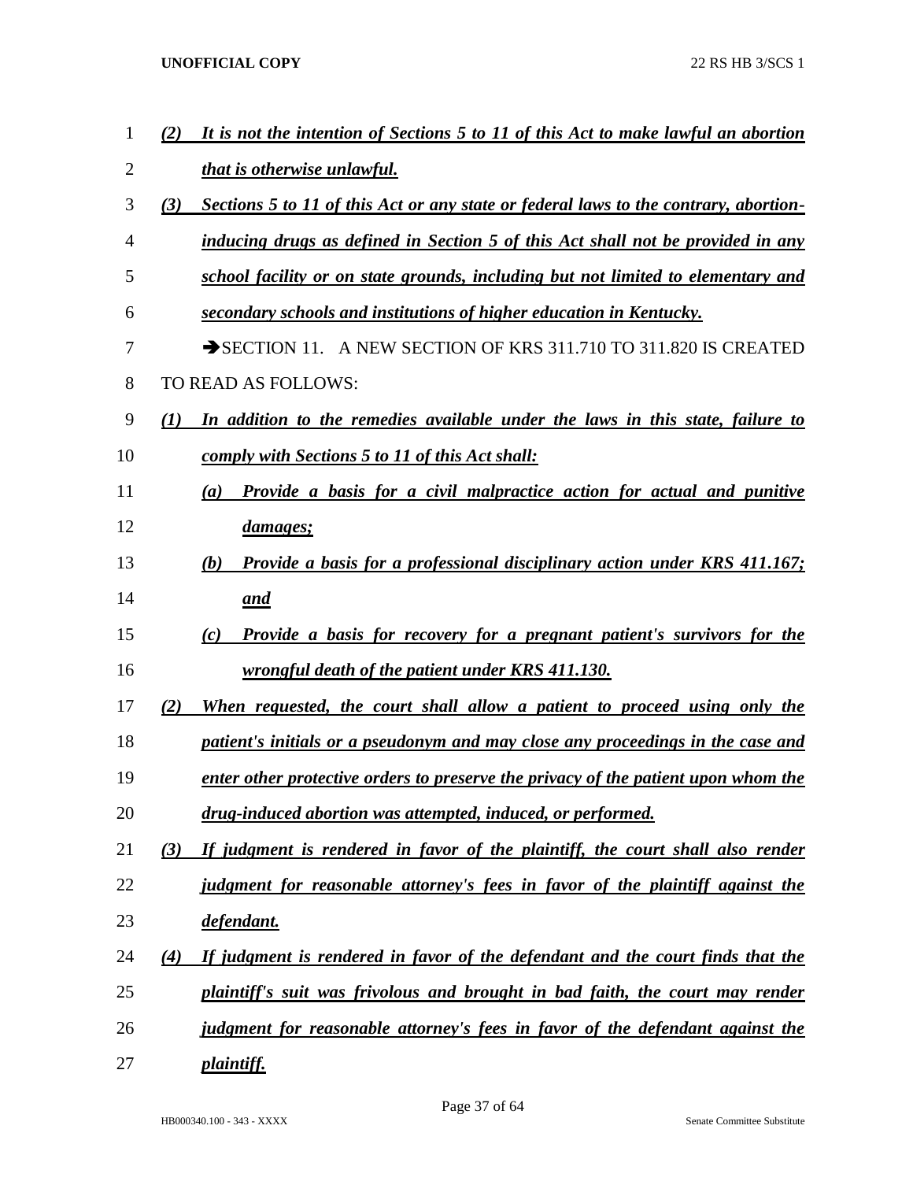***(2) It is not the intention of Sections 5 to 11 of this Act to make lawful an abortion that is otherwise unlawful.***

***(3) Sections 5 to 11 of this Act or any state or federal laws to the contrary, abortion-inducing drugs as defined in Section 5 of this Act shall not be provided in any school facility or on state grounds, including but not limited to elementary and secondary schools and institutions of higher education in Kentucky.***

➔SECTION 11. A NEW SECTION OF KRS 311.710 TO 311.820 IS CREATED TO READ AS FOLLOWS:

***(1) In addition to the remedies available under the laws in this state, failure to comply with Sections 5 to 11 of this Act shall:***

***(a) Provide a basis for a civil malpractice action for actual and punitive damages;***

***(b) Provide a basis for a professional disciplinary action under KRS 411.167; and***

***(c) Provide a basis for recovery for a pregnant patient's survivors for the wrongful death of the patient under KRS 411.130.***

***(2) When requested, the court shall allow a patient to proceed using only the patient's initials or a pseudonym and may close any proceedings in the case and enter other protective orders to preserve the privacy of the patient upon whom the drug-induced abortion was attempted, induced, or performed.***

***(3) If judgment is rendered in favor of the plaintiff, the court shall also render judgment for reasonable attorney's fees in favor of the plaintiff against the defendant.***

***(4) If judgment is rendered in favor of the defendant and the court finds that the plaintiff's suit was frivolous and brought in bad faith, the court may render judgment for reasonable attorney's fees in favor of the defendant against the plaintiff.***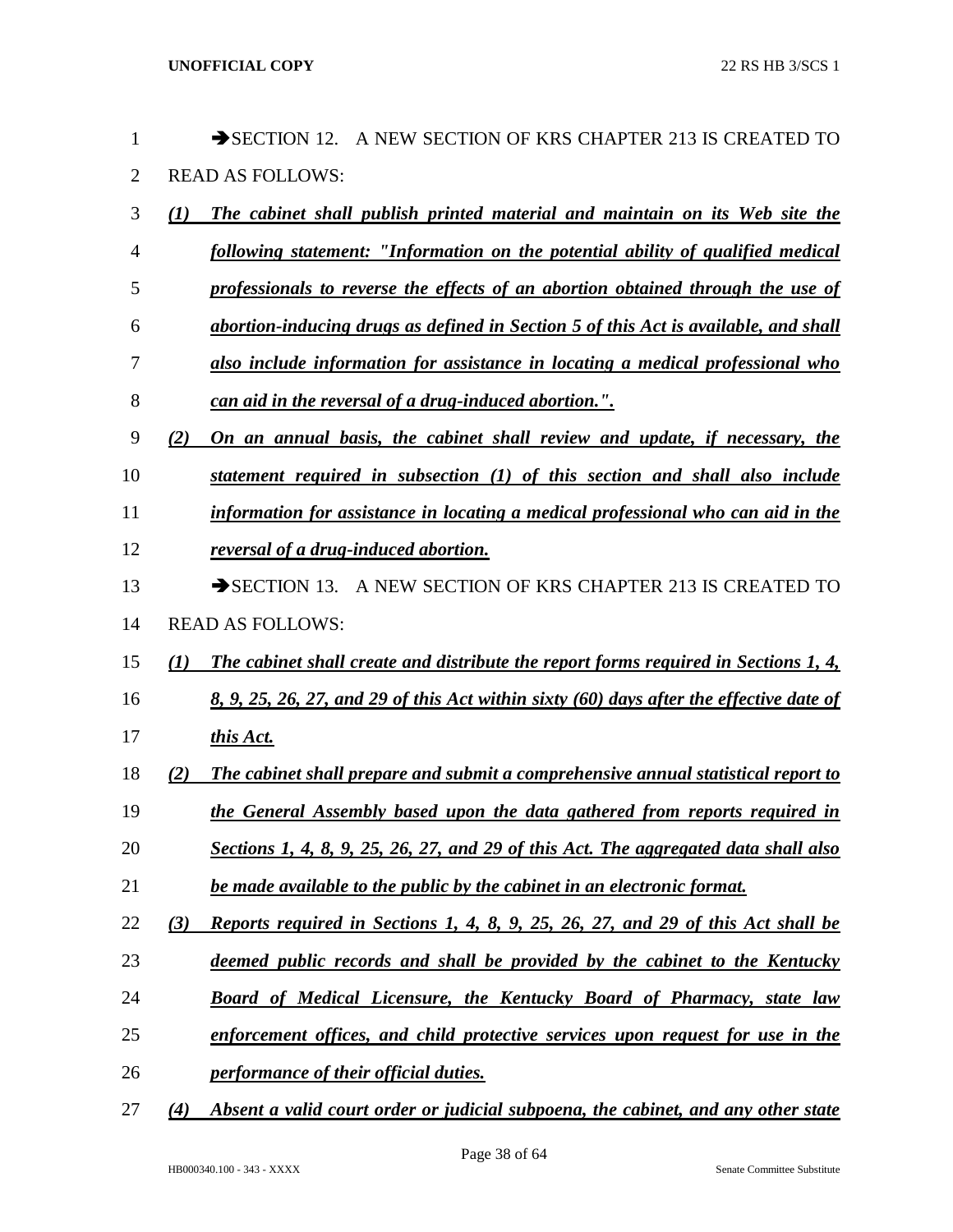➔SECTION 12. A NEW SECTION OF KRS CHAPTER 213 IS CREATED TO READ AS FOLLOWS:

***(1) The cabinet shall publish printed material and maintain on its Web site the following statement: "Information on the potential ability of qualified medical professionals to reverse the effects of an abortion obtained through the use of abortion-inducing drugs as defined in Section 5 of this Act is available, and shall also include information for assistance in locating a medical professional who can aid in the reversal of a drug-induced abortion.".***

***(2) On an annual basis, the cabinet shall review and update, if necessary, the statement required in subsection (1) of this section and shall also include information for assistance in locating a medical professional who can aid in the reversal of a drug-induced abortion.***

➔SECTION 13. A NEW SECTION OF KRS CHAPTER 213 IS CREATED TO READ AS FOLLOWS:

***(1) The cabinet shall create and distribute the report forms required in Sections 1, 4, 8, 9, 25, 26, 27, and 29 of this Act within sixty (60) days after the effective date of this Act.***

***(2) The cabinet shall prepare and submit a comprehensive annual statistical report to the General Assembly based upon the data gathered from reports required in Sections 1, 4, 8, 9, 25, 26, 27, and 29 of this Act. The aggregated data shall also be made available to the public by the cabinet in an electronic format.***

***(3) Reports required in Sections 1, 4, 8, 9, 25, 26, 27, and 29 of this Act shall be deemed public records and shall be provided by the cabinet to the Kentucky Board of Medical Licensure, the Kentucky Board of Pharmacy, state law enforcement offices, and child protective services upon request for use in the performance of their official duties.***

***(4) Absent a valid court order or judicial subpoena, the cabinet, and any other state***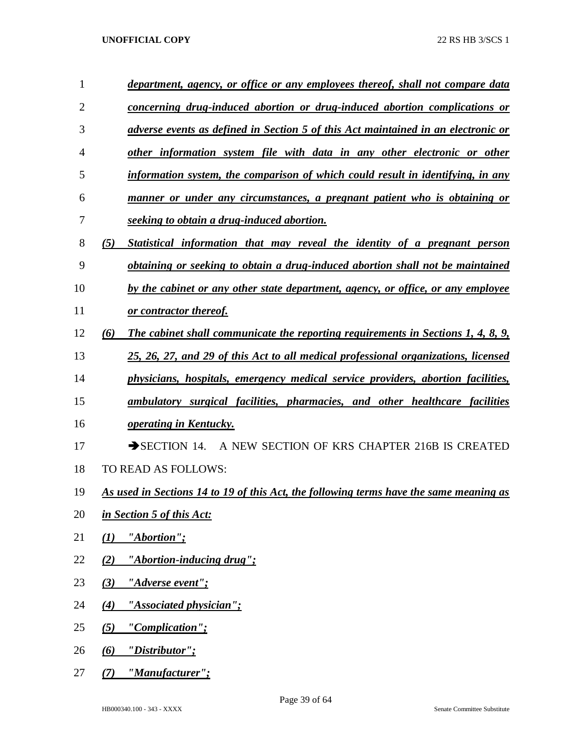***department, agency, or office or any employees thereof, shall not compare data concerning drug-induced abortion or drug-induced abortion complications or adverse events as defined in Section 5 of this Act maintained in an electronic or other information system file with data in any other electronic or other information system, the comparison of which could result in identifying, in any manner or under any circumstances, a pregnant patient who is obtaining or seeking to obtain a drug-induced abortion.***

***(5) Statistical information that may reveal the identity of a pregnant person obtaining or seeking to obtain a drug-induced abortion shall not be maintained by the cabinet or any other state department, agency, or office, or any employee or contractor thereof.***

***(6) The cabinet shall communicate the reporting requirements in Sections 1, 4, 8, 9, 25, 26, 27, and 29 of this Act to all medical professional organizations, licensed physicians, hospitals, emergency medical service providers, abortion facilities, ambulatory surgical facilities, pharmacies, and other healthcare facilities operating in Kentucky.***

➔SECTION 14. A NEW SECTION OF KRS CHAPTER 216B IS CREATED TO READ AS FOLLOWS:

***As used in Sections 14 to 19 of this Act, the following terms have the same meaning as in Section 5 of this Act:***

***(1) "Abortion";***

***(2) "Abortion-inducing drug";***

***(3) "Adverse event";***

***(4) "Associated physician";***

***(5) "Complication";***

***(6) "Distributor";***

***(7) "Manufacturer";***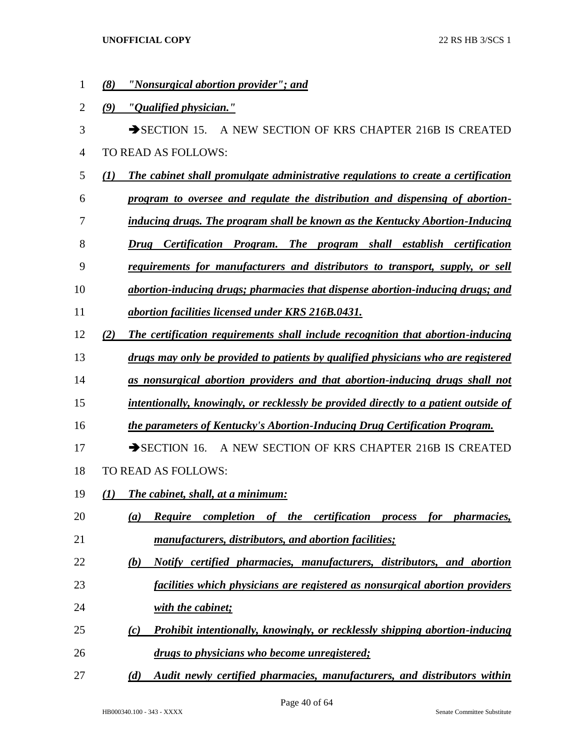*(8) "Nonsurgical abortion provider"; and*

*(9) "Qualified physician."*

➔SECTION 15. A NEW SECTION OF KRS CHAPTER 216B IS CREATED TO READ AS FOLLOWS:

*(1) The cabinet shall promulgate administrative regulations to create a certification program to oversee and regulate the distribution and dispensing of abortion-inducing drugs. The program shall be known as the Kentucky Abortion-Inducing Drug Certification Program. The program shall establish certification requirements for manufacturers and distributors to transport, supply, or sell abortion-inducing drugs; pharmacies that dispense abortion-inducing drugs; and abortion facilities licensed under KRS 216B.0431.*

*(2) The certification requirements shall include recognition that abortion-inducing drugs may only be provided to patients by qualified physicians who are registered as nonsurgical abortion providers and that abortion-inducing drugs shall not intentionally, knowingly, or recklessly be provided directly to a patient outside of the parameters of Kentucky's Abortion-Inducing Drug Certification Program.*

➔SECTION 16. A NEW SECTION OF KRS CHAPTER 216B IS CREATED TO READ AS FOLLOWS:

*(1) The cabinet, shall, at a minimum:*

*(a) Require completion of the certification process for pharmacies, manufacturers, distributors, and abortion facilities;*

*(b) Notify certified pharmacies, manufacturers, distributors, and abortion facilities which physicians are registered as nonsurgical abortion providers with the cabinet;*

*(c) Prohibit intentionally, knowingly, or recklessly shipping abortion-inducing drugs to physicians who become unregistered;*

*(d) Audit newly certified pharmacies, manufacturers, and distributors within*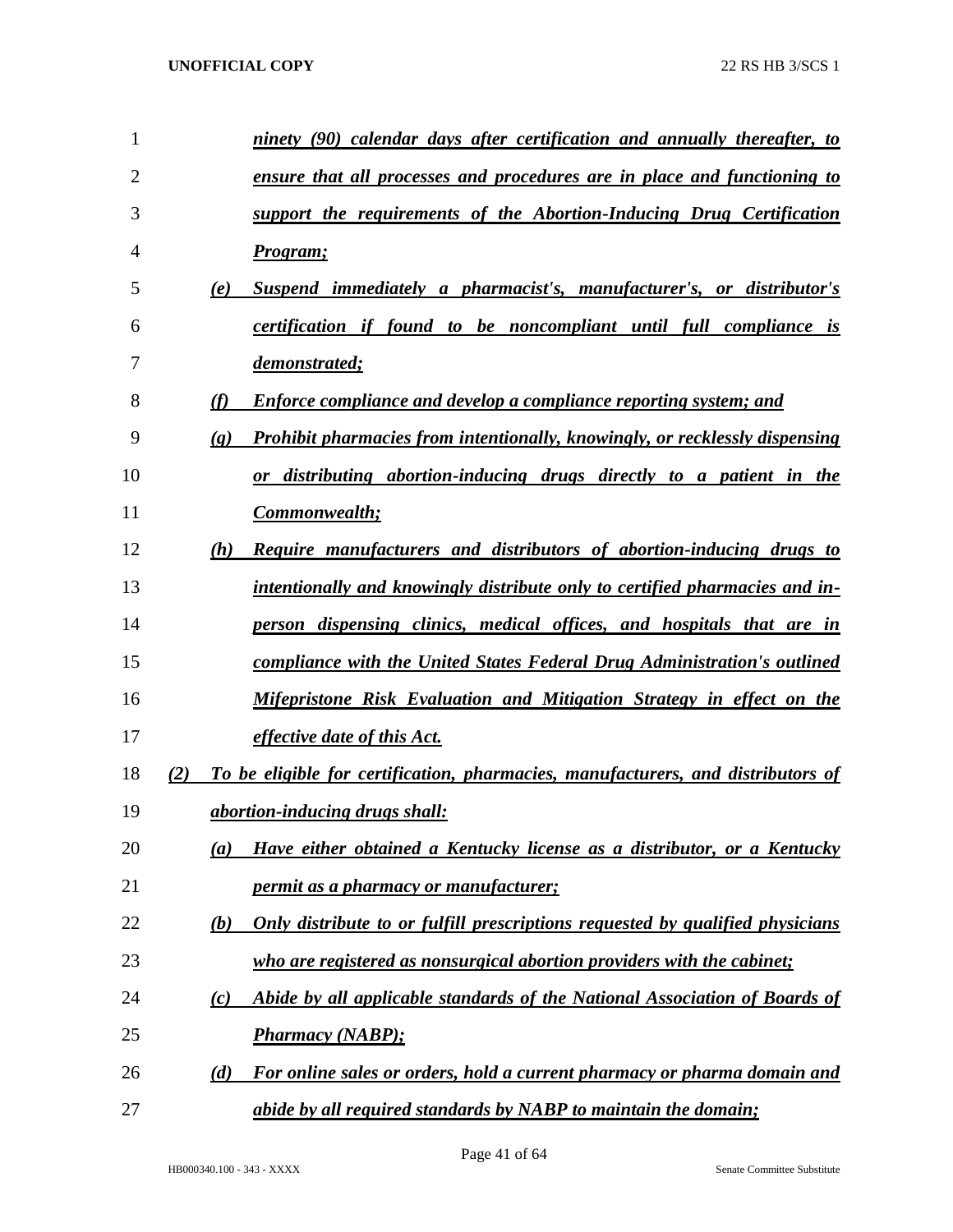*ninety (90) calendar days after certification and annually thereafter, to ensure that all processes and procedures are in place and functioning to support the requirements of the Abortion-Inducing Drug Certification Program;*

*(e) Suspend immediately a pharmacist's, manufacturer's, or distributor's certification if found to be noncompliant until full compliance is demonstrated;*

*(f) Enforce compliance and develop a compliance reporting system; and*

*(g) Prohibit pharmacies from intentionally, knowingly, or recklessly dispensing or distributing abortion-inducing drugs directly to a patient in the Commonwealth;*

*(h) Require manufacturers and distributors of abortion-inducing drugs to intentionally and knowingly distribute only to certified pharmacies and in-person dispensing clinics, medical offices, and hospitals that are in compliance with the United States Federal Drug Administration's outlined Mifepristone Risk Evaluation and Mitigation Strategy in effect on the effective date of this Act.*

*(2) To be eligible for certification, pharmacies, manufacturers, and distributors of abortion-inducing drugs shall:*

*(a) Have either obtained a Kentucky license as a distributor, or a Kentucky permit as a pharmacy or manufacturer;*

*(b) Only distribute to or fulfill prescriptions requested by qualified physicians who are registered as nonsurgical abortion providers with the cabinet;*

*(c) Abide by all applicable standards of the National Association of Boards of Pharmacy (NABP);*

*(d) For online sales or orders, hold a current pharmacy or pharma domain and abide by all required standards by NABP to maintain the domain;*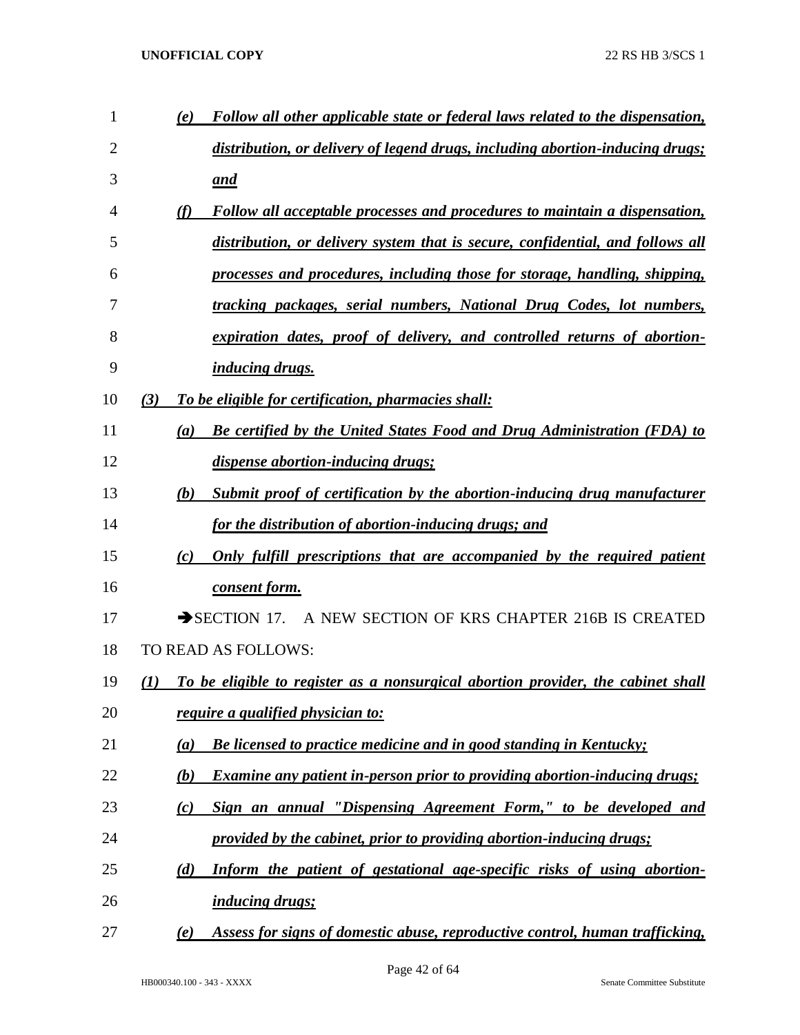*(e) Follow all other applicable state or federal laws related to the dispensation, distribution, or delivery of legend drugs, including abortion-inducing drugs; and*

*(f) Follow all acceptable processes and procedures to maintain a dispensation, distribution, or delivery system that is secure, confidential, and follows all processes and procedures, including those for storage, handling, shipping, tracking packages, serial numbers, National Drug Codes, lot numbers, expiration dates, proof of delivery, and controlled returns of abortion-inducing drugs.*

*(3) To be eligible for certification, pharmacies shall:*

*(a) Be certified by the United States Food and Drug Administration (FDA) to dispense abortion-inducing drugs;*

*(b) Submit proof of certification by the abortion-inducing drug manufacturer for the distribution of abortion-inducing drugs; and*

*(c) Only fulfill prescriptions that are accompanied by the required patient consent form.*

➔SECTION 17. A NEW SECTION OF KRS CHAPTER 216B IS CREATED TO READ AS FOLLOWS:

*(1) To be eligible to register as a nonsurgical abortion provider, the cabinet shall require a qualified physician to:*

*(a) Be licensed to practice medicine and in good standing in Kentucky;*

*(b) Examine any patient in-person prior to providing abortion-inducing drugs;*

*(c) Sign an annual "Dispensing Agreement Form," to be developed and provided by the cabinet, prior to providing abortion-inducing drugs;*

*(d) Inform the patient of gestational age-specific risks of using abortion-inducing drugs;*

*(e) Assess for signs of domestic abuse, reproductive control, human trafficking,*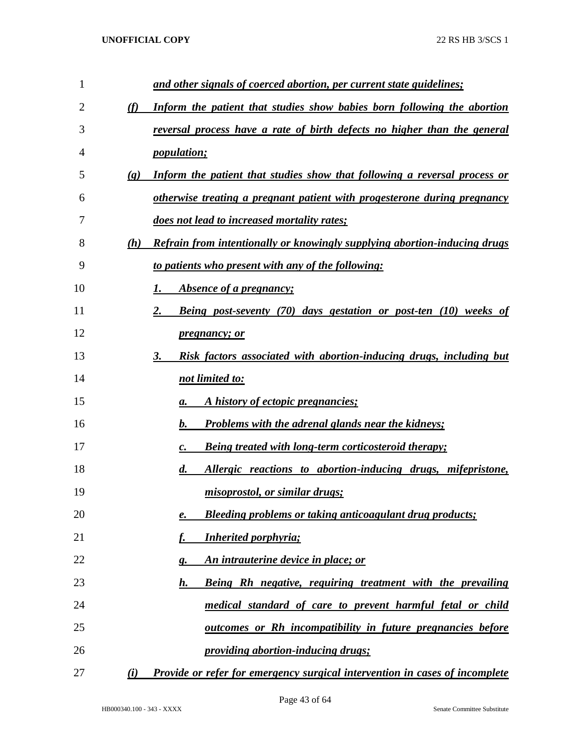***and other signals of coerced abortion, per current state guidelines;***

***(f) Inform the patient that studies show babies born following the abortion reversal process have a rate of birth defects no higher than the general population;***

***(g) Inform the patient that studies show that following a reversal process or otherwise treating a pregnant patient with progesterone during pregnancy does not lead to increased mortality rates;***

***(h) Refrain from intentionally or knowingly supplying abortion-inducing drugs to patients who present with any of the following:***

***1. Absence of a pregnancy;***

***2. Being post-seventy (70) days gestation or post-ten (10) weeks of pregnancy; or***

***3. Risk factors associated with abortion-inducing drugs, including but not limited to:***

***a. A history of ectopic pregnancies;***

***b. Problems with the adrenal glands near the kidneys;***

***c. Being treated with long-term corticosteroid therapy;***

***d. Allergic reactions to abortion-inducing drugs, mifepristone, misoprostol, or similar drugs;***

***e. Bleeding problems or taking anticoagulant drug products;***

***f. Inherited porphyria;***

***g. An intrauterine device in place; or***

***h. Being Rh negative, requiring treatment with the prevailing medical standard of care to prevent harmful fetal or child outcomes or Rh incompatibility in future pregnancies before providing abortion-inducing drugs;***

***(i) Provide or refer for emergency surgical intervention in cases of incomplete***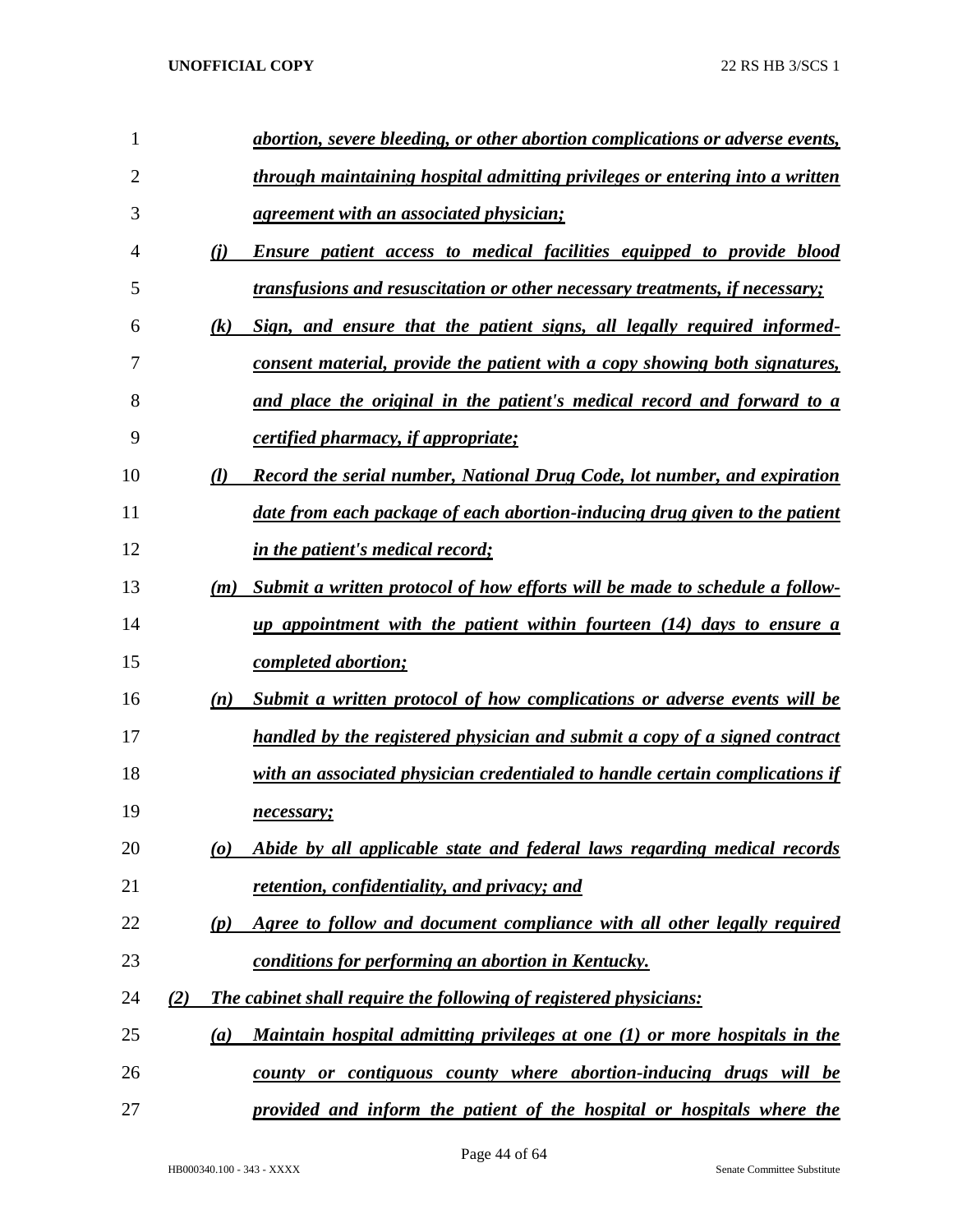***abortion, severe bleeding, or other abortion complications or adverse events, through maintaining hospital admitting privileges or entering into a written agreement with an associated physician;***

***(j) Ensure patient access to medical facilities equipped to provide blood transfusions and resuscitation or other necessary treatments, if necessary;***

***(k) Sign, and ensure that the patient signs, all legally required informed-consent material, provide the patient with a copy showing both signatures, and place the original in the patient's medical record and forward to a certified pharmacy, if appropriate;***

***(l) Record the serial number, National Drug Code, lot number, and expiration date from each package of each abortion-inducing drug given to the patient in the patient's medical record;***

***(m) Submit a written protocol of how efforts will be made to schedule a follow-up appointment with the patient within fourteen (14) days to ensure a completed abortion;***

***(n) Submit a written protocol of how complications or adverse events will be handled by the registered physician and submit a copy of a signed contract with an associated physician credentialed to handle certain complications if necessary;***

***(o) Abide by all applicable state and federal laws regarding medical records retention, confidentiality, and privacy; and***

***(p) Agree to follow and document compliance with all other legally required conditions for performing an abortion in Kentucky.***

***(2) The cabinet shall require the following of registered physicians:***

***(a) Maintain hospital admitting privileges at one (1) or more hospitals in the county or contiguous county where abortion-inducing drugs will be provided and inform the patient of the hospital or hospitals where the***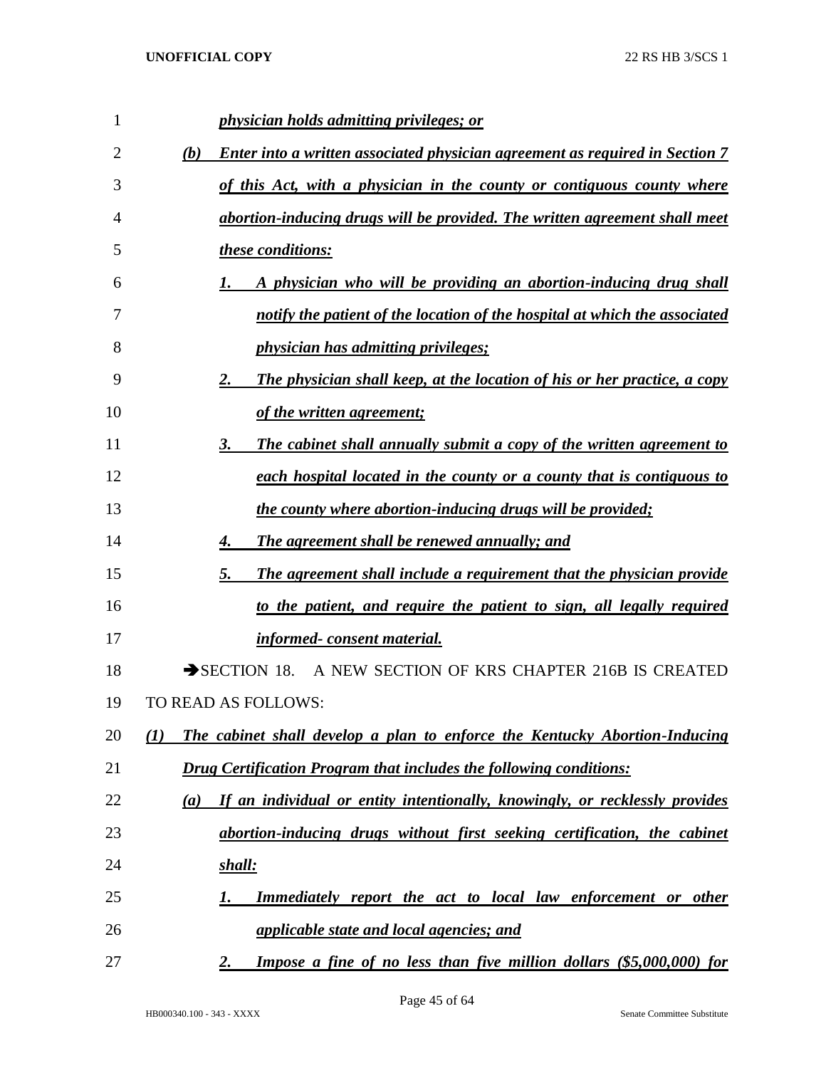***physician holds admitting privileges; or***

***(b) Enter into a written associated physician agreement as required in Section 7 of this Act, with a physician in the county or contiguous county where abortion-inducing drugs will be provided. The written agreement shall meet these conditions:***

***1. A physician who will be providing an abortion-inducing drug shall notify the patient of the location of the hospital at which the associated physician has admitting privileges;***

***2. The physician shall keep, at the location of his or her practice, a copy of the written agreement;***

***3. The cabinet shall annually submit a copy of the written agreement to each hospital located in the county or a county that is contiguous to the county where abortion-inducing drugs will be provided;***

***4. The agreement shall be renewed annually; and***

***5. The agreement shall include a requirement that the physician provide to the patient, and require the patient to sign, all legally required informed- consent material.***

➔SECTION 18. A NEW SECTION OF KRS CHAPTER 216B IS CREATED TO READ AS FOLLOWS:

***(1) The cabinet shall develop a plan to enforce the Kentucky Abortion-Inducing Drug Certification Program that includes the following conditions:***

***(a) If an individual or entity intentionally, knowingly, or recklessly provides abortion-inducing drugs without first seeking certification, the cabinet shall:***

***1. Immediately report the act to local law enforcement or other applicable state and local agencies; and***

***2. Impose a fine of no less than five million dollars ($5,000,000) for***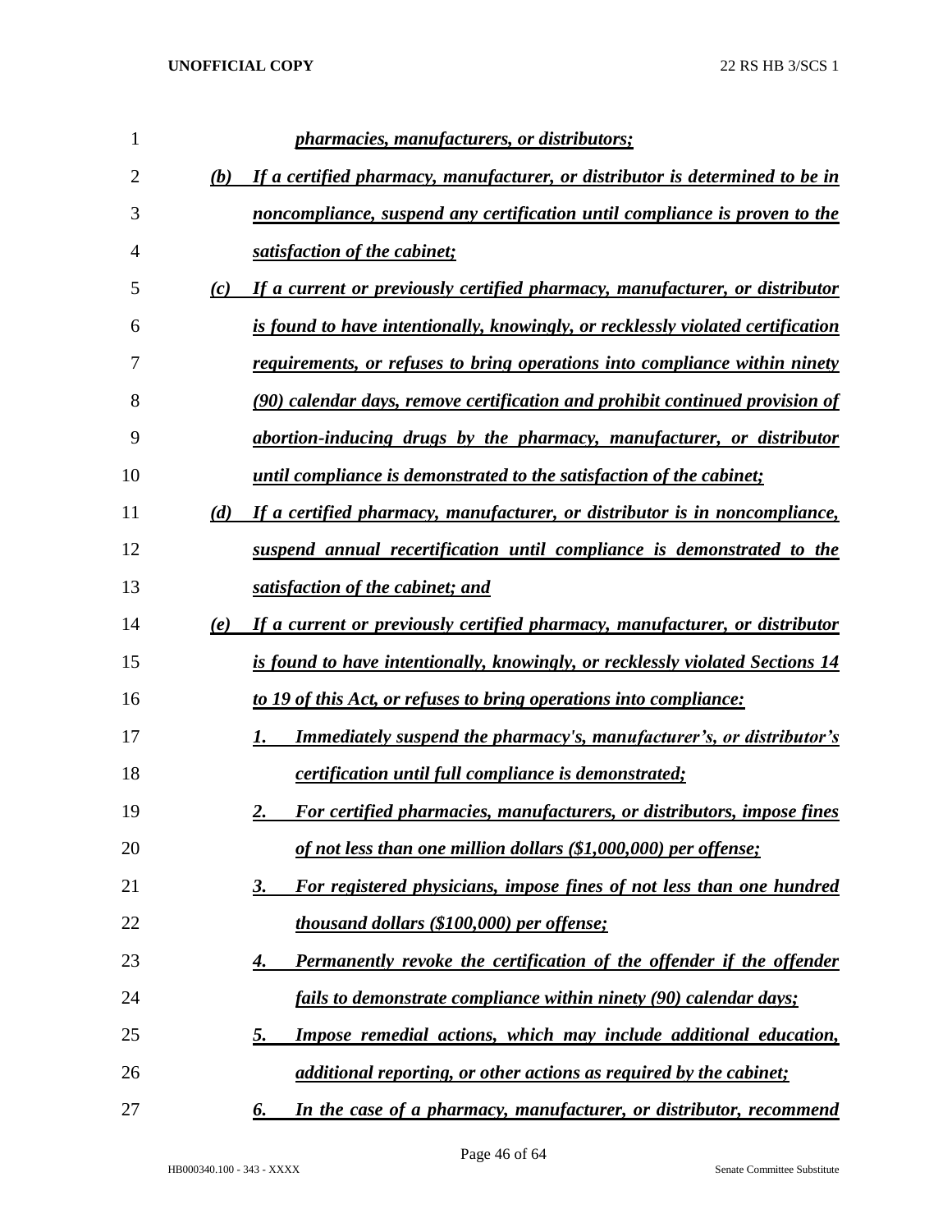*pharmacies, manufacturers, or distributors;*

(b) *If a certified pharmacy, manufacturer, or distributor is determined to be in noncompliance, suspend any certification until compliance is proven to the satisfaction of the cabinet;*

(c) *If a current or previously certified pharmacy, manufacturer, or distributor is found to have intentionally, knowingly, or recklessly violated certification requirements, or refuses to bring operations into compliance within ninety (90) calendar days, remove certification and prohibit continued provision of abortion-inducing drugs by the pharmacy, manufacturer, or distributor until compliance is demonstrated to the satisfaction of the cabinet;*

(d) *If a certified pharmacy, manufacturer, or distributor is in noncompliance, suspend annual recertification until compliance is demonstrated to the satisfaction of the cabinet; and*

(e) *If a current or previously certified pharmacy, manufacturer, or distributor is found to have intentionally, knowingly, or recklessly violated Sections 14 to 19 of this Act, or refuses to bring operations into compliance:*

1. *Immediately suspend the pharmacy's, manufacturer's, or distributor's certification until full compliance is demonstrated;*
2. *For certified pharmacies, manufacturers, or distributors, impose fines of not less than one million dollars ($1,000,000) per offense;*
3. *For registered physicians, impose fines of not less than one hundred thousand dollars ($100,000) per offense;*
4. *Permanently revoke the certification of the offender if the offender fails to demonstrate compliance within ninety (90) calendar days;*
5. *Impose remedial actions, which may include additional education, additional reporting, or other actions as required by the cabinet;*
6. *In the case of a pharmacy, manufacturer, or distributor, recommend*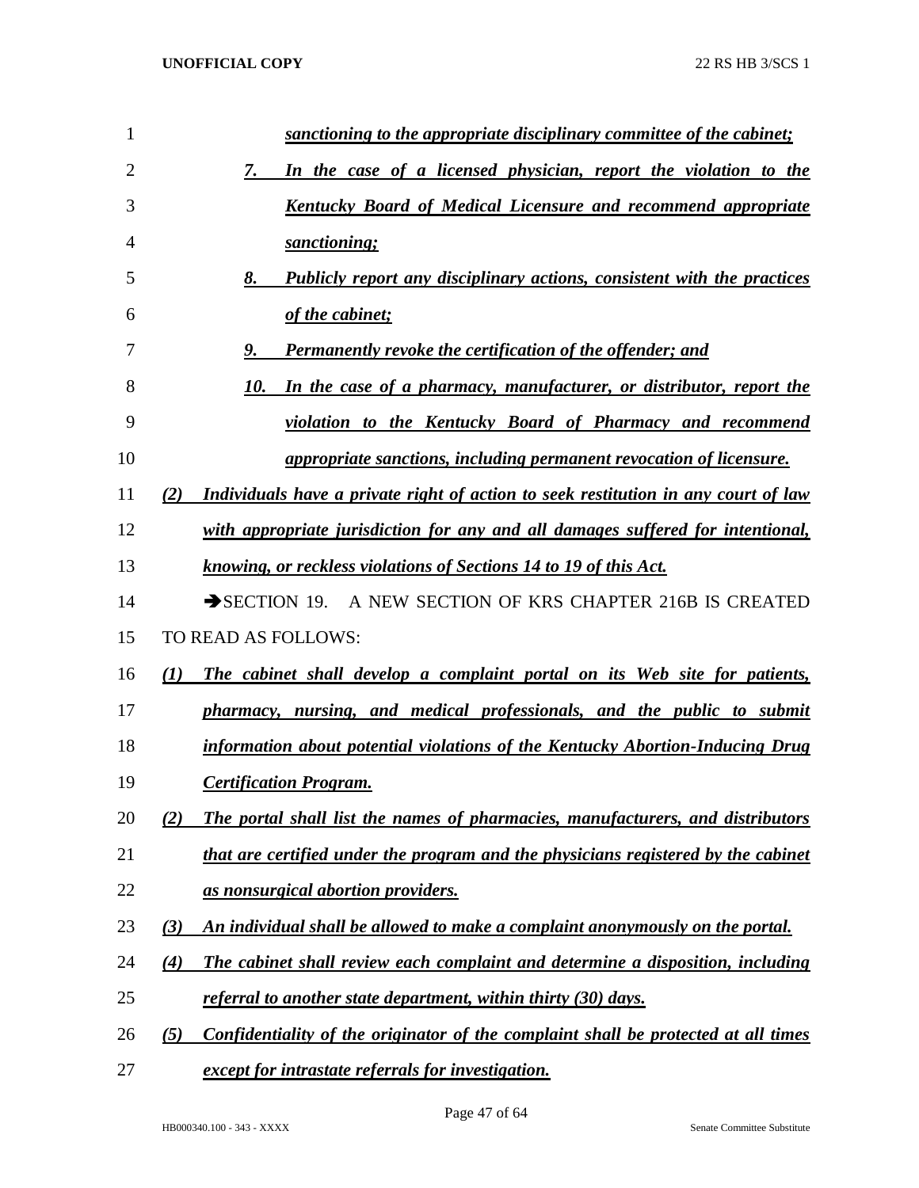*sanctioning to the appropriate disciplinary committee of the cabinet;*

*7. In the case of a licensed physician, report the violation to the Kentucky Board of Medical Licensure and recommend appropriate sanctioning;*

*8. Publicly report any disciplinary actions, consistent with the practices of the cabinet;*

*9. Permanently revoke the certification of the offender; and*

*10. In the case of a pharmacy, manufacturer, or distributor, report the violation to the Kentucky Board of Pharmacy and recommend appropriate sanctions, including permanent revocation of licensure.*

*(2) Individuals have a private right of action to seek restitution in any court of law with appropriate jurisdiction for any and all damages suffered for intentional, knowing, or reckless violations of Sections 14 to 19 of this Act.*

➔SECTION 19. A NEW SECTION OF KRS CHAPTER 216B IS CREATED TO READ AS FOLLOWS:

*(1) The cabinet shall develop a complaint portal on its Web site for patients, pharmacy, nursing, and medical professionals, and the public to submit information about potential violations of the Kentucky Abortion-Inducing Drug Certification Program.*

*(2) The portal shall list the names of pharmacies, manufacturers, and distributors that are certified under the program and the physicians registered by the cabinet as nonsurgical abortion providers.*

*(3) An individual shall be allowed to make a complaint anonymously on the portal.*

*(4) The cabinet shall review each complaint and determine a disposition, including referral to another state department, within thirty (30) days.*

*(5) Confidentiality of the originator of the complaint shall be protected at all times except for intrastate referrals for investigation.*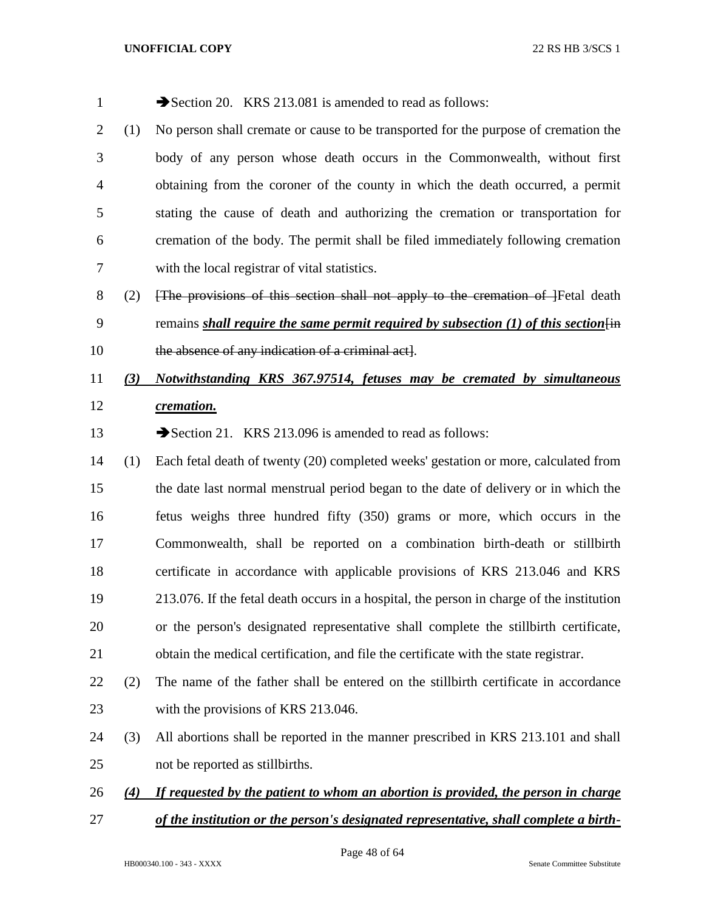➔Section 20. KRS 213.081 is amended to read as follows:

(1) No person shall cremate or cause to be transported for the purpose of cremation the body of any person whose death occurs in the Commonwealth, without first obtaining from the coroner of the county in which the death occurred, a permit stating the cause of death and authorizing the cremation or transportation for cremation of the body. The permit shall be filed immediately following cremation with the local registrar of vital statistics.

(2) ~~[The provisions of this section shall not apply to the cremation of ]~~Fetal death remains ***shall require the same permit required by subsection (1) of this section***~~[in the absence of any indication of a criminal act]~~.

***(3) Notwithstanding KRS 367.97514, fetuses may be cremated by simultaneous cremation.***

➔Section 21. KRS 213.096 is amended to read as follows:

(1) Each fetal death of twenty (20) completed weeks' gestation or more, calculated from the date last normal menstrual period began to the date of delivery or in which the fetus weighs three hundred fifty (350) grams or more, which occurs in the Commonwealth, shall be reported on a combination birth-death or stillbirth certificate in accordance with applicable provisions of KRS 213.046 and KRS 213.076. If the fetal death occurs in a hospital, the person in charge of the institution or the person's designated representative shall complete the stillbirth certificate, obtain the medical certification, and file the certificate with the state registrar.

(2) The name of the father shall be entered on the stillbirth certificate in accordance with the provisions of KRS 213.046.

(3) All abortions shall be reported in the manner prescribed in KRS 213.101 and shall not be reported as stillbirths.

***(4) If requested by the patient to whom an abortion is provided, the person in charge of the institution or the person's designated representative, shall complete a birth-***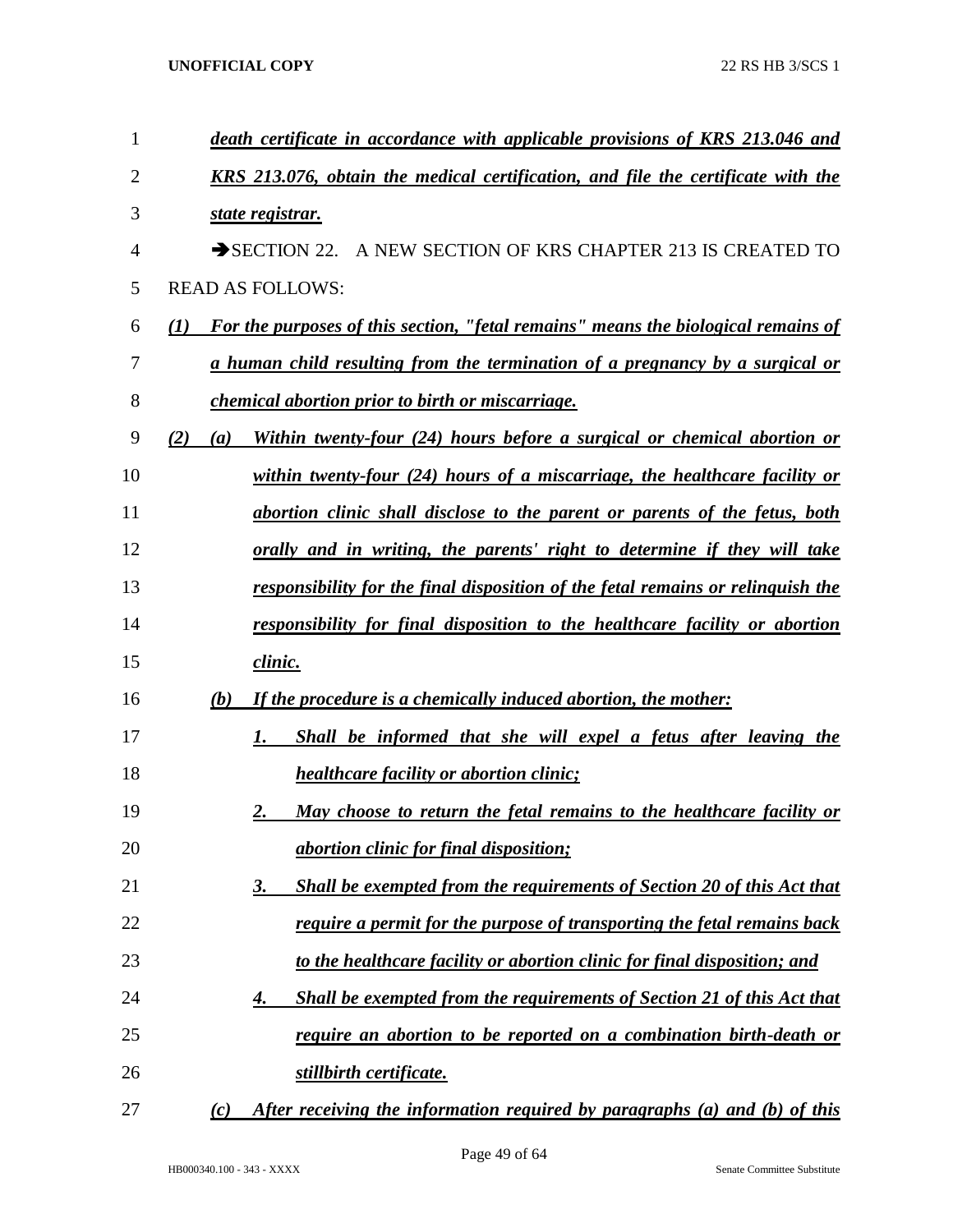***death certificate in accordance with applicable provisions of KRS 213.046 and KRS 213.076, obtain the medical certification, and file the certificate with the state registrar.***

➔SECTION 22. A NEW SECTION OF KRS CHAPTER 213 IS CREATED TO READ AS FOLLOWS:

***(1) For the purposes of this section, "fetal remains" means the biological remains of a human child resulting from the termination of a pregnancy by a surgical or chemical abortion prior to birth or miscarriage.***

***(2) (a) Within twenty-four (24) hours before a surgical or chemical abortion or within twenty-four (24) hours of a miscarriage, the healthcare facility or abortion clinic shall disclose to the parent or parents of the fetus, both orally and in writing, the parents' right to determine if they will take responsibility for the final disposition of the fetal remains or relinquish the responsibility for final disposition to the healthcare facility or abortion clinic.***

***(b) If the procedure is a chemically induced abortion, the mother:***

***1. Shall be informed that she will expel a fetus after leaving the healthcare facility or abortion clinic;***

***2. May choose to return the fetal remains to the healthcare facility or abortion clinic for final disposition;***

***3. Shall be exempted from the requirements of Section 20 of this Act that require a permit for the purpose of transporting the fetal remains back to the healthcare facility or abortion clinic for final disposition; and***

***4. Shall be exempted from the requirements of Section 21 of this Act that require an abortion to be reported on a combination birth-death or stillbirth certificate.***

***(c) After receiving the information required by paragraphs (a) and (b) of this***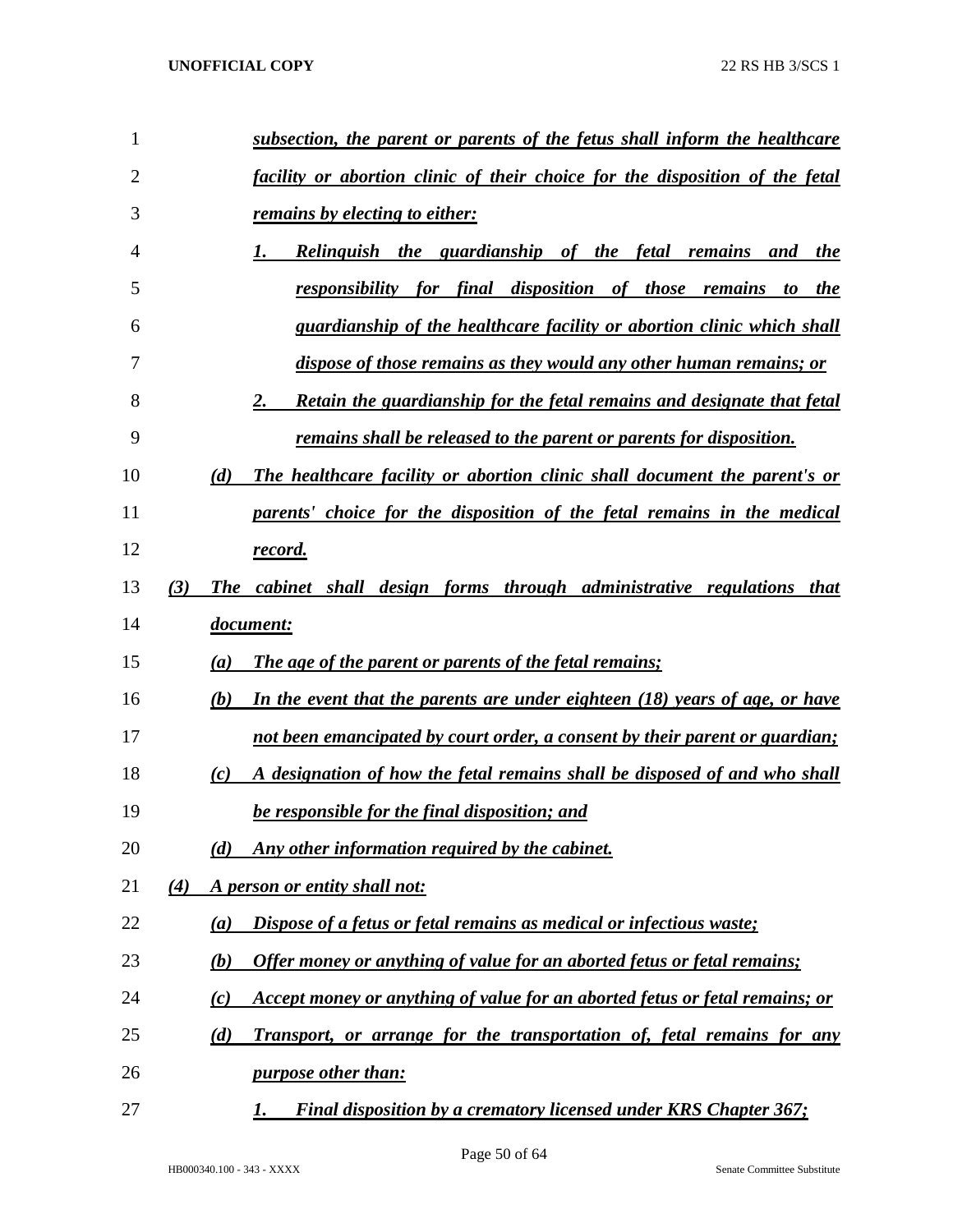*subsection, the parent or parents of the fetus shall inform the healthcare facility or abortion clinic of their choice for the disposition of the fetal remains by electing to either:*

1. *Relinquish the guardianship of the fetal remains and the responsibility for final disposition of those remains to the guardianship of the healthcare facility or abortion clinic which shall dispose of those remains as they would any other human remains; or*
2. *Retain the guardianship for the fetal remains and designate that fetal remains shall be released to the parent or parents for disposition.*

*(d) The healthcare facility or abortion clinic shall document the parent's or parents' choice for the disposition of the fetal remains in the medical record.*

*(3) The cabinet shall design forms through administrative regulations that document:*

*(a) The age of the parent or parents of the fetal remains;*

*(b) In the event that the parents are under eighteen (18) years of age, or have not been emancipated by court order, a consent by their parent or guardian;*

*(c) A designation of how the fetal remains shall be disposed of and who shall be responsible for the final disposition; and*

*(d) Any other information required by the cabinet.*

*(4) A person or entity shall not:*

*(a) Dispose of a fetus or fetal remains as medical or infectious waste;*

*(b) Offer money or anything of value for an aborted fetus or fetal remains;*

*(c) Accept money or anything of value for an aborted fetus or fetal remains; or*

*(d) Transport, or arrange for the transportation of, fetal remains for any purpose other than:*

1. *Final disposition by a crematory licensed under KRS Chapter 367;*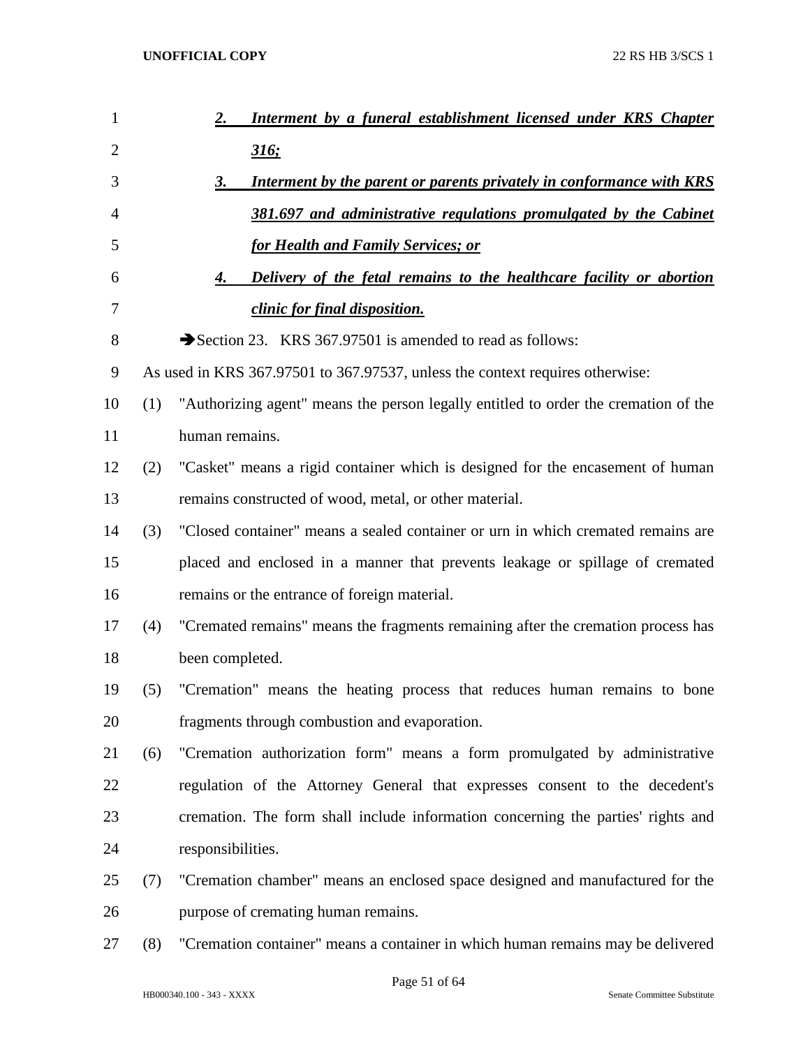2. ***Interment by a funeral establishment licensed under KRS Chapter 316;***

3. ***Interment by the parent or parents privately in conformance with KRS 381.697 and administrative regulations promulgated by the Cabinet for Health and Family Services; or***

4. ***Delivery of the fetal remains to the healthcare facility or abortion clinic for final disposition.***

➔Section 23. KRS 367.97501 is amended to read as follows:

As used in KRS 367.97501 to 367.97537, unless the context requires otherwise:

(1) "Authorizing agent" means the person legally entitled to order the cremation of the human remains.

(2) "Casket" means a rigid container which is designed for the encasement of human remains constructed of wood, metal, or other material.

(3) "Closed container" means a sealed container or urn in which cremated remains are placed and enclosed in a manner that prevents leakage or spillage of cremated remains or the entrance of foreign material.

(4) "Cremated remains" means the fragments remaining after the cremation process has been completed.

(5) "Cremation" means the heating process that reduces human remains to bone fragments through combustion and evaporation.

(6) "Cremation authorization form" means a form promulgated by administrative regulation of the Attorney General that expresses consent to the decedent's cremation. The form shall include information concerning the parties' rights and responsibilities.

(7) "Cremation chamber" means an enclosed space designed and manufactured for the purpose of cremating human remains.

(8) "Cremation container" means a container in which human remains may be delivered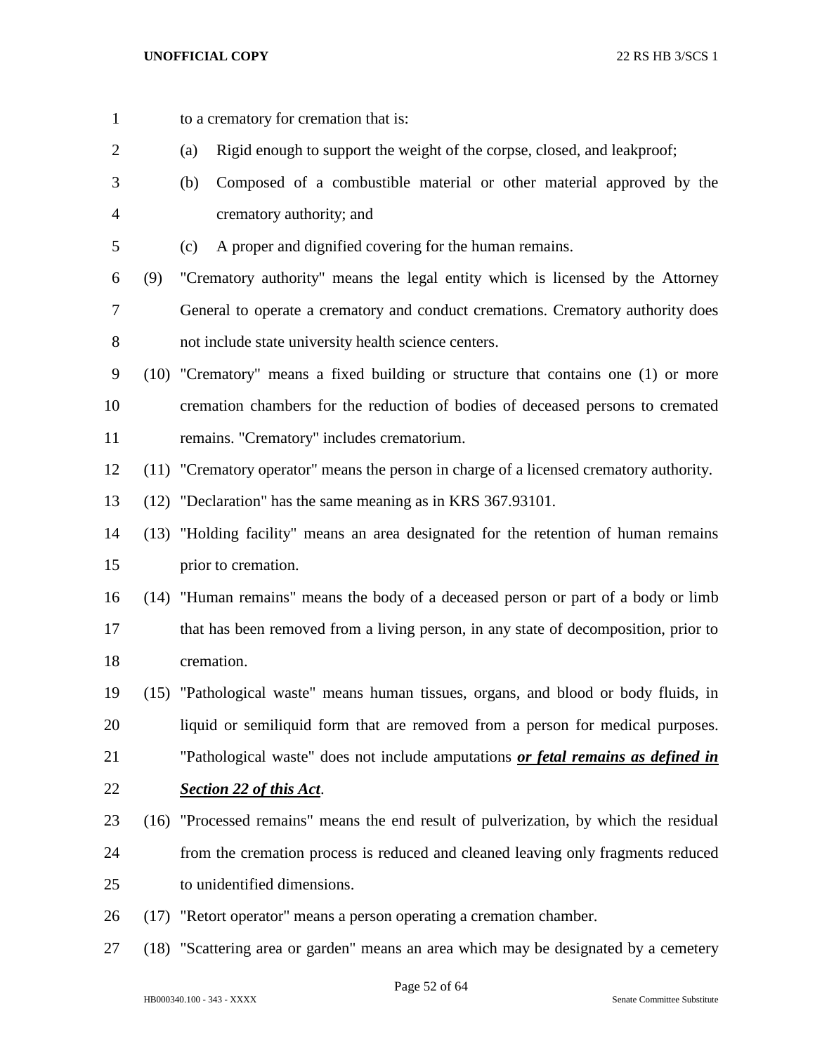to a crematory for cremation that is:

(a) Rigid enough to support the weight of the corpse, closed, and leakproof;

(b) Composed of a combustible material or other material approved by the crematory authority; and

(c) A proper and dignified covering for the human remains.

(9) "Crematory authority" means the legal entity which is licensed by the Attorney General to operate a crematory and conduct cremations. Crematory authority does not include state university health science centers.

(10) "Crematory" means a fixed building or structure that contains one (1) or more cremation chambers for the reduction of bodies of deceased persons to cremated remains. "Crematory" includes crematorium.

(11) "Crematory operator" means the person in charge of a licensed crematory authority.

(12) "Declaration" has the same meaning as in KRS 367.93101.

(13) "Holding facility" means an area designated for the retention of human remains prior to cremation.

(14) "Human remains" means the body of a deceased person or part of a body or limb that has been removed from a living person, in any state of decomposition, prior to cremation.

(15) "Pathological waste" means human tissues, organs, and blood or body fluids, in liquid or semiliquid form that are removed from a person for medical purposes. "Pathological waste" does not include amputations ***or fetal remains as defined in Section 22 of this Act***.

(16) "Processed remains" means the end result of pulverization, by which the residual from the cremation process is reduced and cleaned leaving only fragments reduced to unidentified dimensions.

(17) "Retort operator" means a person operating a cremation chamber.

(18) "Scattering area or garden" means an area which may be designated by a cemetery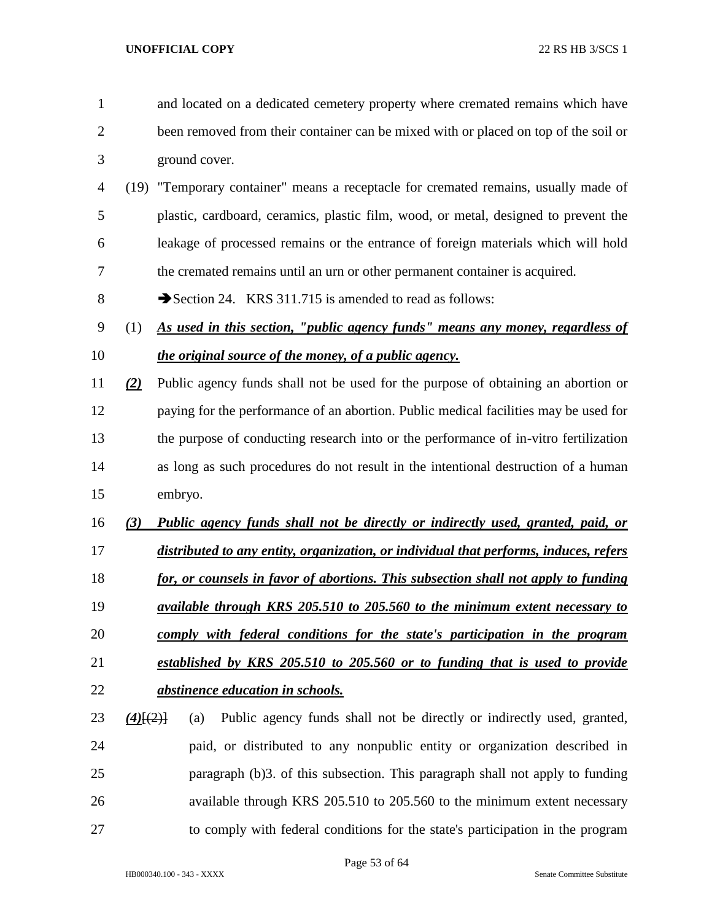and located on a dedicated cemetery property where cremated remains which have been removed from their container can be mixed with or placed on top of the soil or ground cover.

(19) "Temporary container" means a receptacle for cremated remains, usually made of plastic, cardboard, ceramics, plastic film, wood, or metal, designed to prevent the leakage of processed remains or the entrance of foreign materials which will hold the cremated remains until an urn or other permanent container is acquired.

➔Section 24. KRS 311.715 is amended to read as follows:

(1) ***As used in this section, "public agency funds" means any money, regardless of the original source of the money, of a public agency.***

***(2)*** Public agency funds shall not be used for the purpose of obtaining an abortion or paying for the performance of an abortion. Public medical facilities may be used for the purpose of conducting research into or the performance of in-vitro fertilization as long as such procedures do not result in the intentional destruction of a human embryo.

***(3) Public agency funds shall not be directly or indirectly used, granted, paid, or distributed to any entity, organization, or individual that performs, induces, refers for, or counsels in favor of abortions. This subsection shall not apply to funding available through KRS 205.510 to 205.560 to the minimum extent necessary to comply with federal conditions for the state's participation in the program established by KRS 205.510 to 205.560 or to funding that is used to provide abstinence education in schools.***

***(4)***~~[(2)]~~ (a) Public agency funds shall not be directly or indirectly used, granted, paid, or distributed to any nonpublic entity or organization described in paragraph (b)3. of this subsection. This paragraph shall not apply to funding available through KRS 205.510 to 205.560 to the minimum extent necessary to comply with federal conditions for the state's participation in the program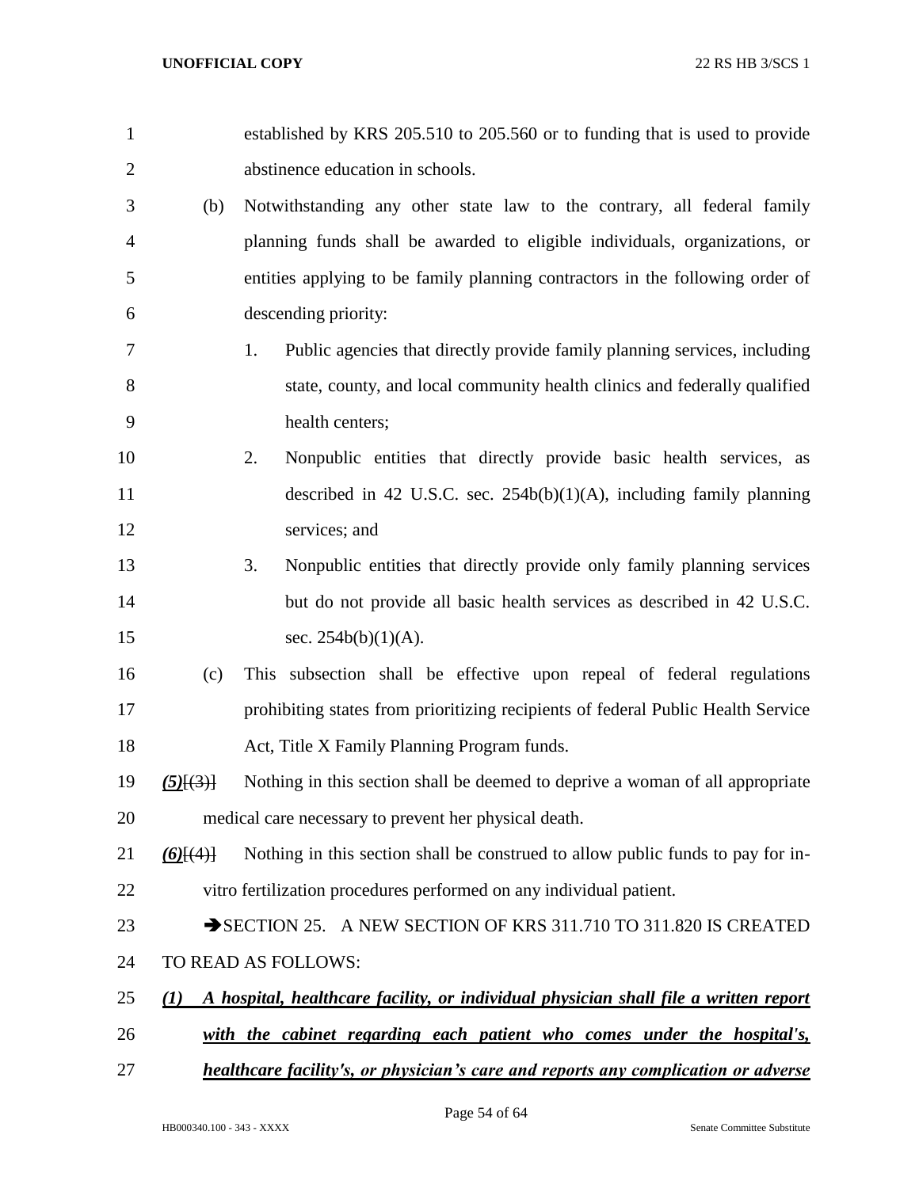established by KRS 205.510 to 205.560 or to funding that is used to provide abstinence education in schools.

(b) Notwithstanding any other state law to the contrary, all federal family planning funds shall be awarded to eligible individuals, organizations, or entities applying to be family planning contractors in the following order of descending priority:

1. Public agencies that directly provide family planning services, including state, county, and local community health clinics and federally qualified health centers;

2. Nonpublic entities that directly provide basic health services, as described in 42 U.S.C. sec. 254b(b)(1)(A), including family planning services; and

3. Nonpublic entities that directly provide only family planning services but do not provide all basic health services as described in 42 U.S.C. sec. 254b(b)(1)(A).

(c) This subsection shall be effective upon repeal of federal regulations prohibiting states from prioritizing recipients of federal Public Health Service Act, Title X Family Planning Program funds.

***(5)***~~[(3)]~~ Nothing in this section shall be deemed to deprive a woman of all appropriate medical care necessary to prevent her physical death.

***(6)***~~[(4)]~~ Nothing in this section shall be construed to allow public funds to pay for in-vitro fertilization procedures performed on any individual patient.

➔SECTION 25. A NEW SECTION OF KRS 311.710 TO 311.820 IS CREATED TO READ AS FOLLOWS:

***(1) A hospital, healthcare facility, or individual physician shall file a written report with the cabinet regarding each patient who comes under the hospital's, healthcare facility's, or physician's care and reports any complication or adverse***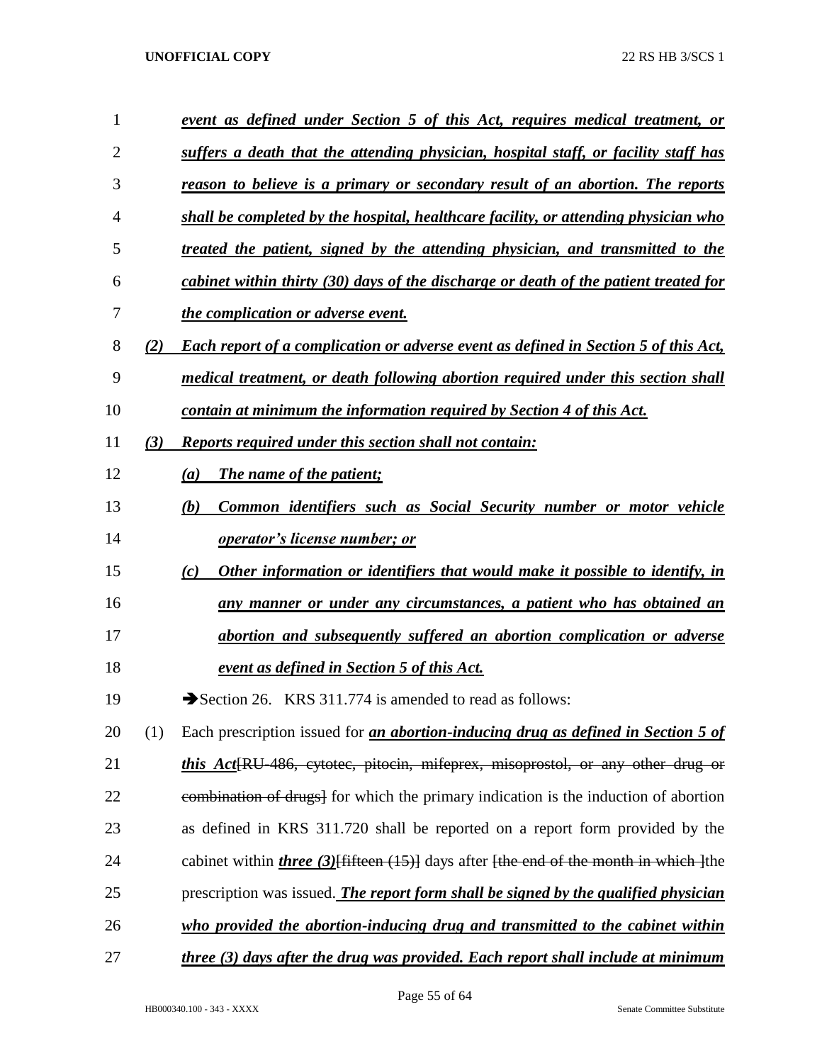***event as defined under Section 5 of this Act, requires medical treatment, or suffers a death that the attending physician, hospital staff, or facility staff has reason to believe is a primary or secondary result of an abortion. The reports shall be completed by the hospital, healthcare facility, or attending physician who treated the patient, signed by the attending physician, and transmitted to the cabinet within thirty (30) days of the discharge or death of the patient treated for the complication or adverse event.***

***(2) Each report of a complication or adverse event as defined in Section 5 of this Act, medical treatment, or death following abortion required under this section shall contain at minimum the information required by Section 4 of this Act.***

***(3) Reports required under this section shall not contain:***

***(a) The name of the patient;***

***(b) Common identifiers such as Social Security number or motor vehicle operator's license number; or***

***(c) Other information or identifiers that would make it possible to identify, in any manner or under any circumstances, a patient who has obtained an abortion and subsequently suffered an abortion complication or adverse event as defined in Section 5 of this Act.***

➔Section 26. KRS 311.774 is amended to read as follows:

(1) Each prescription issued for ***an abortion-inducing drug as defined in Section 5 of this Act***~~[RU-486, cytotec, pitocin, mifeprex, misoprostol, or any other drug or combination of drugs]~~ for which the primary indication is the induction of abortion as defined in KRS 311.720 shall be reported on a report form provided by the cabinet within ***three (3)***~~[fifteen (15)]~~ days after ~~[the end of the month in which ]~~the prescription was issued. ***The report form shall be signed by the qualified physician who provided the abortion-inducing drug and transmitted to the cabinet within three (3) days after the drug was provided. Each report shall include at minimum***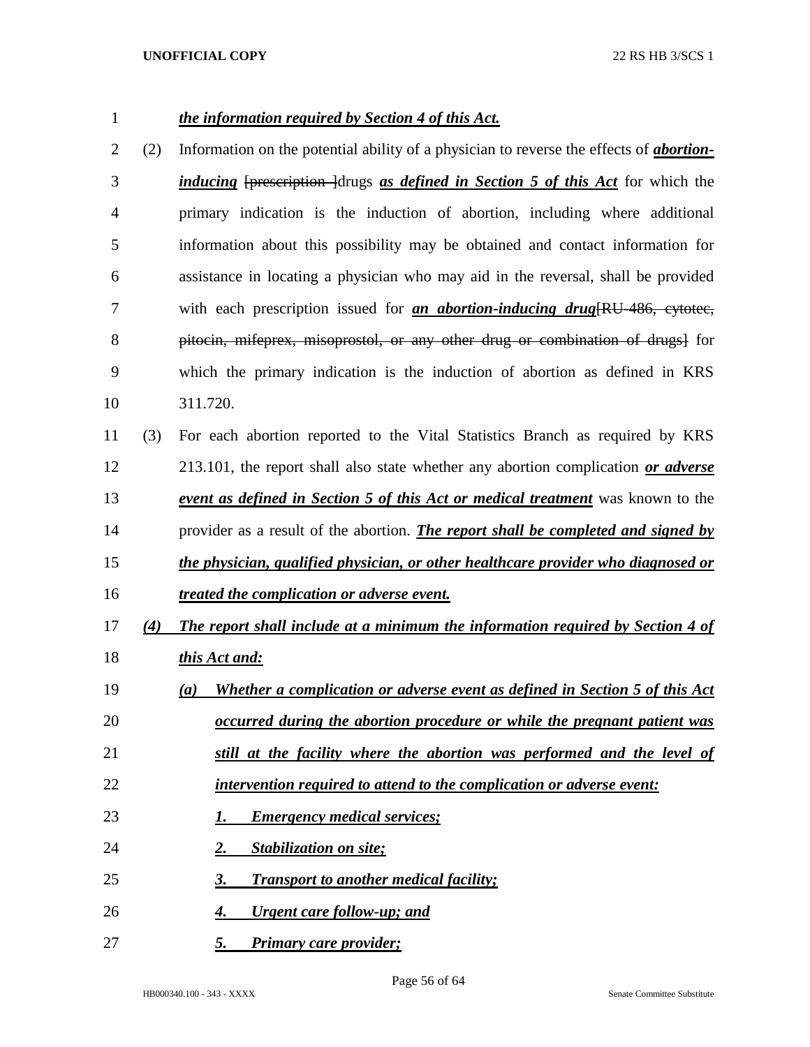***the information required by Section 4 of this Act.***

(2) Information on the potential ability of a physician to reverse the effects of ***abortion-inducing*** ~~[prescription ]~~drugs ***as defined in Section 5 of this Act*** for which the primary indication is the induction of abortion, including where additional information about this possibility may be obtained and contact information for assistance in locating a physician who may aid in the reversal, shall be provided with each prescription issued for ***an abortion-inducing drug***~~[RU-486, cytotec, pitocin, mifeprex, misoprostol, or any other drug or combination of drugs]~~ for which the primary indication is the induction of abortion as defined in KRS 311.720.

(3) For each abortion reported to the Vital Statistics Branch as required by KRS 213.101, the report shall also state whether any abortion complication ***or adverse event as defined in Section 5 of this Act or medical treatment*** was known to the provider as a result of the abortion. ***The report shall be completed and signed by the physician, qualified physician, or other healthcare provider who diagnosed or treated the complication or adverse event.***

***(4) The report shall include at a minimum the information required by Section 4 of this Act and:***

***(a) Whether a complication or adverse event as defined in Section 5 of this Act occurred during the abortion procedure or while the pregnant patient was still at the facility where the abortion was performed and the level of intervention required to attend to the complication or adverse event:***

***1. Emergency medical services;***

***2. Stabilization on site;***

***3. Transport to another medical facility;***

***4. Urgent care follow-up; and***

***5. Primary care provider;***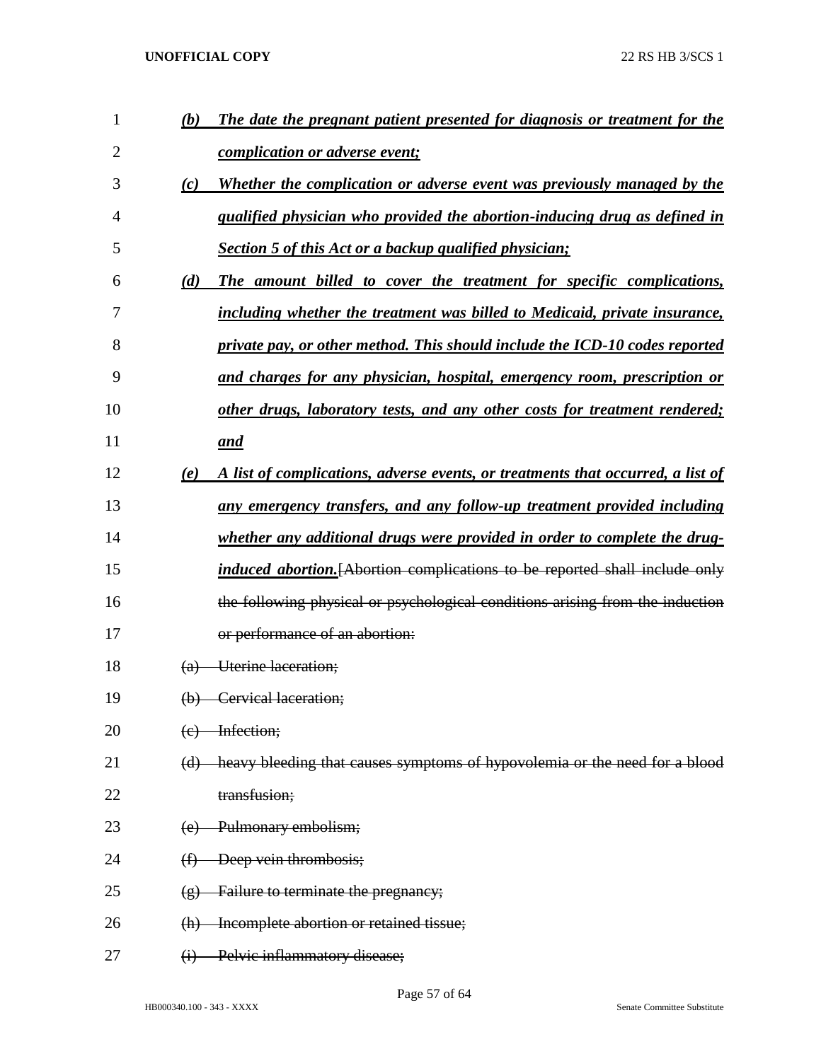(b) *The date the pregnant patient presented for diagnosis or treatment for the complication or adverse event;*

(c) *Whether the complication or adverse event was previously managed by the qualified physician who provided the abortion-inducing drug as defined in Section 5 of this Act or a backup qualified physician;*

(d) *The amount billed to cover the treatment for specific complications, including whether the treatment was billed to Medicaid, private insurance, private pay, or other method. This should include the ICD-10 codes reported and charges for any physician, hospital, emergency room, prescription or other drugs, laboratory tests, and any other costs for treatment rendered; and*

(e) *A list of complications, adverse events, or treatments that occurred, a list of any emergency transfers, and any follow-up treatment provided including whether any additional drugs were provided in order to complete the drug-induced abortion.*[~~Abortion complications to be reported shall include only the following physical or psychological conditions arising from the induction or performance of an abortion:~~

~~(a) Uterine laceration;~~

~~(b) Cervical laceration;~~

~~(c) Infection;~~

~~(d) heavy bleeding that causes symptoms of hypovolemia or the need for a blood transfusion;~~

~~(e) Pulmonary embolism;~~

~~(f) Deep vein thrombosis;~~

~~(g) Failure to terminate the pregnancy;~~

~~(h) Incomplete abortion or retained tissue;~~

~~(i) Pelvic inflammatory disease;~~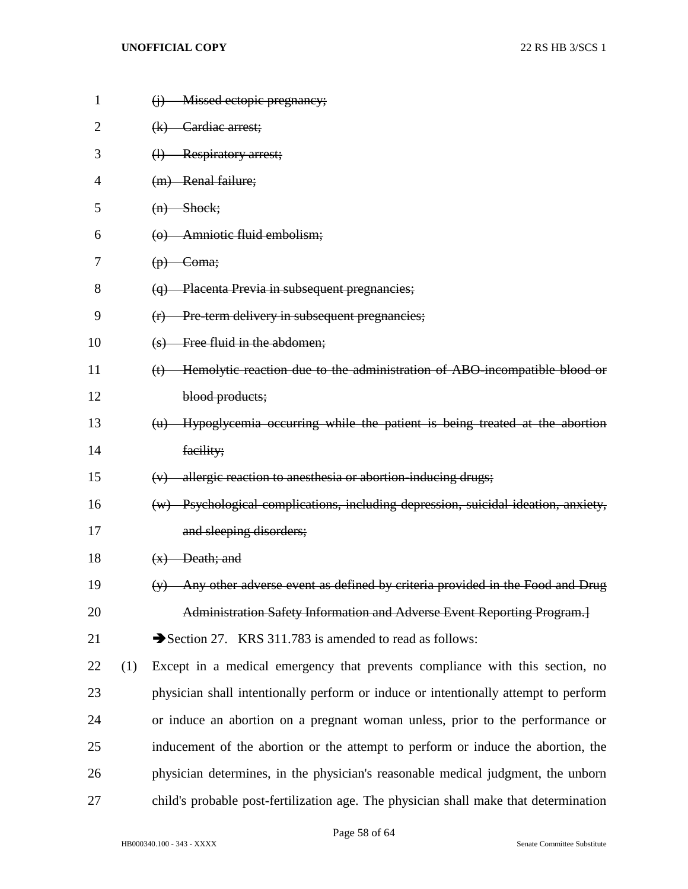~~(j) Missed ectopic pregnancy;~~

~~(k) Cardiac arrest;~~

~~(l) Respiratory arrest;~~

~~(m) Renal failure;~~

~~(n) Shock;~~

~~(o) Amniotic fluid embolism;~~

~~(p) Coma;~~

~~(q) Placenta Previa in subsequent pregnancies;~~

~~(r) Pre-term delivery in subsequent pregnancies;~~

~~(s) Free fluid in the abdomen;~~

~~(t) Hemolytic reaction due to the administration of ABO-incompatible blood or blood products;~~

~~(u) Hypoglycemia occurring while the patient is being treated at the abortion facility;~~

~~(v) allergic reaction to anesthesia or abortion-inducing drugs;~~

~~(w) Psychological complications, including depression, suicidal ideation, anxiety, and sleeping disorders;~~

~~(x) Death; and~~

~~(y) Any other adverse event as defined by criteria provided in the Food and Drug Administration Safety Information and Adverse Event Reporting Program.~~]

➔Section 27. KRS 311.783 is amended to read as follows:

(1) Except in a medical emergency that prevents compliance with this section, no physician shall intentionally perform or induce or intentionally attempt to perform or induce an abortion on a pregnant woman unless, prior to the performance or inducement of the abortion or the attempt to perform or induce the abortion, the physician determines, in the physician's reasonable medical judgment, the unborn child's probable post-fertilization age. The physician shall make that determination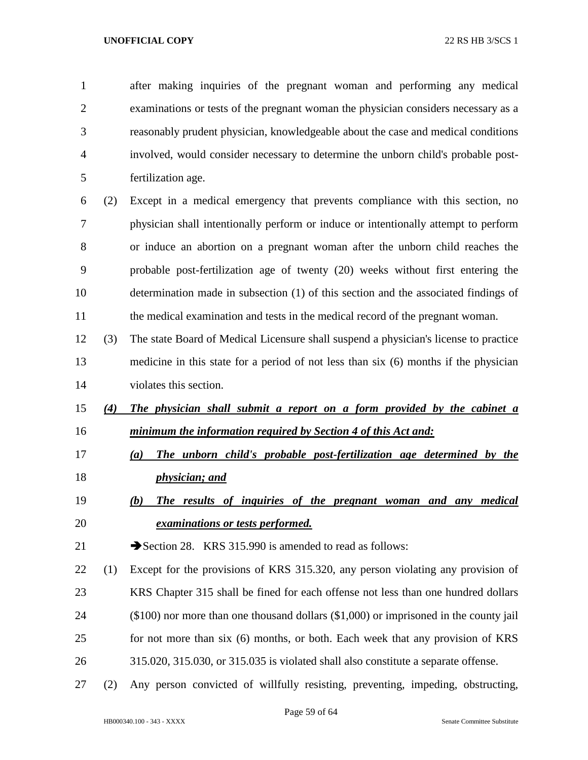after making inquiries of the pregnant woman and performing any medical examinations or tests of the pregnant woman the physician considers necessary as a reasonably prudent physician, knowledgeable about the case and medical conditions involved, would consider necessary to determine the unborn child's probable post-fertilization age.

(2) Except in a medical emergency that prevents compliance with this section, no physician shall intentionally perform or induce or intentionally attempt to perform or induce an abortion on a pregnant woman after the unborn child reaches the probable post-fertilization age of twenty (20) weeks without first entering the determination made in subsection (1) of this section and the associated findings of the medical examination and tests in the medical record of the pregnant woman.

(3) The state Board of Medical Licensure shall suspend a physician's license to practice medicine in this state for a period of not less than six (6) months if the physician violates this section.

***(4) The physician shall submit a report on a form provided by the cabinet a minimum the information required by Section 4 of this Act and:***

***(a) The unborn child's probable post-fertilization age determined by the physician; and***

***(b) The results of inquiries of the pregnant woman and any medical examinations or tests performed.***

➔Section 28. KRS 315.990 is amended to read as follows:

(1) Except for the provisions of KRS 315.320, any person violating any provision of KRS Chapter 315 shall be fined for each offense not less than one hundred dollars ($100) nor more than one thousand dollars ($1,000) or imprisoned in the county jail for not more than six (6) months, or both. Each week that any provision of KRS 315.020, 315.030, or 315.035 is violated shall also constitute a separate offense.

(2) Any person convicted of willfully resisting, preventing, impeding, obstructing,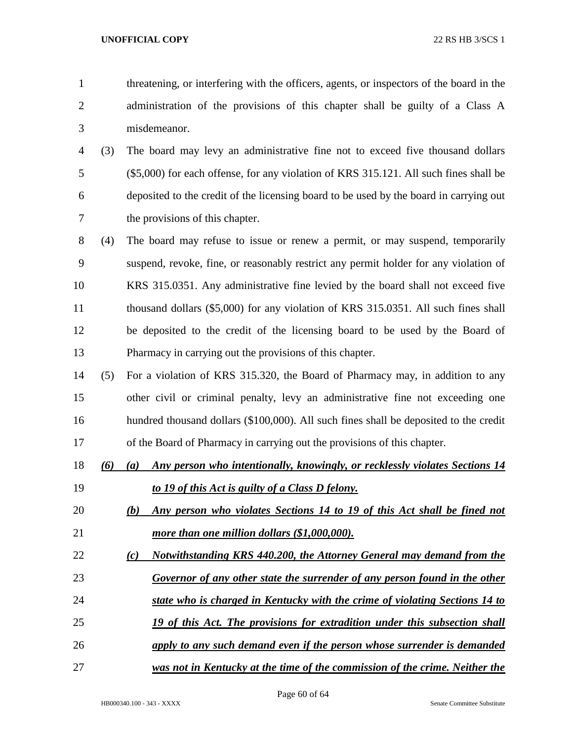threatening, or interfering with the officers, agents, or inspectors of the board in the administration of the provisions of this chapter shall be guilty of a Class A misdemeanor.

(3) The board may levy an administrative fine not to exceed five thousand dollars ($5,000) for each offense, for any violation of KRS 315.121. All such fines shall be deposited to the credit of the licensing board to be used by the board in carrying out the provisions of this chapter.

(4) The board may refuse to issue or renew a permit, or may suspend, temporarily suspend, revoke, fine, or reasonably restrict any permit holder for any violation of KRS 315.0351. Any administrative fine levied by the board shall not exceed five thousand dollars ($5,000) for any violation of KRS 315.0351. All such fines shall be deposited to the credit of the licensing board to be used by the Board of Pharmacy in carrying out the provisions of this chapter.

(5) For a violation of KRS 315.320, the Board of Pharmacy may, in addition to any other civil or criminal penalty, levy an administrative fine not exceeding one hundred thousand dollars ($100,000). All such fines shall be deposited to the credit of the Board of Pharmacy in carrying out the provisions of this chapter.

***(6) (a) Any person who intentionally, knowingly, or recklessly violates Sections 14 to 19 of this Act is guilty of a Class D felony.***

***(b) Any person who violates Sections 14 to 19 of this Act shall be fined not more than one million dollars ($1,000,000).***

***(c) Notwithstanding KRS 440.200, the Attorney General may demand from the Governor of any other state the surrender of any person found in the other state who is charged in Kentucky with the crime of violating Sections 14 to 19 of this Act. The provisions for extradition under this subsection shall apply to any such demand even if the person whose surrender is demanded was not in Kentucky at the time of the commission of the crime. Neither the***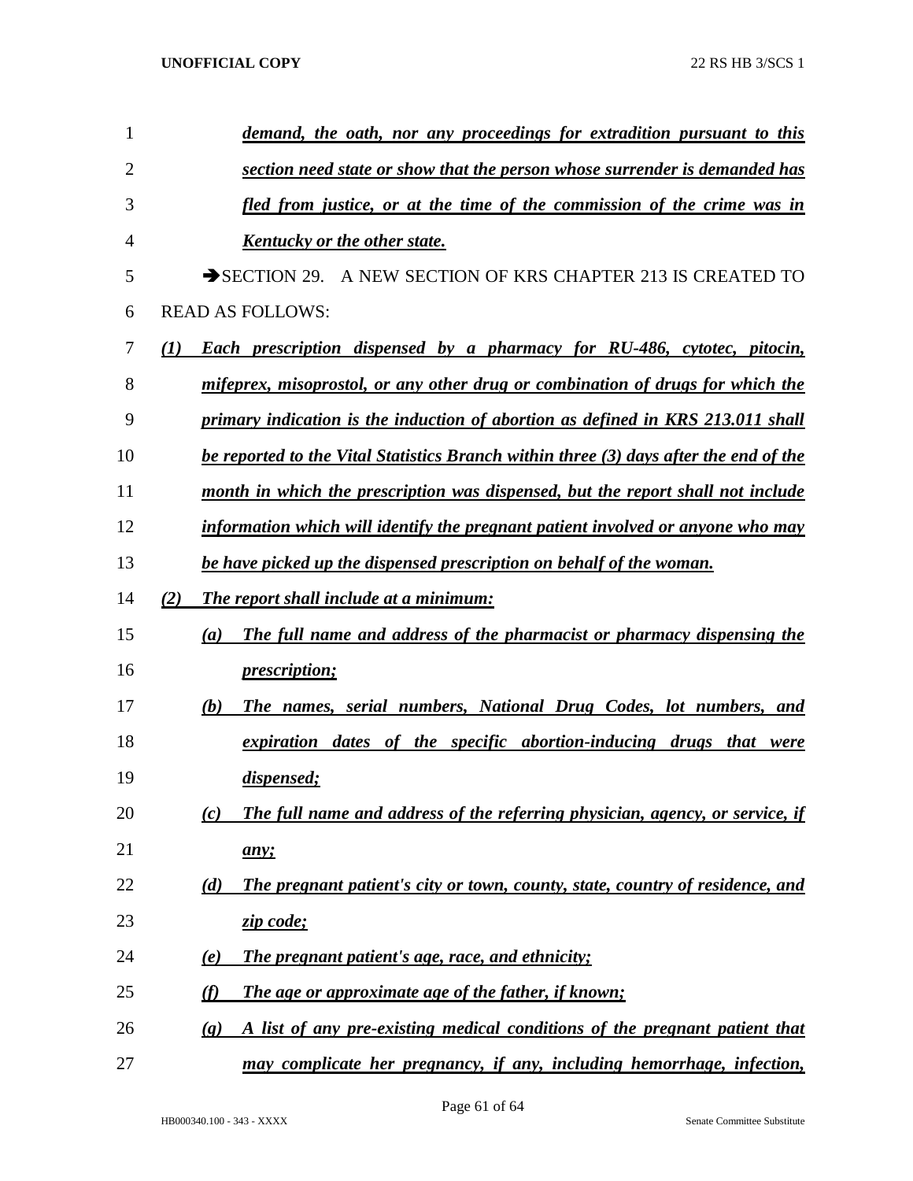*demand, the oath, nor any proceedings for extradition pursuant to this section need state or show that the person whose surrender is demanded has fled from justice, or at the time of the commission of the crime was in Kentucky or the other state.*

➔SECTION 29. A NEW SECTION OF KRS CHAPTER 213 IS CREATED TO READ AS FOLLOWS:

*(1) Each prescription dispensed by a pharmacy for RU-486, cytotec, pitocin, mifeprex, misoprostol, or any other drug or combination of drugs for which the primary indication is the induction of abortion as defined in KRS 213.011 shall be reported to the Vital Statistics Branch within three (3) days after the end of the month in which the prescription was dispensed, but the report shall not include information which will identify the pregnant patient involved or anyone who may be have picked up the dispensed prescription on behalf of the woman.*

*(2) The report shall include at a minimum:*

*(a) The full name and address of the pharmacist or pharmacy dispensing the prescription;*

*(b) The names, serial numbers, National Drug Codes, lot numbers, and expiration dates of the specific abortion-inducing drugs that were dispensed;*

*(c) The full name and address of the referring physician, agency, or service, if any;*

*(d) The pregnant patient's city or town, county, state, country of residence, and zip code;*

*(e) The pregnant patient's age, race, and ethnicity;*

*(f) The age or approximate age of the father, if known;*

*(g) A list of any pre-existing medical conditions of the pregnant patient that may complicate her pregnancy, if any, including hemorrhage, infection,*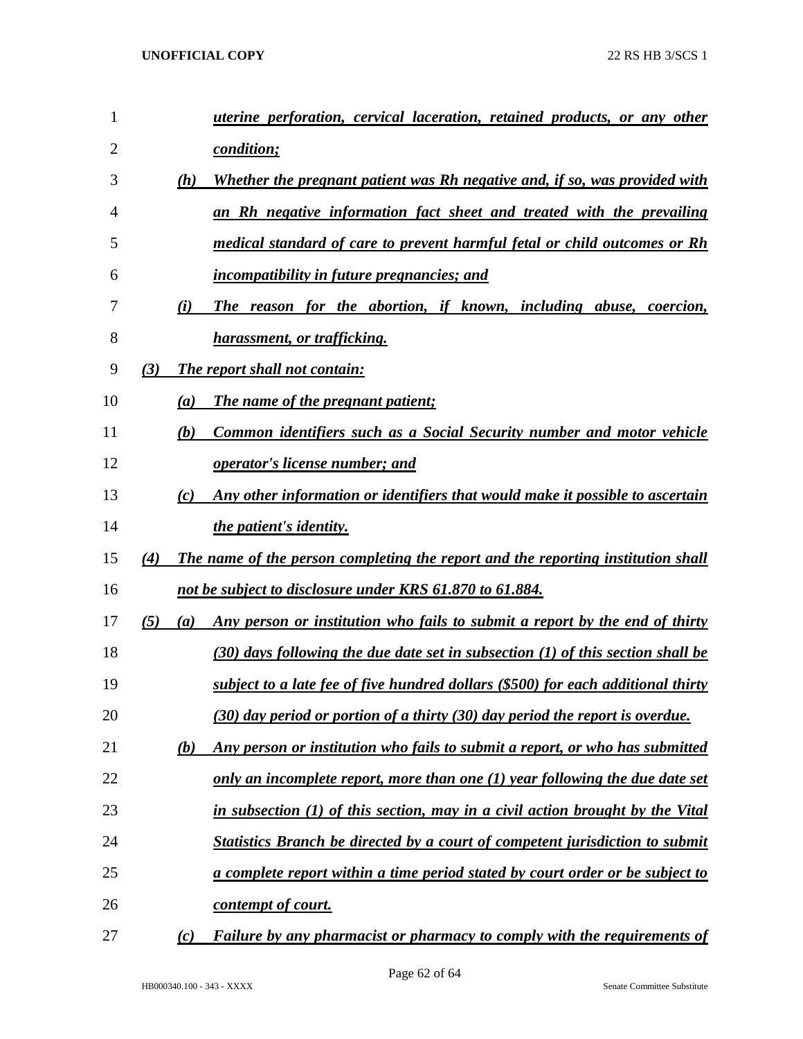*uterine perforation, cervical laceration, retained products, or any other condition;*

*(h) Whether the pregnant patient was Rh negative and, if so, was provided with an Rh negative information fact sheet and treated with the prevailing medical standard of care to prevent harmful fetal or child outcomes or Rh incompatibility in future pregnancies; and*

*(i) The reason for the abortion, if known, including abuse, coercion, harassment, or trafficking.*

*(3) The report shall not contain:*

*(a) The name of the pregnant patient;*

*(b) Common identifiers such as a Social Security number and motor vehicle operator's license number; and*

*(c) Any other information or identifiers that would make it possible to ascertain the patient's identity.*

*(4) The name of the person completing the report and the reporting institution shall not be subject to disclosure under KRS 61.870 to 61.884.*

*(5) (a) Any person or institution who fails to submit a report by the end of thirty (30) days following the due date set in subsection (1) of this section shall be subject to a late fee of five hundred dollars ($500) for each additional thirty (30) day period or portion of a thirty (30) day period the report is overdue.*

*(b) Any person or institution who fails to submit a report, or who has submitted only an incomplete report, more than one (1) year following the due date set in subsection (1) of this section, may in a civil action brought by the Vital Statistics Branch be directed by a court of competent jurisdiction to submit a complete report within a time period stated by court order or be subject to contempt of court.*

*(c) Failure by any pharmacist or pharmacy to comply with the requirements of*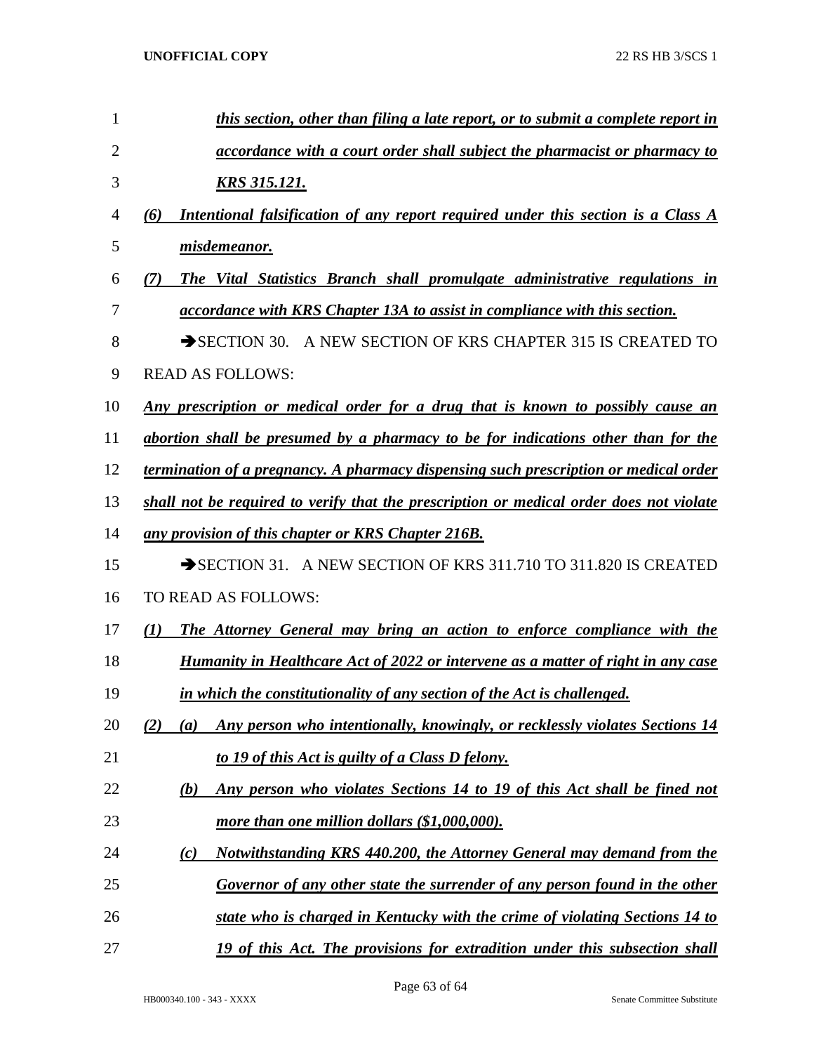*this section, other than filing a late report, or to submit a complete report in accordance with a court order shall subject the pharmacist or pharmacy to KRS 315.121.*

*(6) Intentional falsification of any report required under this section is a Class A misdemeanor.*

*(7) The Vital Statistics Branch shall promulgate administrative regulations in accordance with KRS Chapter 13A to assist in compliance with this section.*

➔SECTION 30. A NEW SECTION OF KRS CHAPTER 315 IS CREATED TO READ AS FOLLOWS:

*Any prescription or medical order for a drug that is known to possibly cause an abortion shall be presumed by a pharmacy to be for indications other than for the termination of a pregnancy. A pharmacy dispensing such prescription or medical order shall not be required to verify that the prescription or medical order does not violate any provision of this chapter or KRS Chapter 216B.*

➔SECTION 31. A NEW SECTION OF KRS 311.710 TO 311.820 IS CREATED TO READ AS FOLLOWS:

*(1) The Attorney General may bring an action to enforce compliance with the Humanity in Healthcare Act of 2022 or intervene as a matter of right in any case in which the constitutionality of any section of the Act is challenged.*

*(2) (a) Any person who intentionally, knowingly, or recklessly violates Sections 14 to 19 of this Act is guilty of a Class D felony.*

*(b) Any person who violates Sections 14 to 19 of this Act shall be fined not more than one million dollars ($1,000,000).*

*(c) Notwithstanding KRS 440.200, the Attorney General may demand from the Governor of any other state the surrender of any person found in the other state who is charged in Kentucky with the crime of violating Sections 14 to 19 of this Act. The provisions for extradition under this subsection shall*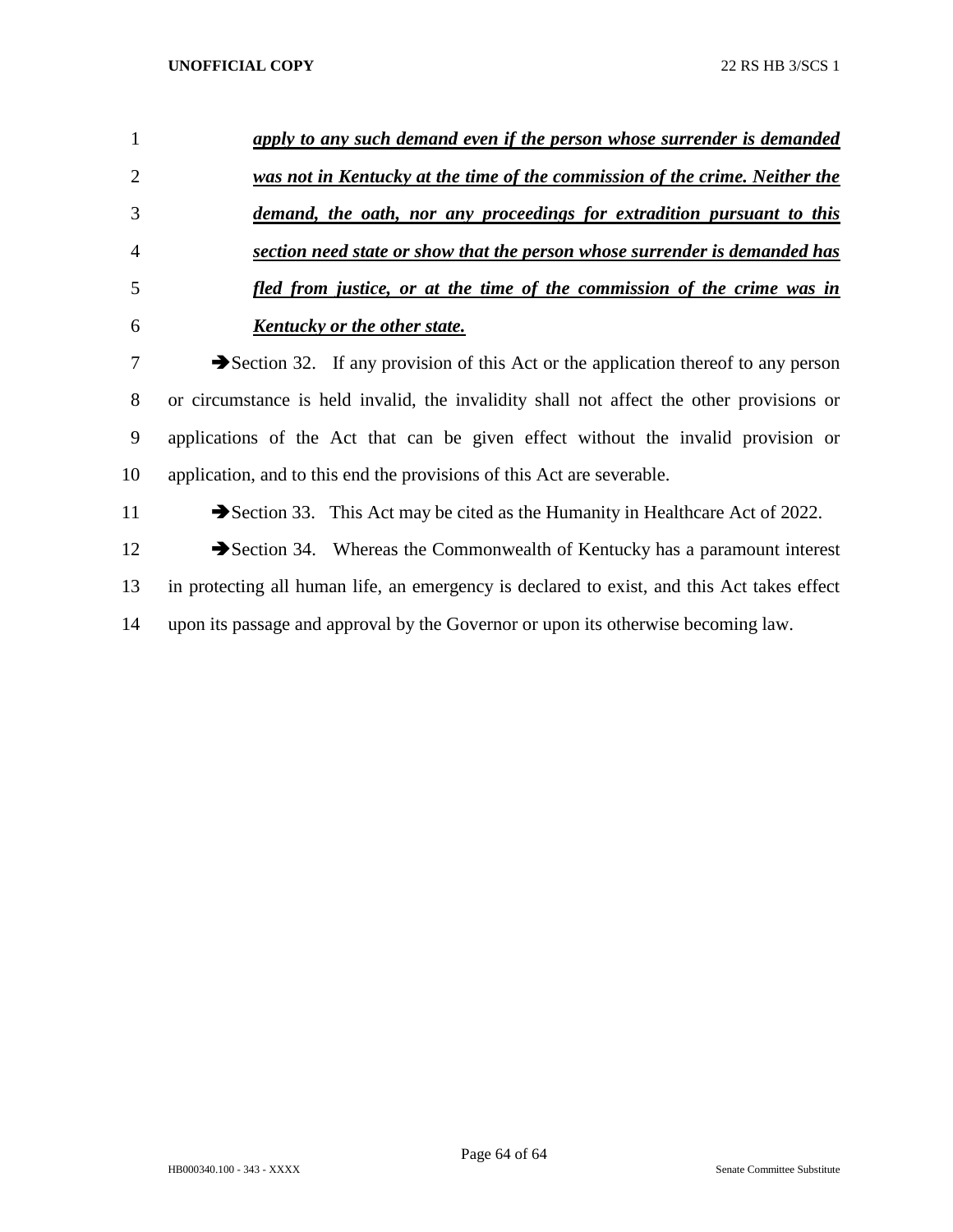***apply to any such demand even if the person whose surrender is demanded was not in Kentucky at the time of the commission of the crime. Neither the demand, the oath, nor any proceedings for extradition pursuant to this section need state or show that the person whose surrender is demanded has fled from justice, or at the time of the commission of the crime was in Kentucky or the other state.***

➔Section 32. If any provision of this Act or the application thereof to any person or circumstance is held invalid, the invalidity shall not affect the other provisions or applications of the Act that can be given effect without the invalid provision or application, and to this end the provisions of this Act are severable.

➔Section 33. This Act may be cited as the Humanity in Healthcare Act of 2022.

➔Section 34. Whereas the Commonwealth of Kentucky has a paramount interest in protecting all human life, an emergency is declared to exist, and this Act takes effect upon its passage and approval by the Governor or upon its otherwise becoming law.